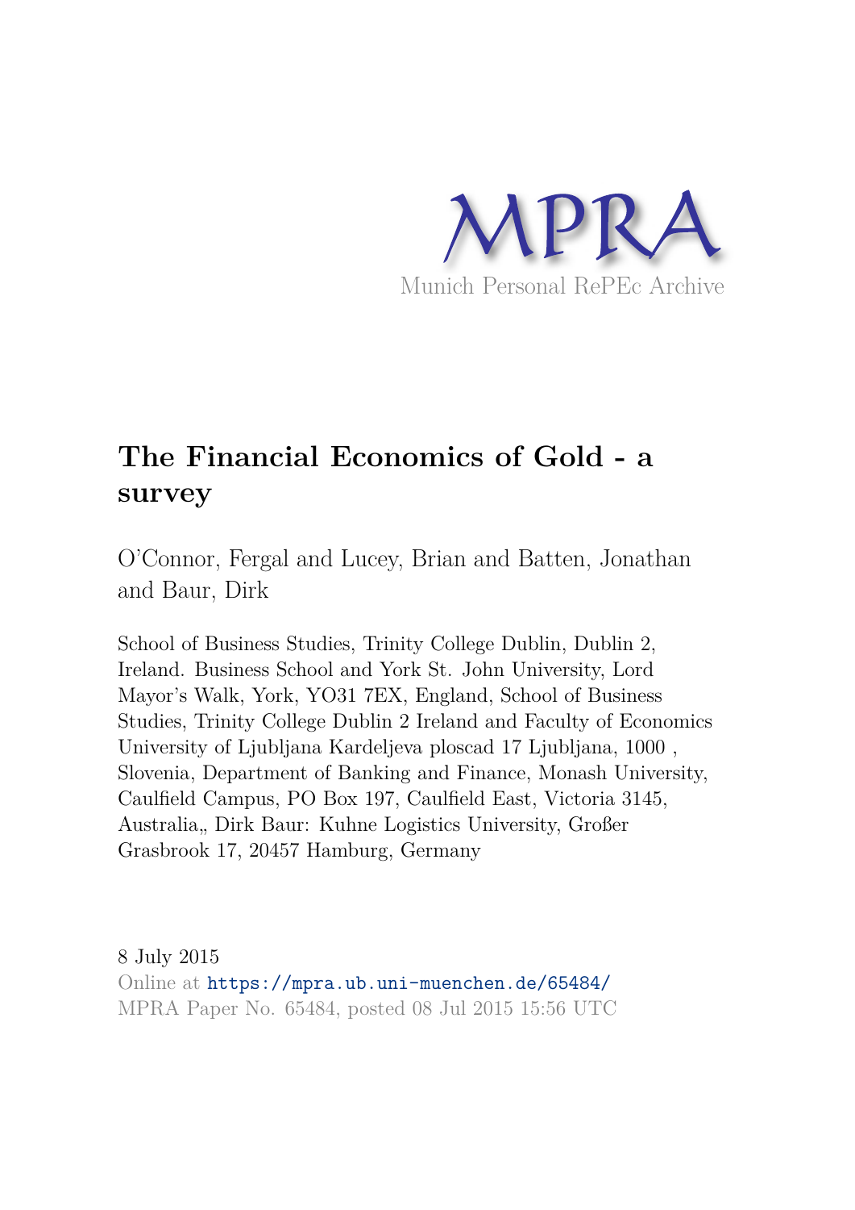MPRA

Munich Personal RePEc Archive

# The Financial Economics of Gold - a survey

O'Connor, Fergal and Lucey, Brian and Batten, Jonathan and Baur, Dirk

School of Business Studies, Trinity College Dublin, Dublin 2, Ireland. Business School and York St. John University, Lord Mayor's Walk, York, YO31 7EX, England, School of Business Studies, Trinity College Dublin 2 Ireland and Faculty of Economics University of Ljubljana Kardeljeva ploscad 17 Ljubljana, 1000 , Slovenia, Department of Banking and Finance, Monash University, Caulfield Campus, PO Box 197, Caulfield East, Victoria 3145, Australia,, Dirk Baur: Kuhne Logistics University, Großer Grasbrook 17, 20457 Hamburg, Germany

8 July 2015

Online at https://mpra.ub.uni-muenchen.de/65484/

MPRA Paper No. 65484, posted 08 Jul 2015 15:56 UTC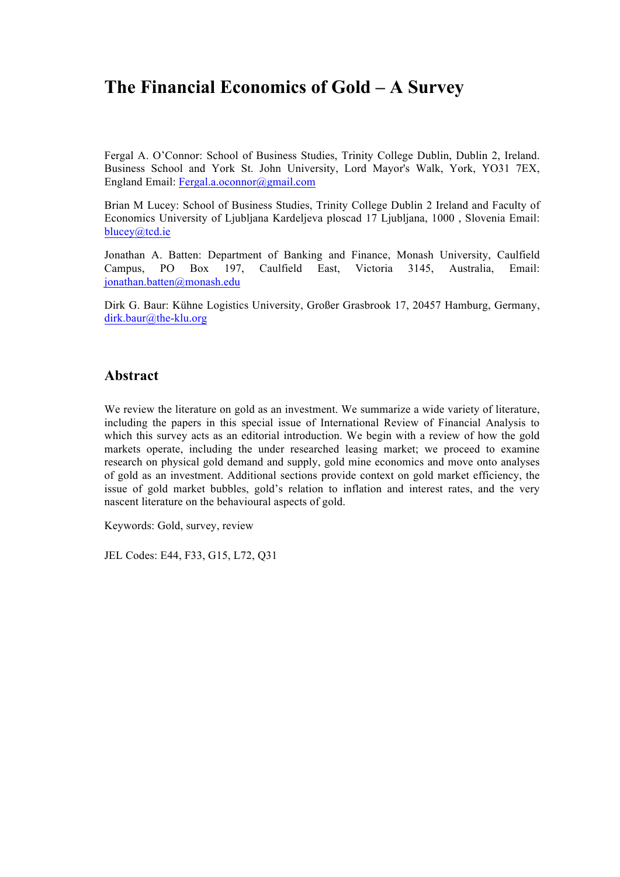# The Financial Economics of Gold – A Survey

Fergal A. O'Connor: School of Business Studies, Trinity College Dublin, Dublin 2, Ireland. Business School and York St. John University, Lord Mayor's Walk, York, YO31 7EX, England Email: Fergal.a.oconnor@gmail.com

Brian M Lucey: School of Business Studies, Trinity College Dublin 2 Ireland and Faculty of Economics University of Ljubljana Kardeljeva ploscad 17 Ljubljana, 1000 , Slovenia Email: blucey@tcd.ie

Jonathan A. Batten: Department of Banking and Finance, Monash University, Caulfield Campus, PO Box 197, Caulfield East, Victoria 3145, Australia, Email: jonathan.batten@monash.edu

Dirk G. Baur: Kühne Logistics University, Großer Grasbrook 17, 20457 Hamburg, Germany, dirk.baur@the-klu.org

## Abstract

We review the literature on gold as an investment. We summarize a wide variety of literature, including the papers in this special issue of International Review of Financial Analysis to which this survey acts as an editorial introduction. We begin with a review of how the gold markets operate, including the under researched leasing market; we proceed to examine research on physical gold demand and supply, gold mine economics and move onto analyses of gold as an investment. Additional sections provide context on gold market efficiency, the issue of gold market bubbles, gold's relation to inflation and interest rates, and the very nascent literature on the behavioural aspects of gold.

Keywords: Gold, survey, review

JEL Codes: E44, F33, G15, L72, Q31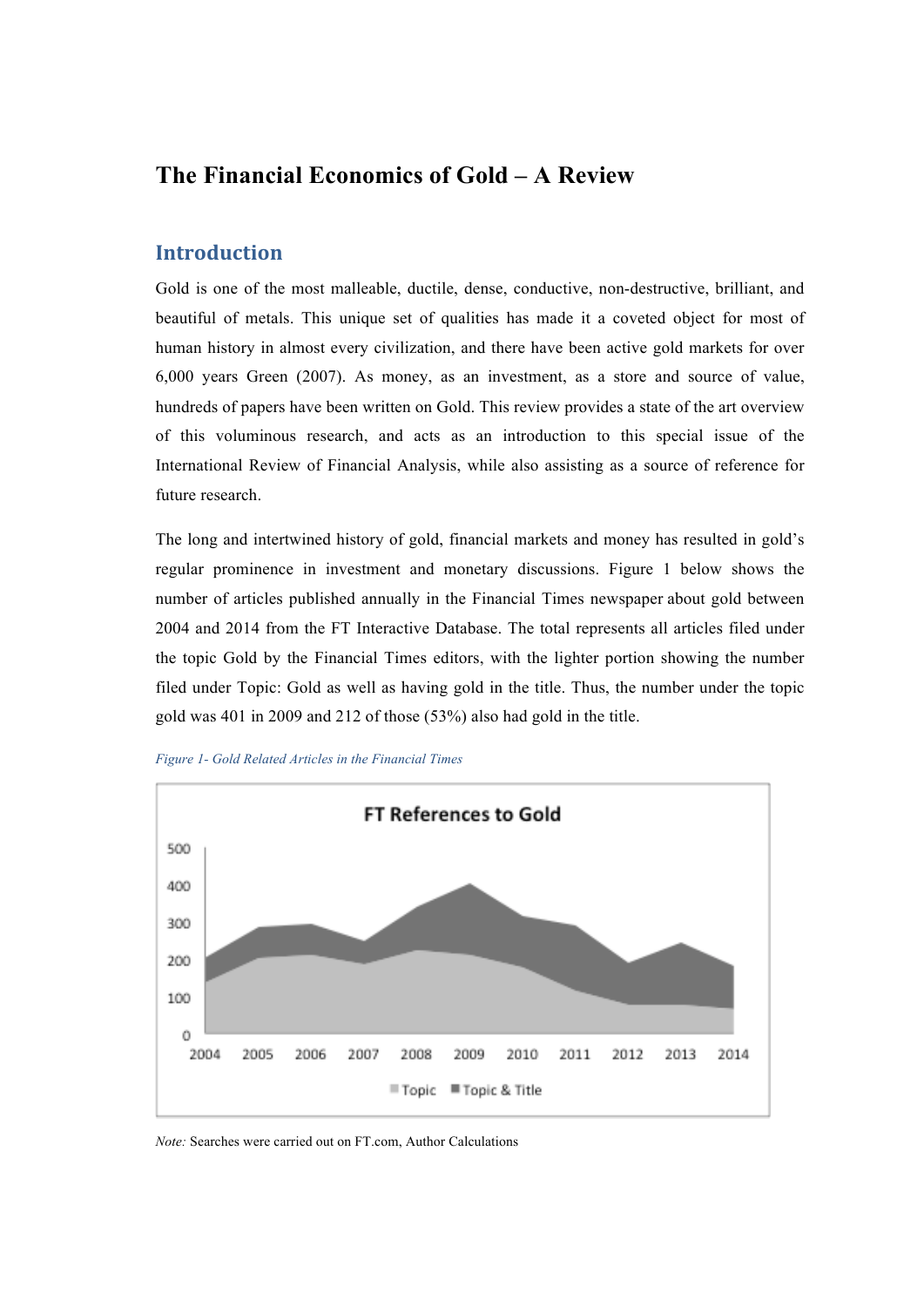# The Financial Economics of Gold – A Review

## Introduction

Gold is one of the most malleable, ductile, dense, conductive, non-destructive, brilliant, and beautiful of metals. This unique set of qualities has made it a coveted object for most of human history in almost every civilization, and there have been active gold markets for over 6,000 years Green (2007). As money, as an investment, as a store and source of value, hundreds of papers have been written on Gold. This review provides a state of the art overview of this voluminous research, and acts as an introduction to this special issue of the International Review of Financial Analysis, while also assisting as a source of reference for future research.

The long and intertwined history of gold, financial markets and money has resulted in gold's regular prominence in investment and monetary discussions. Figure 1 below shows the number of articles published annually in the Financial Times newspaper about gold between 2004 and 2014 from the FT Interactive Database. The total represents all articles filed under the topic Gold by the Financial Times editors, with the lighter portion showing the number filed under Topic: Gold as well as having gold in the title. Thus, the number under the topic gold was 401 in 2009 and 212 of those (53%) also had gold in the title.

*Figure 1- Gold Related Articles in the Financial Times*

*Note:* Searches were carried out on FT.com, Author Calculations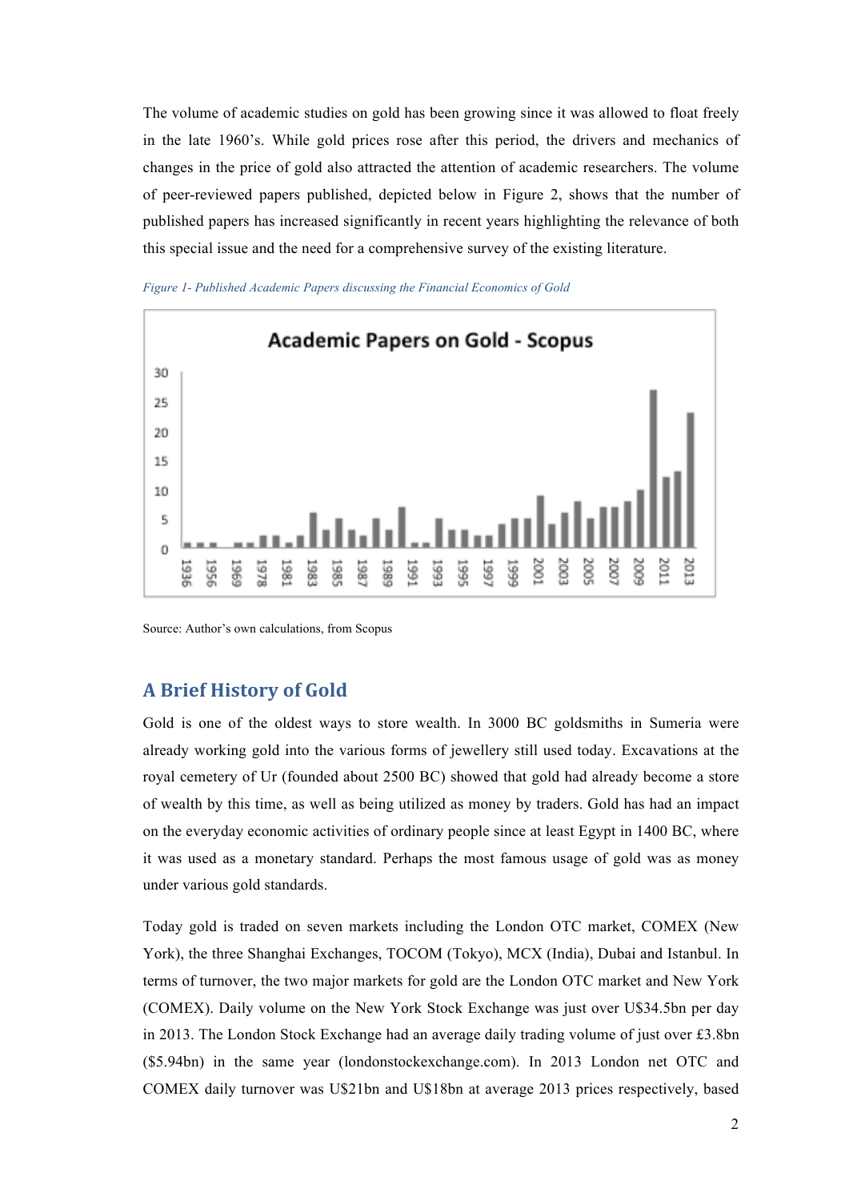The volume of academic studies on gold has been growing since it was allowed to float freely in the late 1960's. While gold prices rose after this period, the drivers and mechanics of changes in the price of gold also attracted the attention of academic researchers. The volume of peer-reviewed papers published, depicted below in Figure 2, shows that the number of published papers has increased significantly in recent years highlighting the relevance of both this special issue and the need for a comprehensive survey of the existing literature.

*Figure 1- Published Academic Papers discussing the Financial Economics of Gold*

Source: Author's own calculations, from Scopus

## A Brief History of Gold

Gold is one of the oldest ways to store wealth. In 3000 BC goldsmiths in Sumeria were already working gold into the various forms of jewellery still used today. Excavations at the royal cemetery of Ur (founded about 2500 BC) showed that gold had already become a store of wealth by this time, as well as being utilized as money by traders. Gold has had an impact on the everyday economic activities of ordinary people since at least Egypt in 1400 BC, where it was used as a monetary standard. Perhaps the most famous usage of gold was as money under various gold standards.

Today gold is traded on seven markets including the London OTC market, COMEX (New York), the three Shanghai Exchanges, TOCOM (Tokyo), MCX (India), Dubai and Istanbul. In terms of turnover, the two major markets for gold are the London OTC market and New York (COMEX). Daily volume on the New York Stock Exchange was just over U$34.5bn per day in 2013. The London Stock Exchange had an average daily trading volume of just over £3.8bn ($5.94bn) in the same year (londonstockexchange.com). In 2013 London net OTC and COMEX daily turnover was U$21bn and U$18bn at average 2013 prices respectively, based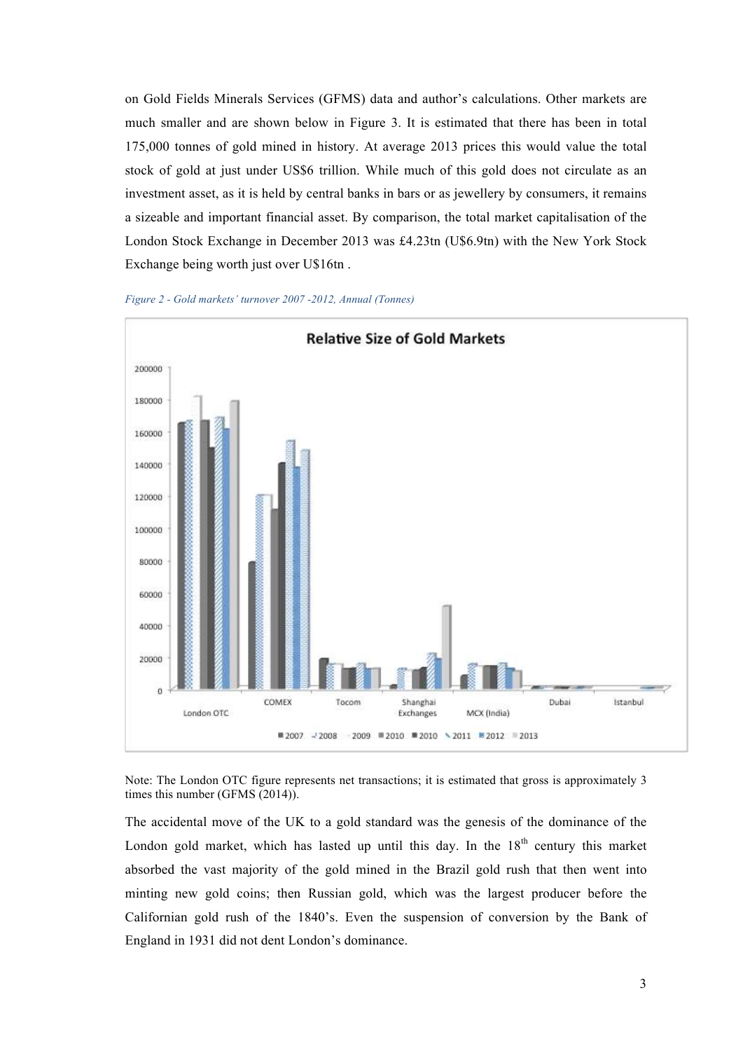on Gold Fields Minerals Services (GFMS) data and author's calculations. Other markets are much smaller and are shown below in Figure 3. It is estimated that there has been in total 175,000 tonnes of gold mined in history. At average 2013 prices this would value the total stock of gold at just under US$6 trillion. While much of this gold does not circulate as an investment asset, as it is held by central banks in bars or as jewellery by consumers, it remains a sizeable and important financial asset. By comparison, the total market capitalisation of the London Stock Exchange in December 2013 was £4.23tn (U$6.9tn) with the New York Stock Exchange being worth just over U$16tn .

*Figure 2 - Gold markets' turnover 2007 -2012, Annual (Tonnes)*

Note: The London OTC figure represents net transactions; it is estimated that gross is approximately 3 times this number (GFMS (2014)).

The accidental move of the UK to a gold standard was the genesis of the dominance of the London gold market, which has lasted up until this day. In the 18th century this market absorbed the vast majority of the gold mined in the Brazil gold rush that then went into minting new gold coins; then Russian gold, which was the largest producer before the Californian gold rush of the 1840's. Even the suspension of conversion by the Bank of England in 1931 did not dent London's dominance.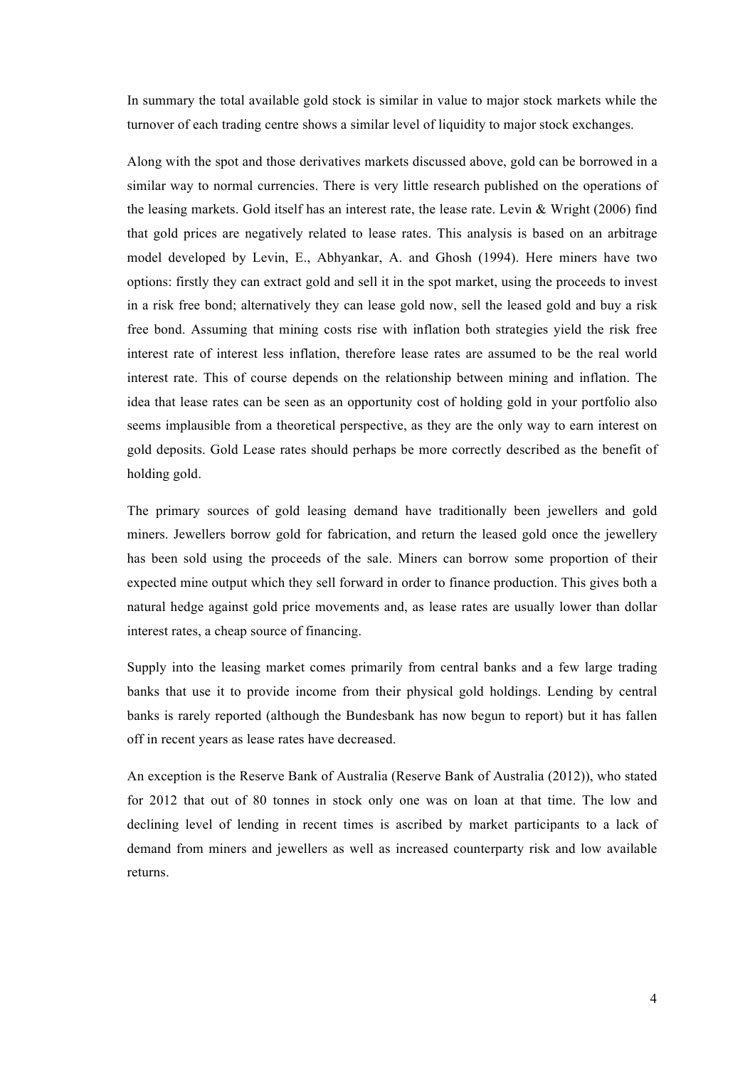In summary the total available gold stock is similar in value to major stock markets while the turnover of each trading centre shows a similar level of liquidity to major stock exchanges.

Along with the spot and those derivatives markets discussed above, gold can be borrowed in a similar way to normal currencies. There is very little research published on the operations of the leasing markets. Gold itself has an interest rate, the lease rate. Levin & Wright (2006) find that gold prices are negatively related to lease rates. This analysis is based on an arbitrage model developed by Levin, E., Abhyankar, A. and Ghosh (1994). Here miners have two options: firstly they can extract gold and sell it in the spot market, using the proceeds to invest in a risk free bond; alternatively they can lease gold now, sell the leased gold and buy a risk free bond. Assuming that mining costs rise with inflation both strategies yield the risk free interest rate of interest less inflation, therefore lease rates are assumed to be the real world interest rate. This of course depends on the relationship between mining and inflation. The idea that lease rates can be seen as an opportunity cost of holding gold in your portfolio also seems implausible from a theoretical perspective, as they are the only way to earn interest on gold deposits. Gold Lease rates should perhaps be more correctly described as the benefit of holding gold.

The primary sources of gold leasing demand have traditionally been jewellers and gold miners. Jewellers borrow gold for fabrication, and return the leased gold once the jewellery has been sold using the proceeds of the sale. Miners can borrow some proportion of their expected mine output which they sell forward in order to finance production. This gives both a natural hedge against gold price movements and, as lease rates are usually lower than dollar interest rates, a cheap source of financing.

Supply into the leasing market comes primarily from central banks and a few large trading banks that use it to provide income from their physical gold holdings. Lending by central banks is rarely reported (although the Bundesbank has now begun to report) but it has fallen off in recent years as lease rates have decreased.

An exception is the Reserve Bank of Australia (Reserve Bank of Australia (2012)), who stated for 2012 that out of 80 tonnes in stock only one was on loan at that time. The low and declining level of lending in recent times is ascribed by market participants to a lack of demand from miners and jewellers as well as increased counterparty risk and low available returns.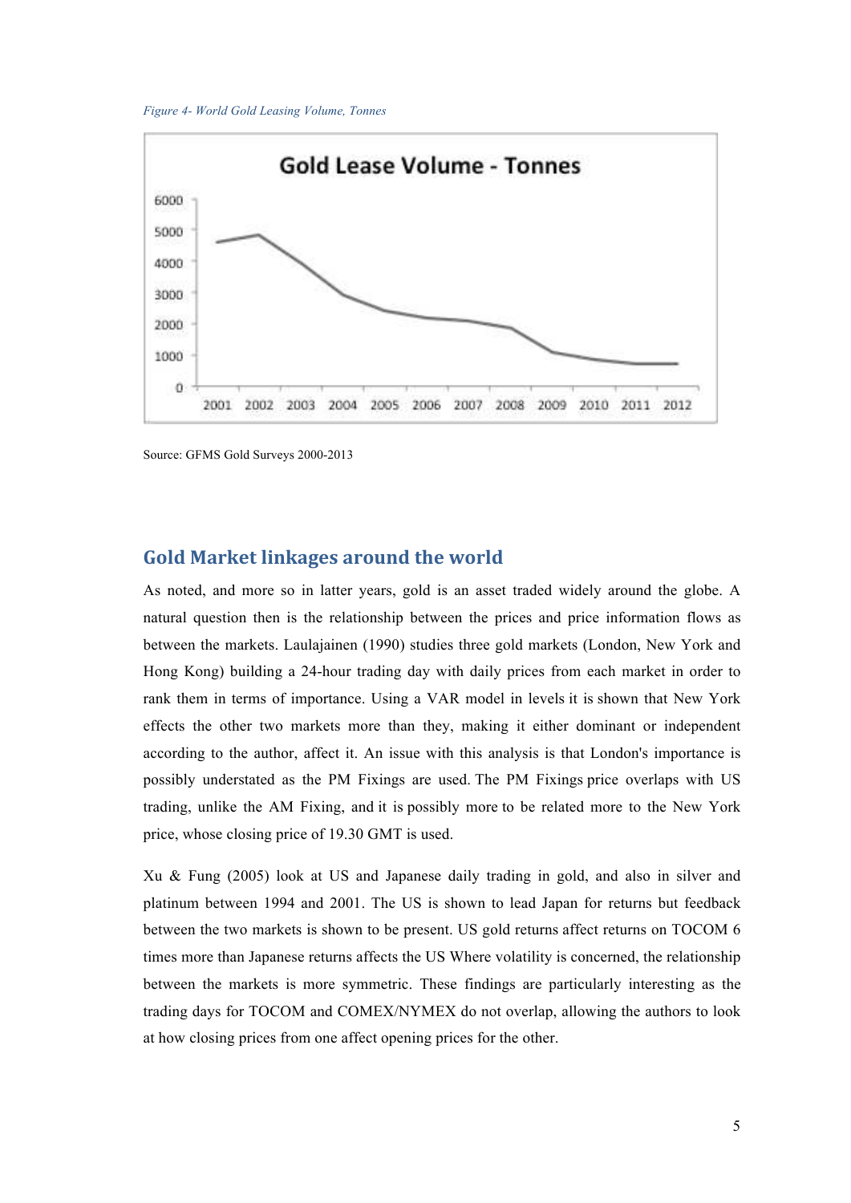*Figure 4- World Gold Leasing Volume, Tonnes*

Source: GFMS Gold Surveys 2000-2013

## Gold Market linkages around the world

As noted, and more so in latter years, gold is an asset traded widely around the globe. A natural question then is the relationship between the prices and price information flows as between the markets. Laulajainen (1990) studies three gold markets (London, New York and Hong Kong) building a 24-hour trading day with daily prices from each market in order to rank them in terms of importance. Using a VAR model in levels it is shown that New York effects the other two markets more than they, making it either dominant or independent according to the author, affect it. An issue with this analysis is that London's importance is possibly understated as the PM Fixings are used. The PM Fixings price overlaps with US trading, unlike the AM Fixing, and it is possibly more to be related more to the New York price, whose closing price of 19.30 GMT is used.

Xu & Fung (2005) look at US and Japanese daily trading in gold, and also in silver and platinum between 1994 and 2001. The US is shown to lead Japan for returns but feedback between the two markets is shown to be present. US gold returns affect returns on TOCOM 6 times more than Japanese returns affects the US Where volatility is concerned, the relationship between the markets is more symmetric. These findings are particularly interesting as the trading days for TOCOM and COMEX/NYMEX do not overlap, allowing the authors to look at how closing prices from one affect opening prices for the other.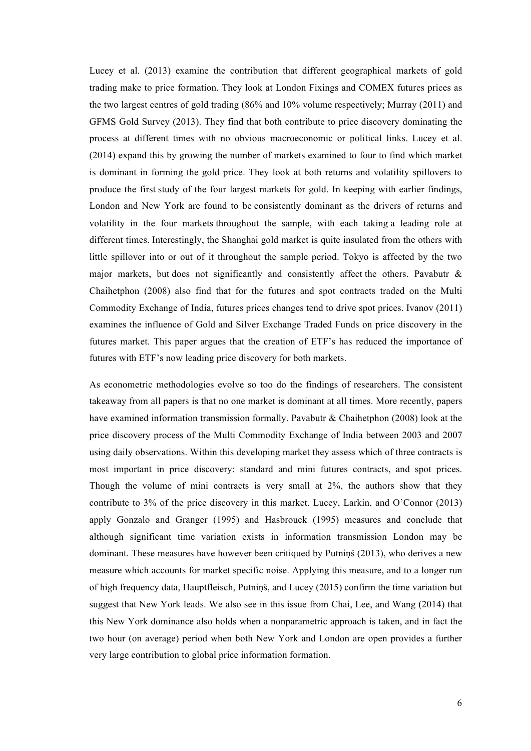Lucey et al. (2013) examine the contribution that different geographical markets of gold trading make to price formation. They look at London Fixings and COMEX futures prices as the two largest centres of gold trading (86% and 10% volume respectively; Murray (2011) and GFMS Gold Survey (2013). They find that both contribute to price discovery dominating the process at different times with no obvious macroeconomic or political links. Lucey et al. (2014) expand this by growing the number of markets examined to four to find which market is dominant in forming the gold price. They look at both returns and volatility spillovers to produce the first study of the four largest markets for gold. In keeping with earlier findings, London and New York are found to be consistently dominant as the drivers of returns and volatility in the four markets throughout the sample, with each taking a leading role at different times. Interestingly, the Shanghai gold market is quite insulated from the others with little spillover into or out of it throughout the sample period. Tokyo is affected by the two major markets, but does not significantly and consistently affect the others. Pavabutr & Chaihetphon (2008) also find that for the futures and spot contracts traded on the Multi Commodity Exchange of India, futures prices changes tend to drive spot prices. Ivanov (2011) examines the influence of Gold and Silver Exchange Traded Funds on price discovery in the futures market. This paper argues that the creation of ETF's has reduced the importance of futures with ETF's now leading price discovery for both markets.

As econometric methodologies evolve so too do the findings of researchers. The consistent takeaway from all papers is that no one market is dominant at all times. More recently, papers have examined information transmission formally. Pavabutr & Chaihetphon (2008) look at the price discovery process of the Multi Commodity Exchange of India between 2003 and 2007 using daily observations. Within this developing market they assess which of three contracts is most important in price discovery: standard and mini futures contracts, and spot prices. Though the volume of mini contracts is very small at 2%, the authors show that they contribute to 3% of the price discovery in this market. Lucey, Larkin, and O'Connor (2013) apply Gonzalo and Granger (1995) and Hasbrouck (1995) measures and conclude that although significant time variation exists in information transmission London may be dominant. These measures have however been critiqued by Putniņš (2013), who derives a new measure which accounts for market specific noise. Applying this measure, and to a longer run of high frequency data, Hauptfleisch, Putniņš, and Lucey (2015) confirm the time variation but suggest that New York leads. We also see in this issue from Chai, Lee, and Wang (2014) that this New York dominance also holds when a nonparametric approach is taken, and in fact the two hour (on average) period when both New York and London are open provides a further very large contribution to global price information formation.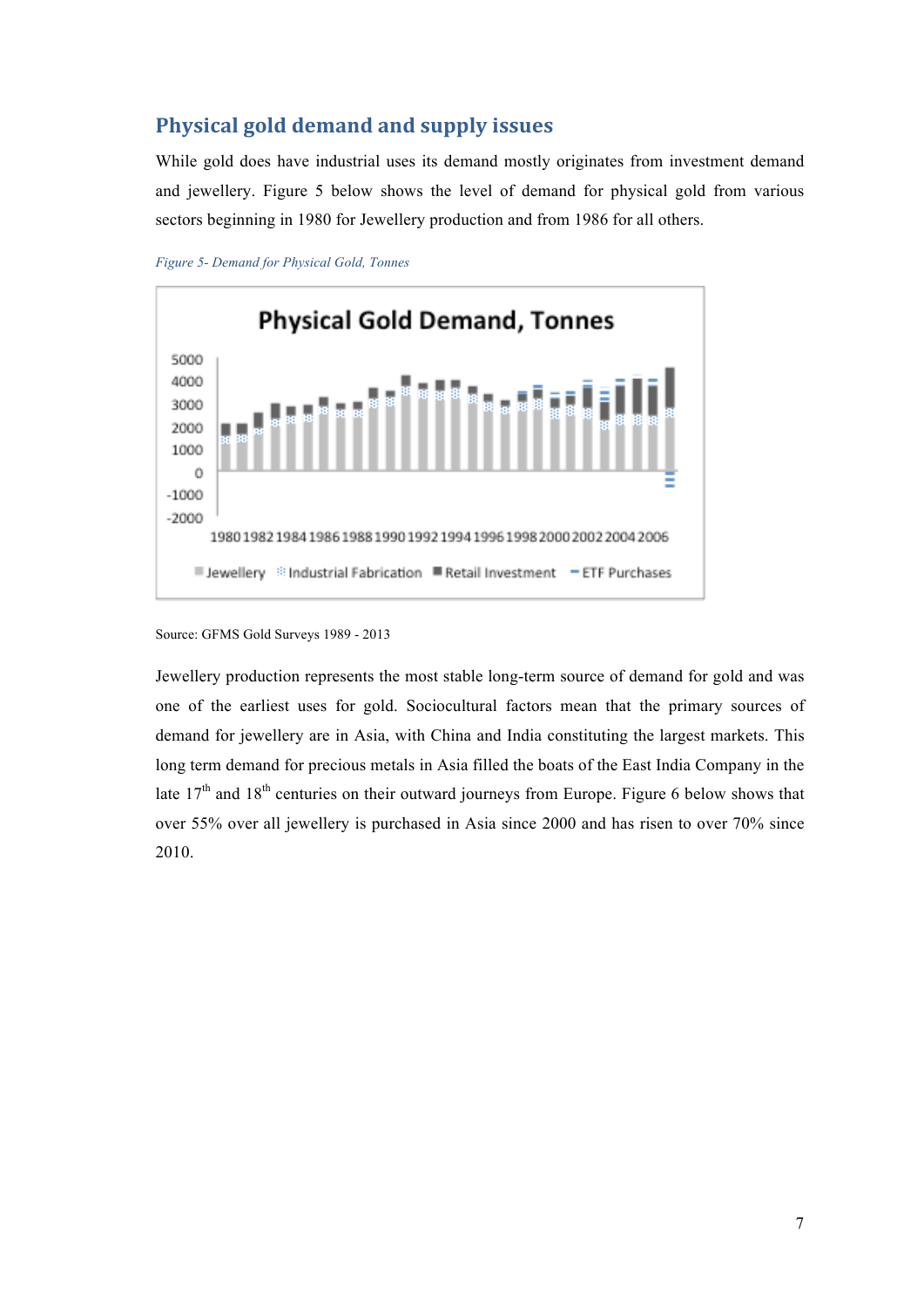## Physical gold demand and supply issues

While gold does have industrial uses its demand mostly originates from investment demand and jewellery. Figure 5 below shows the level of demand for physical gold from various sectors beginning in 1980 for Jewellery production and from 1986 for all others.

*Figure 5- Demand for Physical Gold, Tonnes*

Source: GFMS Gold Surveys 1989 - 2013

Jewellery production represents the most stable long-term source of demand for gold and was one of the earliest uses for gold. Sociocultural factors mean that the primary sources of demand for jewellery are in Asia, with China and India constituting the largest markets. This long term demand for precious metals in Asia filled the boats of the East India Company in the late 17th and 18th centuries on their outward journeys from Europe. Figure 6 below shows that over 55% over all jewellery is purchased in Asia since 2000 and has risen to over 70% since 2010.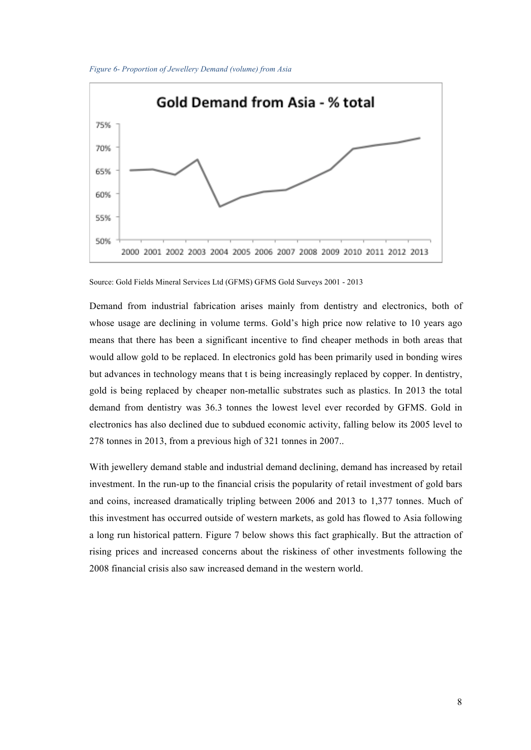*Figure 6- Proportion of Jewellery Demand (volume) from Asia*

Source: Gold Fields Mineral Services Ltd (GFMS) GFMS Gold Surveys 2001 - 2013

Demand from industrial fabrication arises mainly from dentistry and electronics, both of whose usage are declining in volume terms. Gold's high price now relative to 10 years ago means that there has been a significant incentive to find cheaper methods in both areas that would allow gold to be replaced. In electronics gold has been primarily used in bonding wires but advances in technology means that t is being increasingly replaced by copper. In dentistry, gold is being replaced by cheaper non-metallic substrates such as plastics. In 2013 the total demand from dentistry was 36.3 tonnes the lowest level ever recorded by GFMS. Gold in electronics has also declined due to subdued economic activity, falling below its 2005 level to 278 tonnes in 2013, from a previous high of 321 tonnes in 2007..

With jewellery demand stable and industrial demand declining, demand has increased by retail investment. In the run-up to the financial crisis the popularity of retail investment of gold bars and coins, increased dramatically tripling between 2006 and 2013 to 1,377 tonnes. Much of this investment has occurred outside of western markets, as gold has flowed to Asia following a long run historical pattern. Figure 7 below shows this fact graphically. But the attraction of rising prices and increased concerns about the riskiness of other investments following the 2008 financial crisis also saw increased demand in the western world.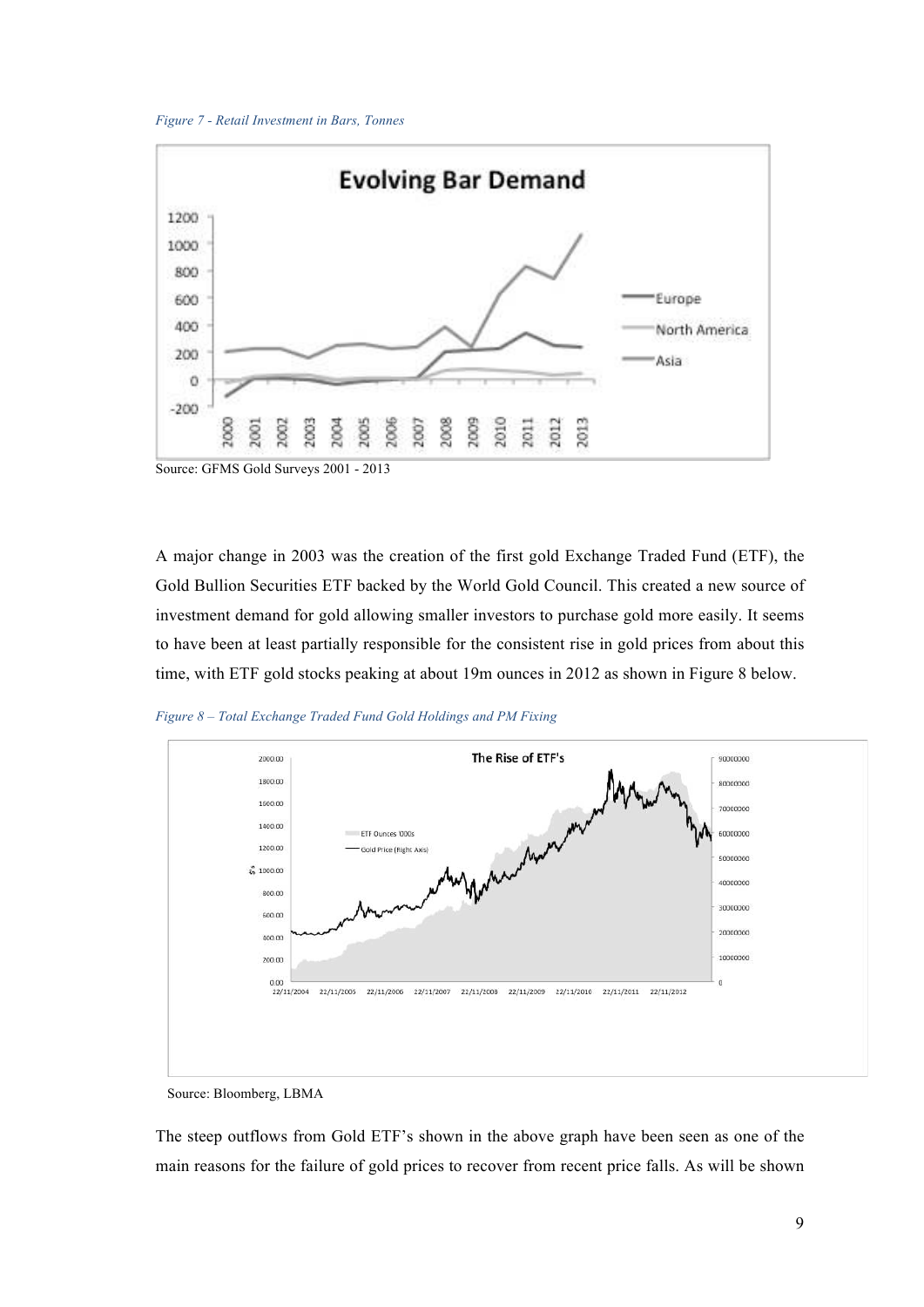*Figure 7 - Retail Investment in Bars, Tonnes*

Source: GFMS Gold Surveys 2001 - 2013

A major change in 2003 was the creation of the first gold Exchange Traded Fund (ETF), the Gold Bullion Securities ETF backed by the World Gold Council. This created a new source of investment demand for gold allowing smaller investors to purchase gold more easily. It seems to have been at least partially responsible for the consistent rise in gold prices from about this time, with ETF gold stocks peaking at about 19m ounces in 2012 as shown in Figure 8 below.

*Figure 8 – Total Exchange Traded Fund Gold Holdings and PM Fixing*

Source: Bloomberg, LBMA

The steep outflows from Gold ETF's shown in the above graph have been seen as one of the main reasons for the failure of gold prices to recover from recent price falls. As will be shown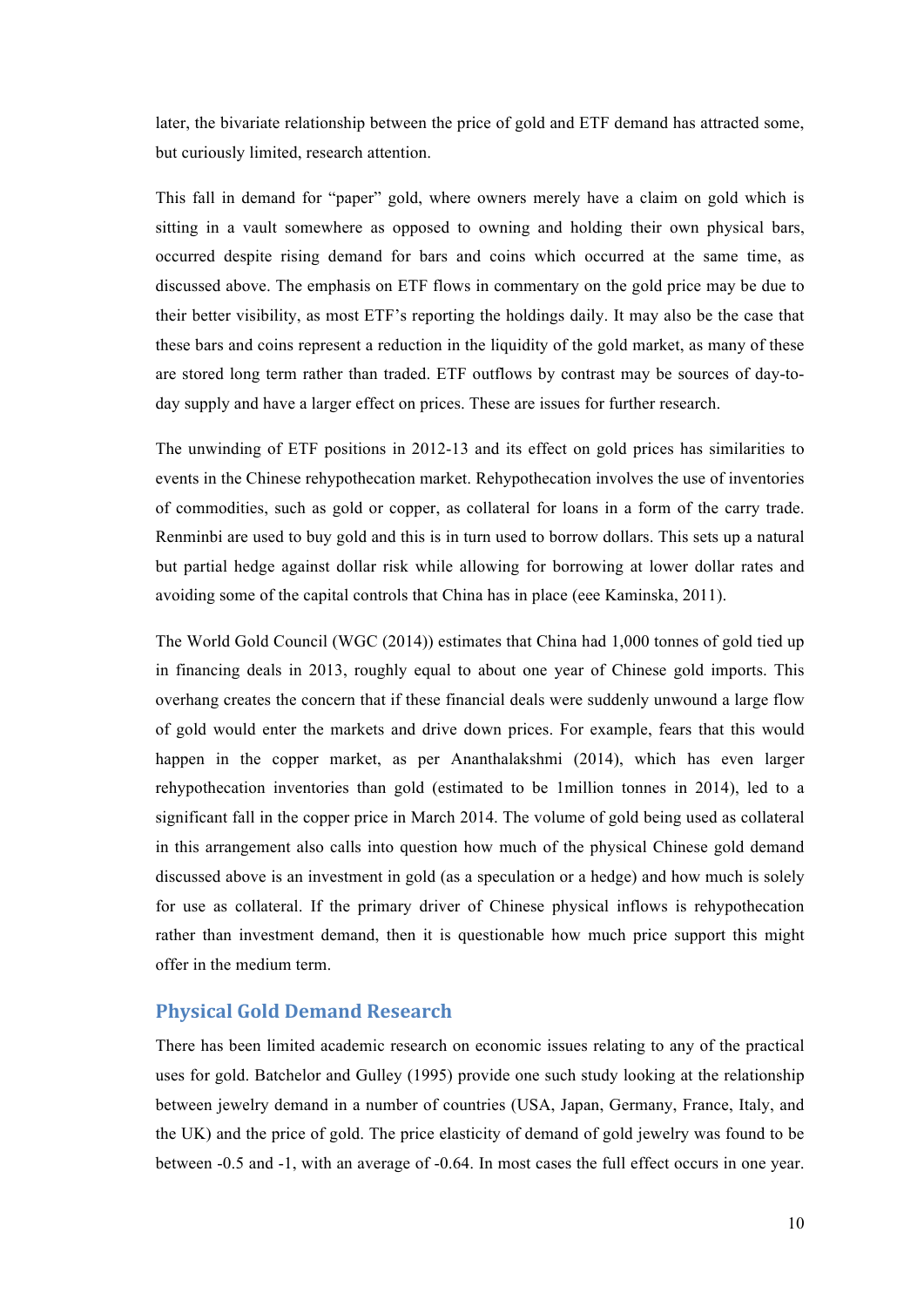later, the bivariate relationship between the price of gold and ETF demand has attracted some, but curiously limited, research attention.

This fall in demand for "paper" gold, where owners merely have a claim on gold which is sitting in a vault somewhere as opposed to owning and holding their own physical bars, occurred despite rising demand for bars and coins which occurred at the same time, as discussed above. The emphasis on ETF flows in commentary on the gold price may be due to their better visibility, as most ETF's reporting the holdings daily. It may also be the case that these bars and coins represent a reduction in the liquidity of the gold market, as many of these are stored long term rather than traded. ETF outflows by contrast may be sources of day-to-day supply and have a larger effect on prices. These are issues for further research.

The unwinding of ETF positions in 2012-13 and its effect on gold prices has similarities to events in the Chinese rehypothecation market. Rehypothecation involves the use of inventories of commodities, such as gold or copper, as collateral for loans in a form of the carry trade. Renminbi are used to buy gold and this is in turn used to borrow dollars. This sets up a natural but partial hedge against dollar risk while allowing for borrowing at lower dollar rates and avoiding some of the capital controls that China has in place (eee Kaminska, 2011).

The World Gold Council (WGC (2014)) estimates that China had 1,000 tonnes of gold tied up in financing deals in 2013, roughly equal to about one year of Chinese gold imports. This overhang creates the concern that if these financial deals were suddenly unwound a large flow of gold would enter the markets and drive down prices. For example, fears that this would happen in the copper market, as per Ananthalakshmi (2014), which has even larger rehypothecation inventories than gold (estimated to be 1million tonnes in 2014), led to a significant fall in the copper price in March 2014. The volume of gold being used as collateral in this arrangement also calls into question how much of the physical Chinese gold demand discussed above is an investment in gold (as a speculation or a hedge) and how much is solely for use as collateral. If the primary driver of Chinese physical inflows is rehypothecation rather than investment demand, then it is questionable how much price support this might offer in the medium term.

## Physical Gold Demand Research

There has been limited academic research on economic issues relating to any of the practical uses for gold. Batchelor and Gulley (1995) provide one such study looking at the relationship between jewelry demand in a number of countries (USA, Japan, Germany, France, Italy, and the UK) and the price of gold. The price elasticity of demand of gold jewelry was found to be between -0.5 and -1, with an average of -0.64. In most cases the full effect occurs in one year.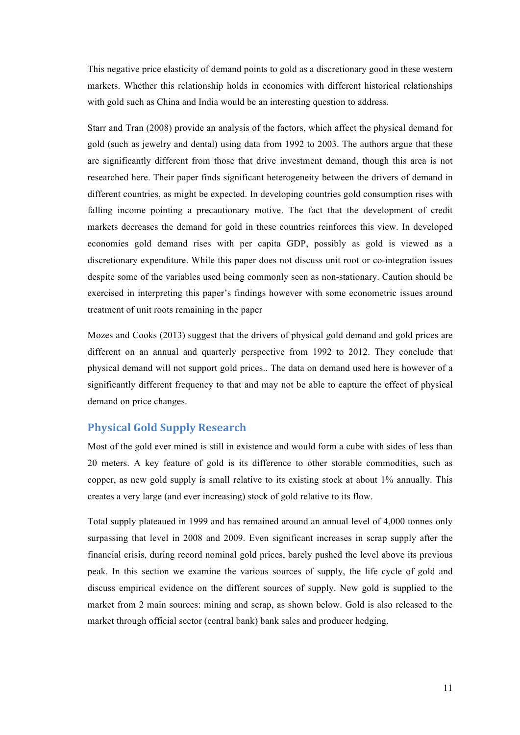This negative price elasticity of demand points to gold as a discretionary good in these western markets. Whether this relationship holds in economies with different historical relationships with gold such as China and India would be an interesting question to address.

Starr and Tran (2008) provide an analysis of the factors, which affect the physical demand for gold (such as jewelry and dental) using data from 1992 to 2003. The authors argue that these are significantly different from those that drive investment demand, though this area is not researched here. Their paper finds significant heterogeneity between the drivers of demand in different countries, as might be expected. In developing countries gold consumption rises with falling income pointing a precautionary motive. The fact that the development of credit markets decreases the demand for gold in these countries reinforces this view. In developed economies gold demand rises with per capita GDP, possibly as gold is viewed as a discretionary expenditure. While this paper does not discuss unit root or co-integration issues despite some of the variables used being commonly seen as non-stationary. Caution should be exercised in interpreting this paper's findings however with some econometric issues around treatment of unit roots remaining in the paper

Mozes and Cooks (2013) suggest that the drivers of physical gold demand and gold prices are different on an annual and quarterly perspective from 1992 to 2012. They conclude that physical demand will not support gold prices.. The data on demand used here is however of a significantly different frequency to that and may not be able to capture the effect of physical demand on price changes.

## Physical Gold Supply Research

Most of the gold ever mined is still in existence and would form a cube with sides of less than 20 meters. A key feature of gold is its difference to other storable commodities, such as copper, as new gold supply is small relative to its existing stock at about 1% annually. This creates a very large (and ever increasing) stock of gold relative to its flow.

Total supply plateaued in 1999 and has remained around an annual level of 4,000 tonnes only surpassing that level in 2008 and 2009. Even significant increases in scrap supply after the financial crisis, during record nominal gold prices, barely pushed the level above its previous peak. In this section we examine the various sources of supply, the life cycle of gold and discuss empirical evidence on the different sources of supply. New gold is supplied to the market from 2 main sources: mining and scrap, as shown below. Gold is also released to the market through official sector (central bank) bank sales and producer hedging.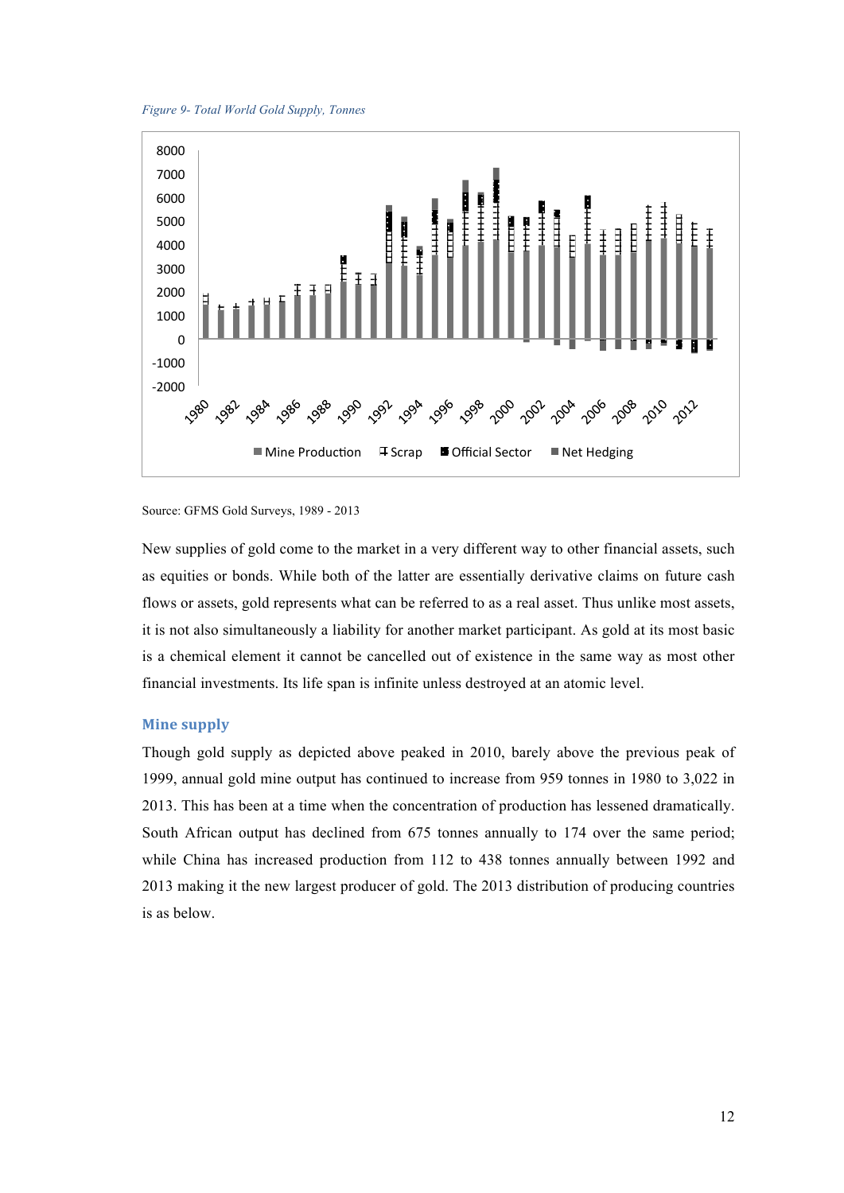*Figure 9- Total World Gold Supply, Tonnes*

Source: GFMS Gold Surveys, 1989 - 2013

New supplies of gold come to the market in a very different way to other financial assets, such as equities or bonds. While both of the latter are essentially derivative claims on future cash flows or assets, gold represents what can be referred to as a real asset. Thus unlike most assets, it is not also simultaneously a liability for another market participant. As gold at its most basic is a chemical element it cannot be cancelled out of existence in the same way as most other financial investments. Its life span is infinite unless destroyed at an atomic level.

## Mine supply

Though gold supply as depicted above peaked in 2010, barely above the previous peak of 1999, annual gold mine output has continued to increase from 959 tonnes in 1980 to 3,022 in 2013. This has been at a time when the concentration of production has lessened dramatically. South African output has declined from 675 tonnes annually to 174 over the same period; while China has increased production from 112 to 438 tonnes annually between 1992 and 2013 making it the new largest producer of gold. The 2013 distribution of producing countries is as below.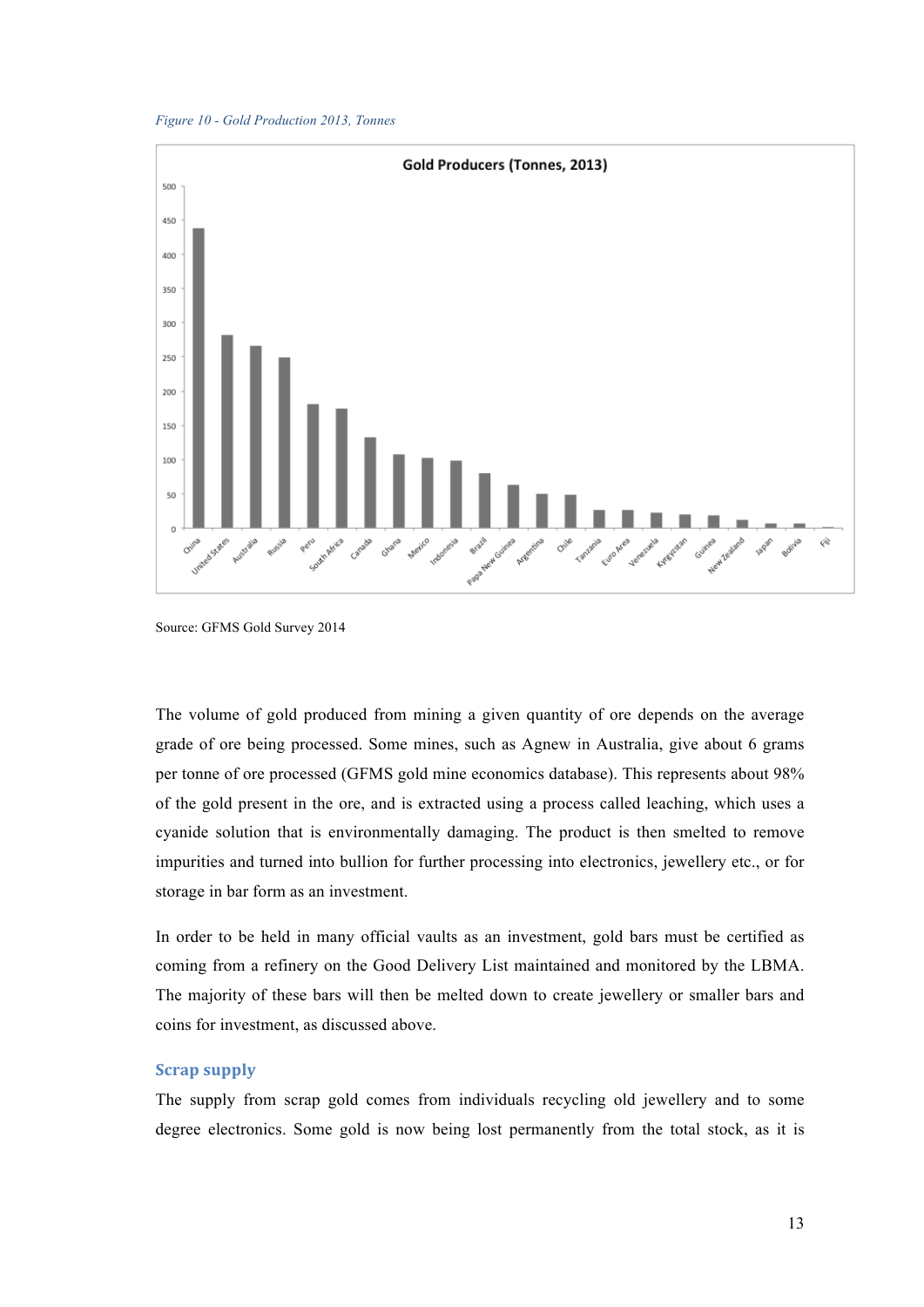*Figure 10 - Gold Production 2013, Tonnes*

Source: GFMS Gold Survey 2014

The volume of gold produced from mining a given quantity of ore depends on the average grade of ore being processed. Some mines, such as Agnew in Australia, give about 6 grams per tonne of ore processed (GFMS gold mine economics database). This represents about 98% of the gold present in the ore, and is extracted using a process called leaching, which uses a cyanide solution that is environmentally damaging. The product is then smelted to remove impurities and turned into bullion for further processing into electronics, jewellery etc., or for storage in bar form as an investment.

In order to be held in many official vaults as an investment, gold bars must be certified as coming from a refinery on the Good Delivery List maintained and monitored by the LBMA. The majority of these bars will then be melted down to create jewellery or smaller bars and coins for investment, as discussed above.

### Scrap supply

The supply from scrap gold comes from individuals recycling old jewellery and to some degree electronics. Some gold is now being lost permanently from the total stock, as it is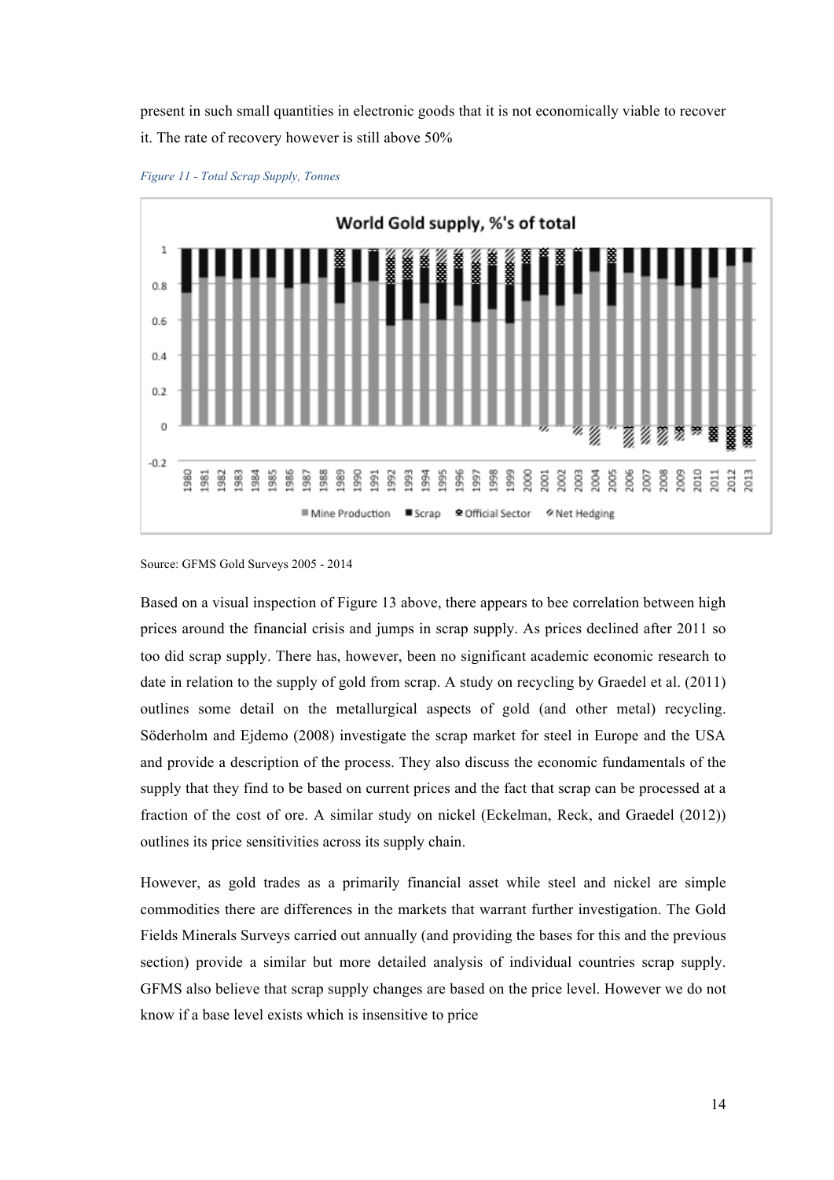present in such small quantities in electronic goods that it is not economically viable to recover it. The rate of recovery however is still above 50%

*Figure 11 - Total Scrap Supply, Tonnes*

Source: GFMS Gold Surveys 2005 - 2014

Based on a visual inspection of Figure 13 above, there appears to bee correlation between high prices around the financial crisis and jumps in scrap supply. As prices declined after 2011 so too did scrap supply. There has, however, been no significant academic economic research to date in relation to the supply of gold from scrap. A study on recycling by Graedel et al. (2011) outlines some detail on the metallurgical aspects of gold (and other metal) recycling. Söderholm and Ejdemo (2008) investigate the scrap market for steel in Europe and the USA and provide a description of the process. They also discuss the economic fundamentals of the supply that they find to be based on current prices and the fact that scrap can be processed at a fraction of the cost of ore. A similar study on nickel (Eckelman, Reck, and Graedel (2012)) outlines its price sensitivities across its supply chain.

However, as gold trades as a primarily financial asset while steel and nickel are simple commodities there are differences in the markets that warrant further investigation. The Gold Fields Minerals Surveys carried out annually (and providing the bases for this and the previous section) provide a similar but more detailed analysis of individual countries scrap supply. GFMS also believe that scrap supply changes are based on the price level. However we do not know if a base level exists which is insensitive to price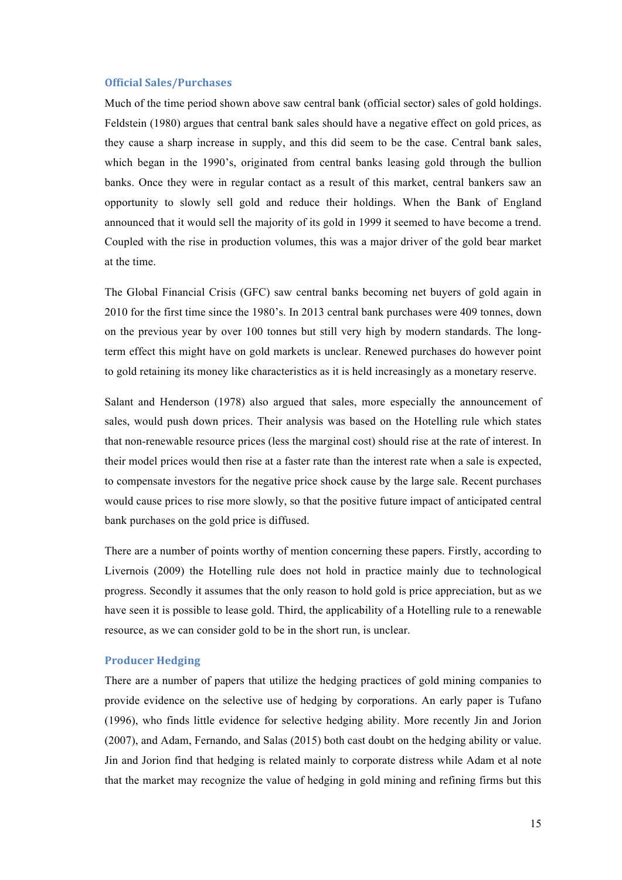### Official Sales/Purchases

Much of the time period shown above saw central bank (official sector) sales of gold holdings. Feldstein (1980) argues that central bank sales should have a negative effect on gold prices, as they cause a sharp increase in supply, and this did seem to be the case. Central bank sales, which began in the 1990's, originated from central banks leasing gold through the bullion banks. Once they were in regular contact as a result of this market, central bankers saw an opportunity to slowly sell gold and reduce their holdings. When the Bank of England announced that it would sell the majority of its gold in 1999 it seemed to have become a trend. Coupled with the rise in production volumes, this was a major driver of the gold bear market at the time.

The Global Financial Crisis (GFC) saw central banks becoming net buyers of gold again in 2010 for the first time since the 1980's. In 2013 central bank purchases were 409 tonnes, down on the previous year by over 100 tonnes but still very high by modern standards. The long-term effect this might have on gold markets is unclear. Renewed purchases do however point to gold retaining its money like characteristics as it is held increasingly as a monetary reserve.

Salant and Henderson (1978) also argued that sales, more especially the announcement of sales, would push down prices. Their analysis was based on the Hotelling rule which states that non-renewable resource prices (less the marginal cost) should rise at the rate of interest. In their model prices would then rise at a faster rate than the interest rate when a sale is expected, to compensate investors for the negative price shock cause by the large sale. Recent purchases would cause prices to rise more slowly, so that the positive future impact of anticipated central bank purchases on the gold price is diffused.

There are a number of points worthy of mention concerning these papers. Firstly, according to Livernois (2009) the Hotelling rule does not hold in practice mainly due to technological progress. Secondly it assumes that the only reason to hold gold is price appreciation, but as we have seen it is possible to lease gold. Third, the applicability of a Hotelling rule to a renewable resource, as we can consider gold to be in the short run, is unclear.

### Producer Hedging

There are a number of papers that utilize the hedging practices of gold mining companies to provide evidence on the selective use of hedging by corporations. An early paper is Tufano (1996), who finds little evidence for selective hedging ability. More recently Jin and Jorion (2007), and Adam, Fernando, and Salas (2015) both cast doubt on the hedging ability or value. Jin and Jorion find that hedging is related mainly to corporate distress while Adam et al note that the market may recognize the value of hedging in gold mining and refining firms but this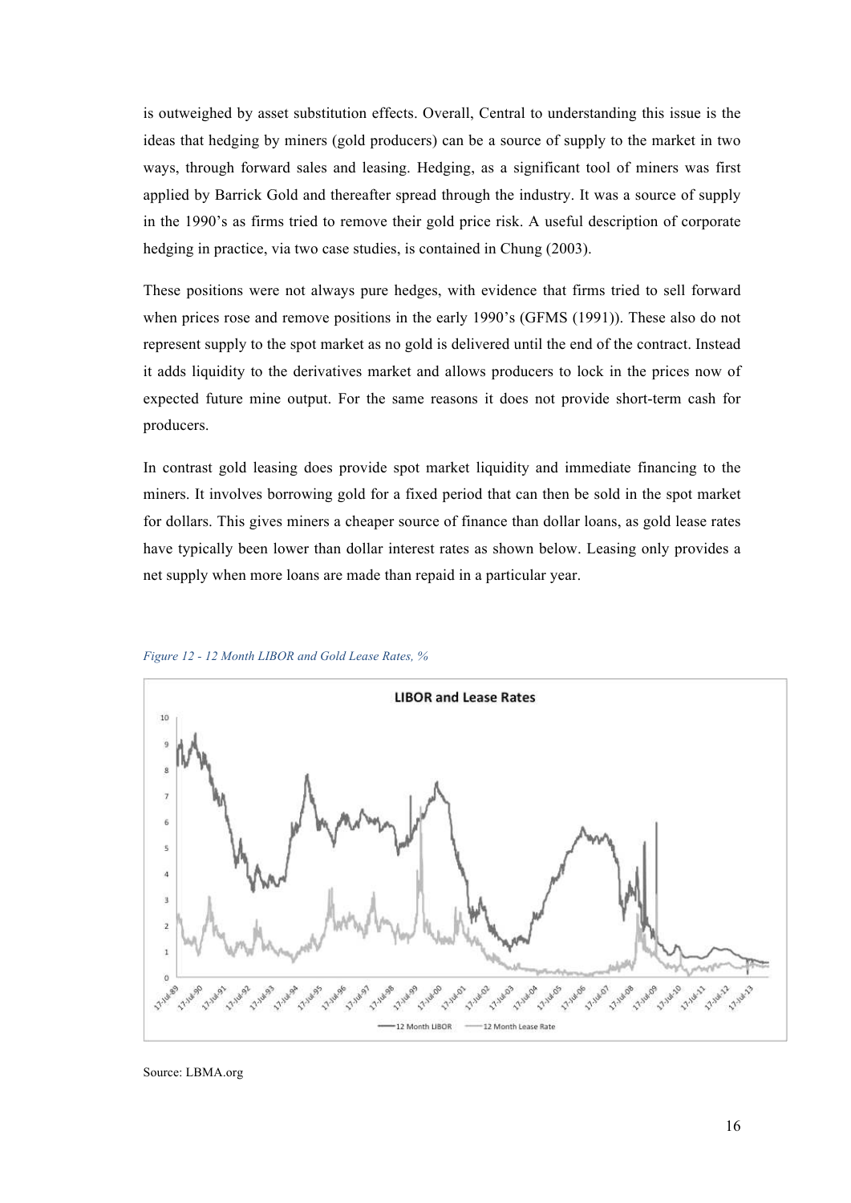is outweighed by asset substitution effects. Overall, Central to understanding this issue is the ideas that hedging by miners (gold producers) can be a source of supply to the market in two ways, through forward sales and leasing. Hedging, as a significant tool of miners was first applied by Barrick Gold and thereafter spread through the industry. It was a source of supply in the 1990's as firms tried to remove their gold price risk. A useful description of corporate hedging in practice, via two case studies, is contained in Chung (2003).

These positions were not always pure hedges, with evidence that firms tried to sell forward when prices rose and remove positions in the early 1990's (GFMS (1991)). These also do not represent supply to the spot market as no gold is delivered until the end of the contract. Instead it adds liquidity to the derivatives market and allows producers to lock in the prices now of expected future mine output. For the same reasons it does not provide short-term cash for producers.

In contrast gold leasing does provide spot market liquidity and immediate financing to the miners. It involves borrowing gold for a fixed period that can then be sold in the spot market for dollars. This gives miners a cheaper source of finance than dollar loans, as gold lease rates have typically been lower than dollar interest rates as shown below. Leasing only provides a net supply when more loans are made than repaid in a particular year.

*Figure 12 - 12 Month LIBOR and Gold Lease Rates, %*

Source: LBMA.org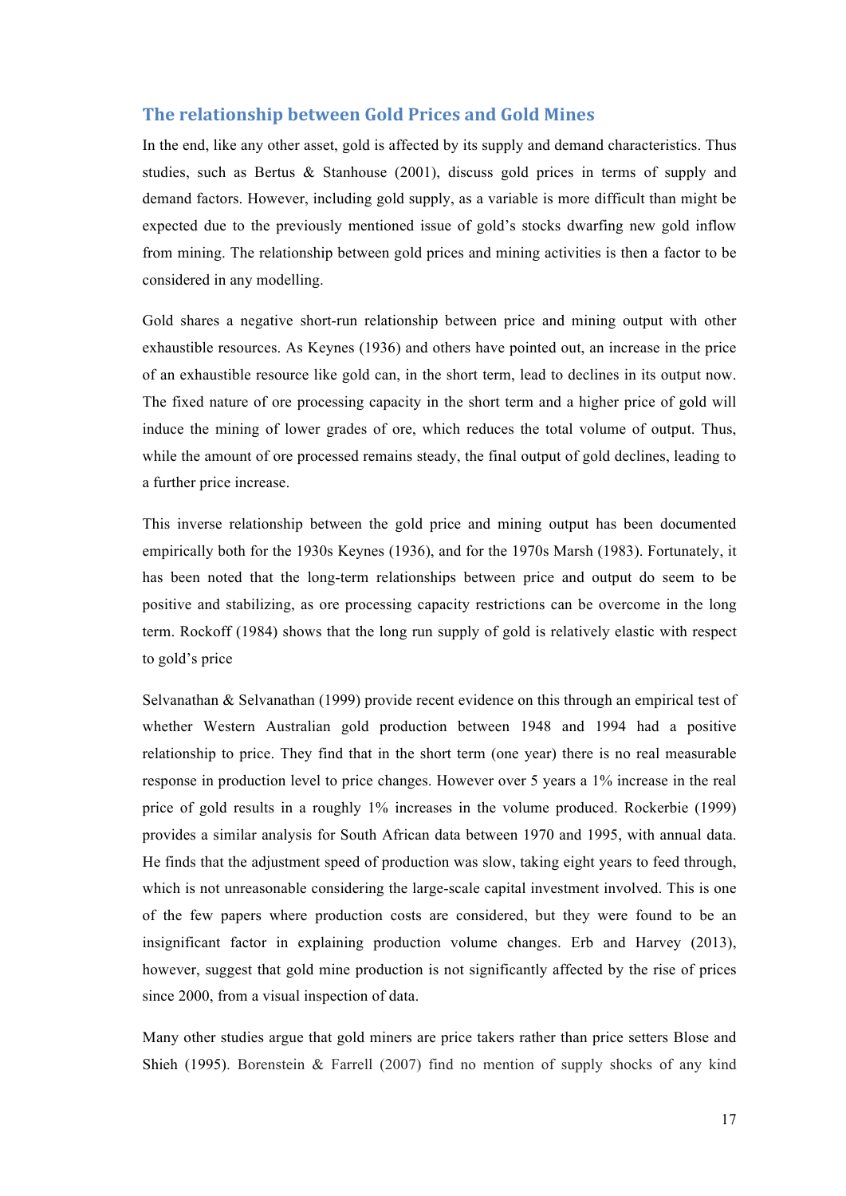## The relationship between Gold Prices and Gold Mines

In the end, like any other asset, gold is affected by its supply and demand characteristics. Thus studies, such as Bertus & Stanhouse (2001), discuss gold prices in terms of supply and demand factors. However, including gold supply, as a variable is more difficult than might be expected due to the previously mentioned issue of gold's stocks dwarfing new gold inflow from mining. The relationship between gold prices and mining activities is then a factor to be considered in any modelling.

Gold shares a negative short-run relationship between price and mining output with other exhaustible resources. As Keynes (1936) and others have pointed out, an increase in the price of an exhaustible resource like gold can, in the short term, lead to declines in its output now. The fixed nature of ore processing capacity in the short term and a higher price of gold will induce the mining of lower grades of ore, which reduces the total volume of output. Thus, while the amount of ore processed remains steady, the final output of gold declines, leading to a further price increase.

This inverse relationship between the gold price and mining output has been documented empirically both for the 1930s Keynes (1936), and for the 1970s Marsh (1983). Fortunately, it has been noted that the long-term relationships between price and output do seem to be positive and stabilizing, as ore processing capacity restrictions can be overcome in the long term. Rockoff (1984) shows that the long run supply of gold is relatively elastic with respect to gold's price

Selvanathan & Selvanathan (1999) provide recent evidence on this through an empirical test of whether Western Australian gold production between 1948 and 1994 had a positive relationship to price. They find that in the short term (one year) there is no real measurable response in production level to price changes. However over 5 years a 1% increase in the real price of gold results in a roughly 1% increases in the volume produced. Rockerbie (1999) provides a similar analysis for South African data between 1970 and 1995, with annual data. He finds that the adjustment speed of production was slow, taking eight years to feed through, which is not unreasonable considering the large-scale capital investment involved. This is one of the few papers where production costs are considered, but they were found to be an insignificant factor in explaining production volume changes. Erb and Harvey (2013), however, suggest that gold mine production is not significantly affected by the rise of prices since 2000, from a visual inspection of data.

Many other studies argue that gold miners are price takers rather than price setters Blose and Shieh (1995). Borenstein & Farrell (2007) find no mention of supply shocks of any kind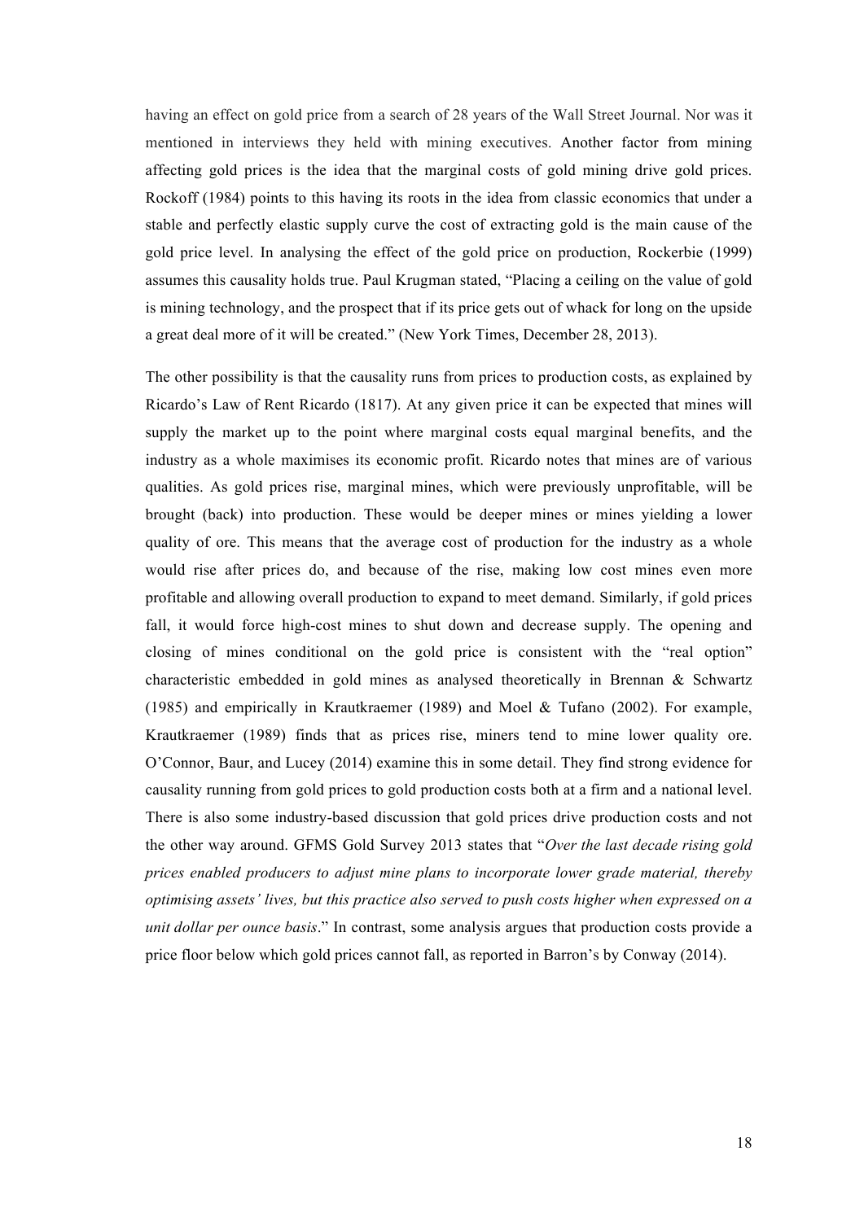having an effect on gold price from a search of 28 years of the Wall Street Journal. Nor was it mentioned in interviews they held with mining executives. Another factor from mining affecting gold prices is the idea that the marginal costs of gold mining drive gold prices. Rockoff (1984) points to this having its roots in the idea from classic economics that under a stable and perfectly elastic supply curve the cost of extracting gold is the main cause of the gold price level. In analysing the effect of the gold price on production, Rockerbie (1999) assumes this causality holds true. Paul Krugman stated, "Placing a ceiling on the value of gold is mining technology, and the prospect that if its price gets out of whack for long on the upside a great deal more of it will be created." (New York Times, December 28, 2013).

The other possibility is that the causality runs from prices to production costs, as explained by Ricardo's Law of Rent Ricardo (1817). At any given price it can be expected that mines will supply the market up to the point where marginal costs equal marginal benefits, and the industry as a whole maximises its economic profit. Ricardo notes that mines are of various qualities. As gold prices rise, marginal mines, which were previously unprofitable, will be brought (back) into production. These would be deeper mines or mines yielding a lower quality of ore. This means that the average cost of production for the industry as a whole would rise after prices do, and because of the rise, making low cost mines even more profitable and allowing overall production to expand to meet demand. Similarly, if gold prices fall, it would force high-cost mines to shut down and decrease supply. The opening and closing of mines conditional on the gold price is consistent with the "real option" characteristic embedded in gold mines as analysed theoretically in Brennan & Schwartz (1985) and empirically in Krautkraemer (1989) and Moel & Tufano (2002). For example, Krautkraemer (1989) finds that as prices rise, miners tend to mine lower quality ore. O'Connor, Baur, and Lucey (2014) examine this in some detail. They find strong evidence for causality running from gold prices to gold production costs both at a firm and a national level. There is also some industry-based discussion that gold prices drive production costs and not the other way around. GFMS Gold Survey 2013 states that "*Over the last decade rising gold prices enabled producers to adjust mine plans to incorporate lower grade material, thereby optimising assets' lives, but this practice also served to push costs higher when expressed on a unit dollar per ounce basis*." In contrast, some analysis argues that production costs provide a price floor below which gold prices cannot fall, as reported in Barron's by Conway (2014).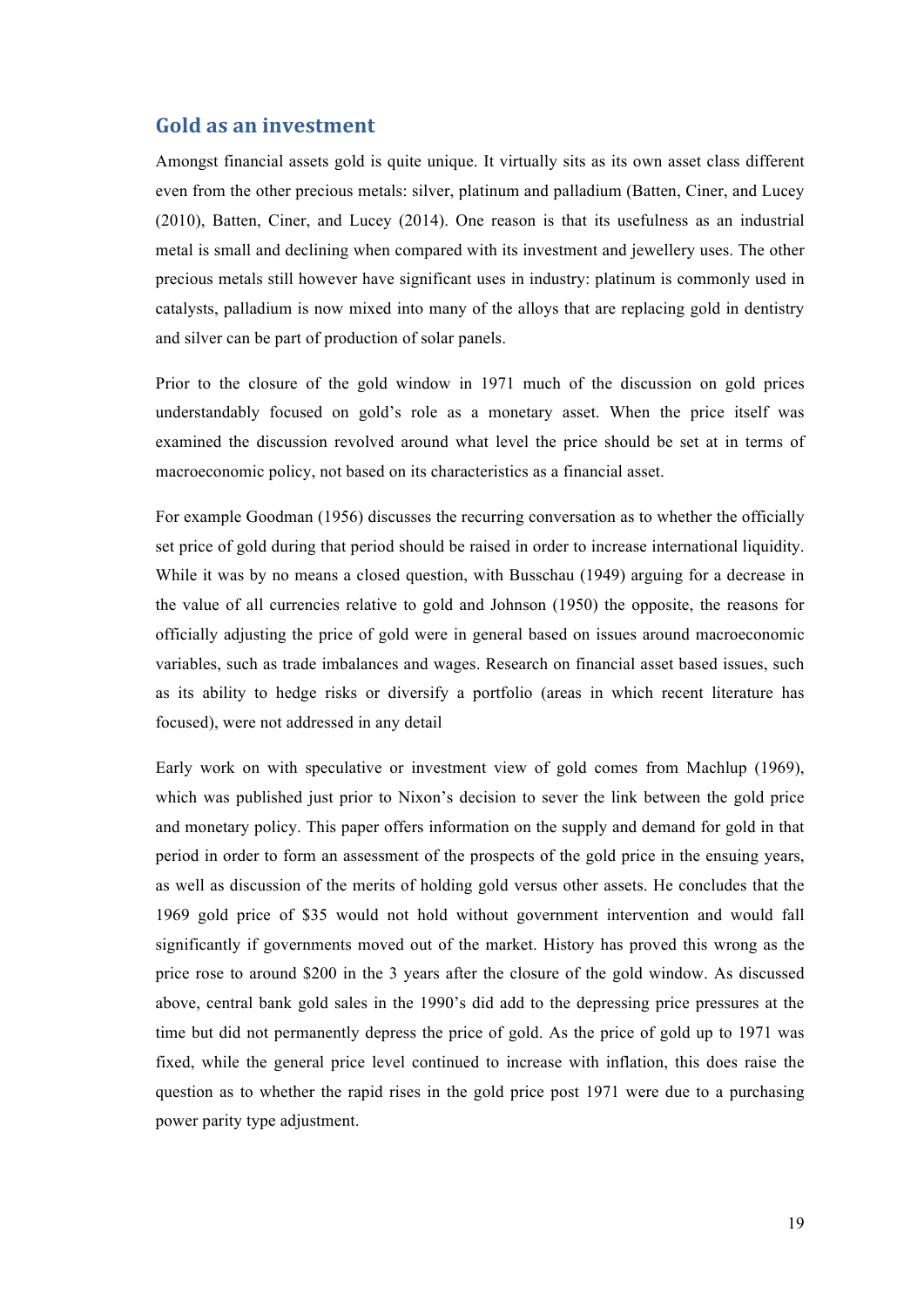## Gold as an investment

Amongst financial assets gold is quite unique. It virtually sits as its own asset class different even from the other precious metals: silver, platinum and palladium (Batten, Ciner, and Lucey (2010), Batten, Ciner, and Lucey (2014). One reason is that its usefulness as an industrial metal is small and declining when compared with its investment and jewellery uses. The other precious metals still however have significant uses in industry: platinum is commonly used in catalysts, palladium is now mixed into many of the alloys that are replacing gold in dentistry and silver can be part of production of solar panels.

Prior to the closure of the gold window in 1971 much of the discussion on gold prices understandably focused on gold's role as a monetary asset. When the price itself was examined the discussion revolved around what level the price should be set at in terms of macroeconomic policy, not based on its characteristics as a financial asset.

For example Goodman (1956) discusses the recurring conversation as to whether the officially set price of gold during that period should be raised in order to increase international liquidity. While it was by no means a closed question, with Busschau (1949) arguing for a decrease in the value of all currencies relative to gold and Johnson (1950) the opposite, the reasons for officially adjusting the price of gold were in general based on issues around macroeconomic variables, such as trade imbalances and wages. Research on financial asset based issues, such as its ability to hedge risks or diversify a portfolio (areas in which recent literature has focused), were not addressed in any detail

Early work on with speculative or investment view of gold comes from Machlup (1969), which was published just prior to Nixon's decision to sever the link between the gold price and monetary policy. This paper offers information on the supply and demand for gold in that period in order to form an assessment of the prospects of the gold price in the ensuing years, as well as discussion of the merits of holding gold versus other assets. He concludes that the 1969 gold price of $35 would not hold without government intervention and would fall significantly if governments moved out of the market. History has proved this wrong as the price rose to around $200 in the 3 years after the closure of the gold window. As discussed above, central bank gold sales in the 1990's did add to the depressing price pressures at the time but did not permanently depress the price of gold. As the price of gold up to 1971 was fixed, while the general price level continued to increase with inflation, this does raise the question as to whether the rapid rises in the gold price post 1971 were due to a purchasing power parity type adjustment.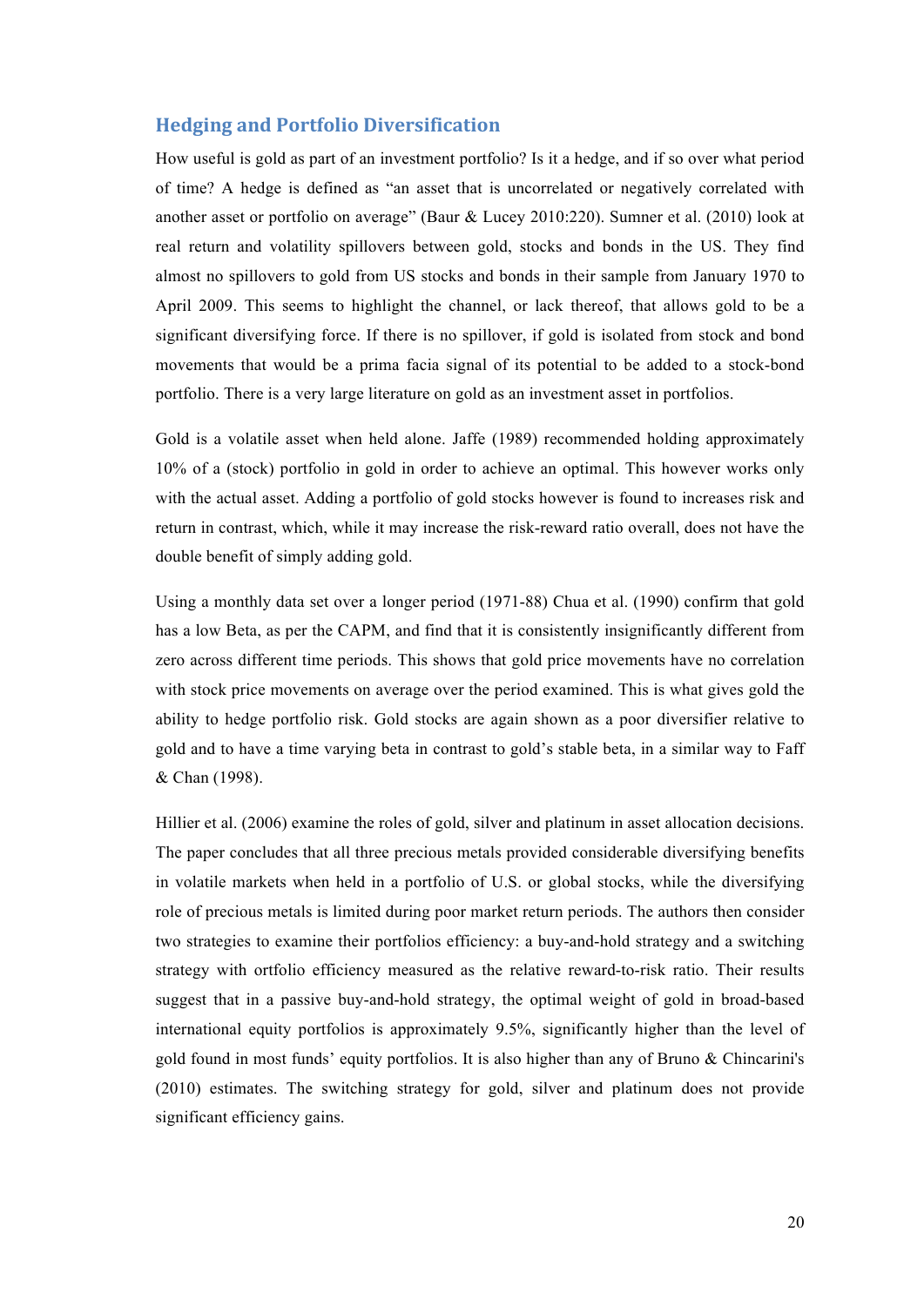## Hedging and Portfolio Diversification

How useful is gold as part of an investment portfolio? Is it a hedge, and if so over what period of time? A hedge is defined as "an asset that is uncorrelated or negatively correlated with another asset or portfolio on average" (Baur & Lucey 2010:220). Sumner et al. (2010) look at real return and volatility spillovers between gold, stocks and bonds in the US. They find almost no spillovers to gold from US stocks and bonds in their sample from January 1970 to April 2009. This seems to highlight the channel, or lack thereof, that allows gold to be a significant diversifying force. If there is no spillover, if gold is isolated from stock and bond movements that would be a prima facia signal of its potential to be added to a stock-bond portfolio. There is a very large literature on gold as an investment asset in portfolios.

Gold is a volatile asset when held alone. Jaffe (1989) recommended holding approximately 10% of a (stock) portfolio in gold in order to achieve an optimal. This however works only with the actual asset. Adding a portfolio of gold stocks however is found to increases risk and return in contrast, which, while it may increase the risk-reward ratio overall, does not have the double benefit of simply adding gold.

Using a monthly data set over a longer period (1971-88) Chua et al. (1990) confirm that gold has a low Beta, as per the CAPM, and find that it is consistently insignificantly different from zero across different time periods. This shows that gold price movements have no correlation with stock price movements on average over the period examined. This is what gives gold the ability to hedge portfolio risk. Gold stocks are again shown as a poor diversifier relative to gold and to have a time varying beta in contrast to gold's stable beta, in a similar way to Faff & Chan (1998).

Hillier et al. (2006) examine the roles of gold, silver and platinum in asset allocation decisions. The paper concludes that all three precious metals provided considerable diversifying benefits in volatile markets when held in a portfolio of U.S. or global stocks, while the diversifying role of precious metals is limited during poor market return periods. The authors then consider two strategies to examine their portfolios efficiency: a buy-and-hold strategy and a switching strategy with ortfolio efficiency measured as the relative reward-to-risk ratio. Their results suggest that in a passive buy-and-hold strategy, the optimal weight of gold in broad-based international equity portfolios is approximately 9.5%, significantly higher than the level of gold found in most funds' equity portfolios. It is also higher than any of Bruno & Chincarini's (2010) estimates. The switching strategy for gold, silver and platinum does not provide significant efficiency gains.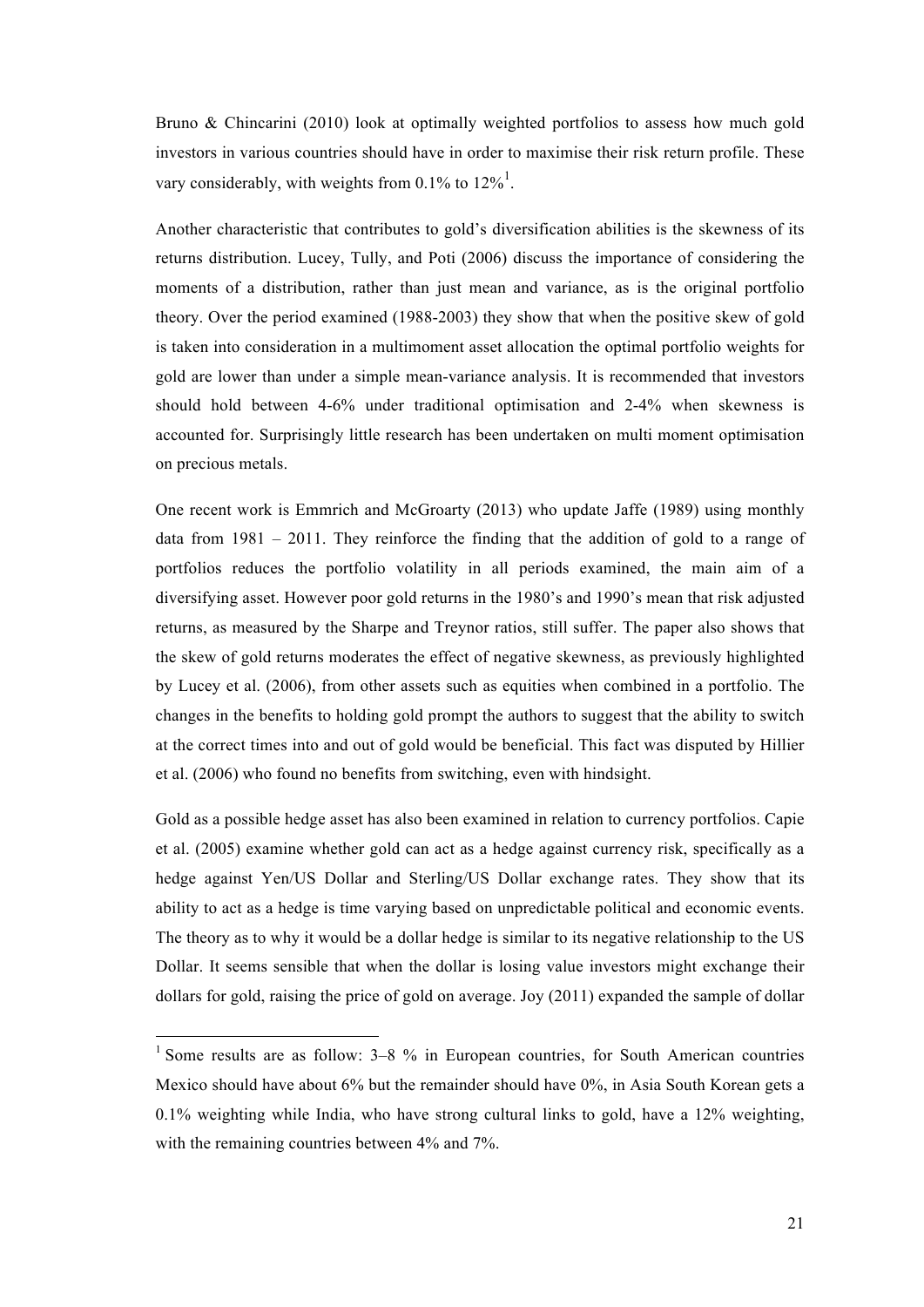Bruno & Chincarini (2010) look at optimally weighted portfolios to assess how much gold investors in various countries should have in order to maximise their risk return profile. These vary considerably, with weights from 0.1% to 12%[1].

Another characteristic that contributes to gold's diversification abilities is the skewness of its returns distribution. Lucey, Tully, and Poti (2006) discuss the importance of considering the moments of a distribution, rather than just mean and variance, as is the original portfolio theory. Over the period examined (1988-2003) they show that when the positive skew of gold is taken into consideration in a multimoment asset allocation the optimal portfolio weights for gold are lower than under a simple mean-variance analysis. It is recommended that investors should hold between 4-6% under traditional optimisation and 2-4% when skewness is accounted for. Surprisingly little research has been undertaken on multi moment optimisation on precious metals.

One recent work is Emmrich and McGroarty (2013) who update Jaffe (1989) using monthly data from 1981 – 2011. They reinforce the finding that the addition of gold to a range of portfolios reduces the portfolio volatility in all periods examined, the main aim of a diversifying asset. However poor gold returns in the 1980's and 1990's mean that risk adjusted returns, as measured by the Sharpe and Treynor ratios, still suffer. The paper also shows that the skew of gold returns moderates the effect of negative skewness, as previously highlighted by Lucey et al. (2006), from other assets such as equities when combined in a portfolio. The changes in the benefits to holding gold prompt the authors to suggest that the ability to switch at the correct times into and out of gold would be beneficial. This fact was disputed by Hillier et al. (2006) who found no benefits from switching, even with hindsight.

Gold as a possible hedge asset has also been examined in relation to currency portfolios. Capie et al. (2005) examine whether gold can act as a hedge against currency risk, specifically as a hedge against Yen/US Dollar and Sterling/US Dollar exchange rates. They show that its ability to act as a hedge is time varying based on unpredictable political and economic events. The theory as to why it would be a dollar hedge is similar to its negative relationship to the US Dollar. It seems sensible that when the dollar is losing value investors might exchange their dollars for gold, raising the price of gold on average. Joy (2011) expanded the sample of dollar

[1] Some results are as follow: 3–8 % in European countries, for South American countries Mexico should have about 6% but the remainder should have 0%, in Asia South Korean gets a 0.1% weighting while India, who have strong cultural links to gold, have a 12% weighting, with the remaining countries between 4% and 7%.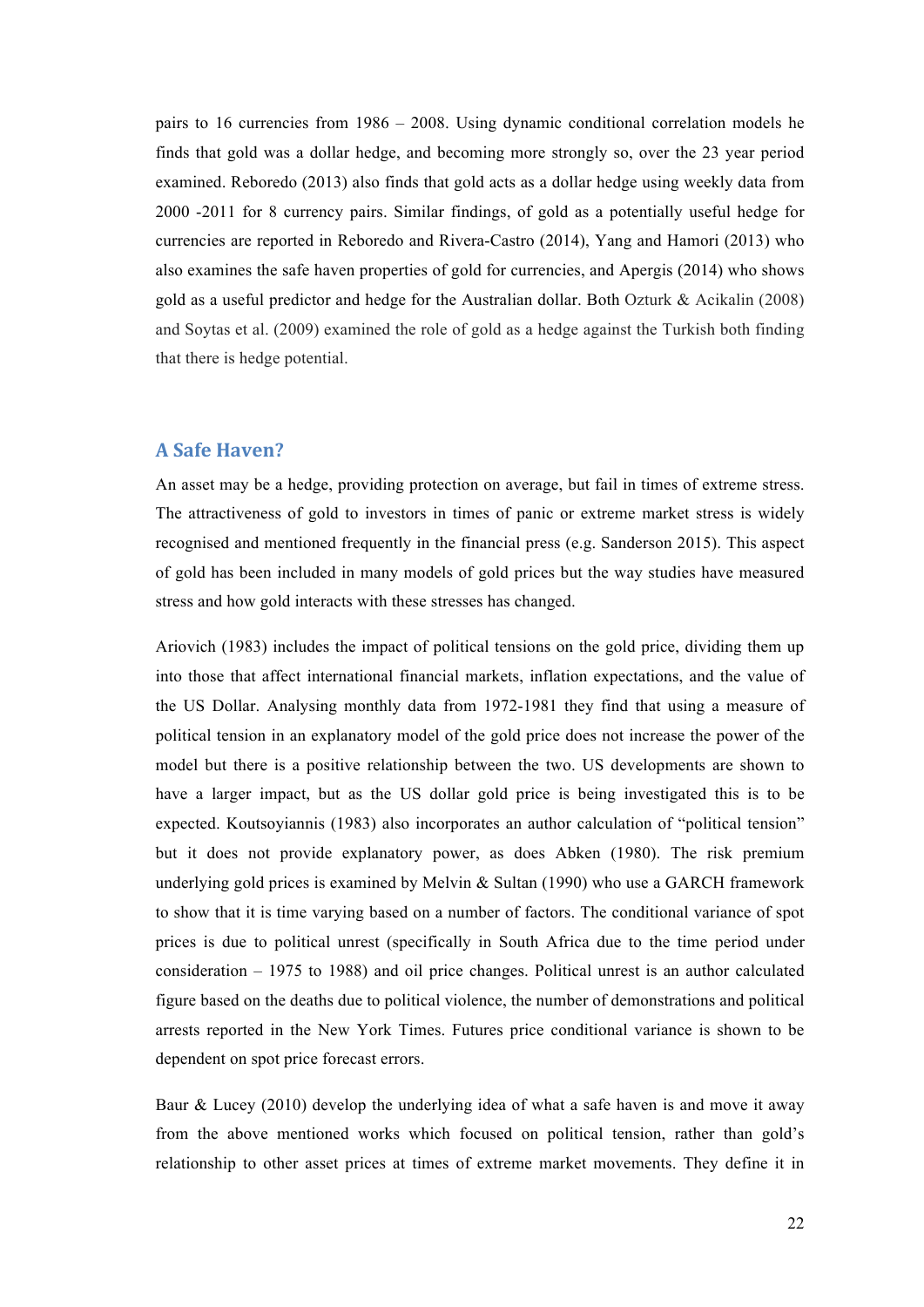pairs to 16 currencies from 1986 – 2008. Using dynamic conditional correlation models he finds that gold was a dollar hedge, and becoming more strongly so, over the 23 year period examined. Reboredo (2013) also finds that gold acts as a dollar hedge using weekly data from 2000 -2011 for 8 currency pairs. Similar findings, of gold as a potentially useful hedge for currencies are reported in Reboredo and Rivera-Castro (2014), Yang and Hamori (2013) who also examines the safe haven properties of gold for currencies, and Apergis (2014) who shows gold as a useful predictor and hedge for the Australian dollar. Both Ozturk & Acikalin (2008) and Soytas et al. (2009) examined the role of gold as a hedge against the Turkish both finding that there is hedge potential.

## A Safe Haven?

An asset may be a hedge, providing protection on average, but fail in times of extreme stress. The attractiveness of gold to investors in times of panic or extreme market stress is widely recognised and mentioned frequently in the financial press (e.g. Sanderson 2015). This aspect of gold has been included in many models of gold prices but the way studies have measured stress and how gold interacts with these stresses has changed.

Ariovich (1983) includes the impact of political tensions on the gold price, dividing them up into those that affect international financial markets, inflation expectations, and the value of the US Dollar. Analysing monthly data from 1972-1981 they find that using a measure of political tension in an explanatory model of the gold price does not increase the power of the model but there is a positive relationship between the two. US developments are shown to have a larger impact, but as the US dollar gold price is being investigated this is to be expected. Koutsoyiannis (1983) also incorporates an author calculation of "political tension" but it does not provide explanatory power, as does Abken (1980). The risk premium underlying gold prices is examined by Melvin & Sultan (1990) who use a GARCH framework to show that it is time varying based on a number of factors. The conditional variance of spot prices is due to political unrest (specifically in South Africa due to the time period under consideration – 1975 to 1988) and oil price changes. Political unrest is an author calculated figure based on the deaths due to political violence, the number of demonstrations and political arrests reported in the New York Times. Futures price conditional variance is shown to be dependent on spot price forecast errors.

Baur & Lucey (2010) develop the underlying idea of what a safe haven is and move it away from the above mentioned works which focused on political tension, rather than gold's relationship to other asset prices at times of extreme market movements. They define it in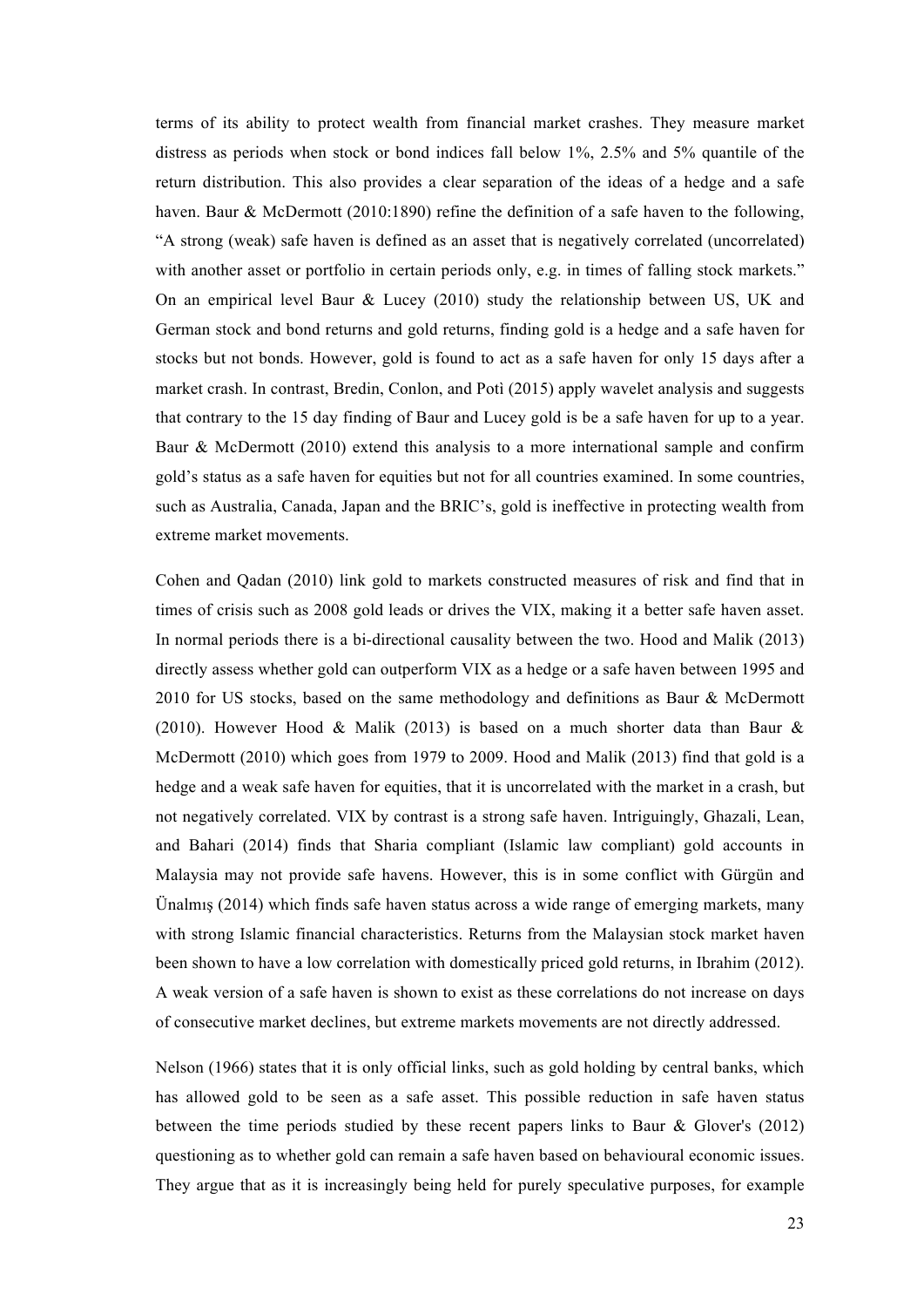terms of its ability to protect wealth from financial market crashes. They measure market distress as periods when stock or bond indices fall below 1%, 2.5% and 5% quantile of the return distribution. This also provides a clear separation of the ideas of a hedge and a safe haven. Baur & McDermott (2010:1890) refine the definition of a safe haven to the following, "A strong (weak) safe haven is defined as an asset that is negatively correlated (uncorrelated) with another asset or portfolio in certain periods only, e.g. in times of falling stock markets." On an empirical level Baur & Lucey (2010) study the relationship between US, UK and German stock and bond returns and gold returns, finding gold is a hedge and a safe haven for stocks but not bonds. However, gold is found to act as a safe haven for only 15 days after a market crash. In contrast, Bredin, Conlon, and Potì (2015) apply wavelet analysis and suggests that contrary to the 15 day finding of Baur and Lucey gold is be a safe haven for up to a year. Baur & McDermott (2010) extend this analysis to a more international sample and confirm gold's status as a safe haven for equities but not for all countries examined. In some countries, such as Australia, Canada, Japan and the BRIC's, gold is ineffective in protecting wealth from extreme market movements.

Cohen and Qadan (2010) link gold to markets constructed measures of risk and find that in times of crisis such as 2008 gold leads or drives the VIX, making it a better safe haven asset. In normal periods there is a bi-directional causality between the two. Hood and Malik (2013) directly assess whether gold can outperform VIX as a hedge or a safe haven between 1995 and 2010 for US stocks, based on the same methodology and definitions as Baur & McDermott (2010). However Hood & Malik (2013) is based on a much shorter data than Baur & McDermott (2010) which goes from 1979 to 2009. Hood and Malik (2013) find that gold is a hedge and a weak safe haven for equities, that it is uncorrelated with the market in a crash, but not negatively correlated. VIX by contrast is a strong safe haven. Intriguingly, Ghazali, Lean, and Bahari (2014) finds that Sharia compliant (Islamic law compliant) gold accounts in Malaysia may not provide safe havens. However, this is in some conflict with Gürgün and Ünalmış (2014) which finds safe haven status across a wide range of emerging markets, many with strong Islamic financial characteristics. Returns from the Malaysian stock market haven been shown to have a low correlation with domestically priced gold returns, in Ibrahim (2012). A weak version of a safe haven is shown to exist as these correlations do not increase on days of consecutive market declines, but extreme markets movements are not directly addressed.

Nelson (1966) states that it is only official links, such as gold holding by central banks, which has allowed gold to be seen as a safe asset. This possible reduction in safe haven status between the time periods studied by these recent papers links to Baur & Glover's (2012) questioning as to whether gold can remain a safe haven based on behavioural economic issues. They argue that as it is increasingly being held for purely speculative purposes, for example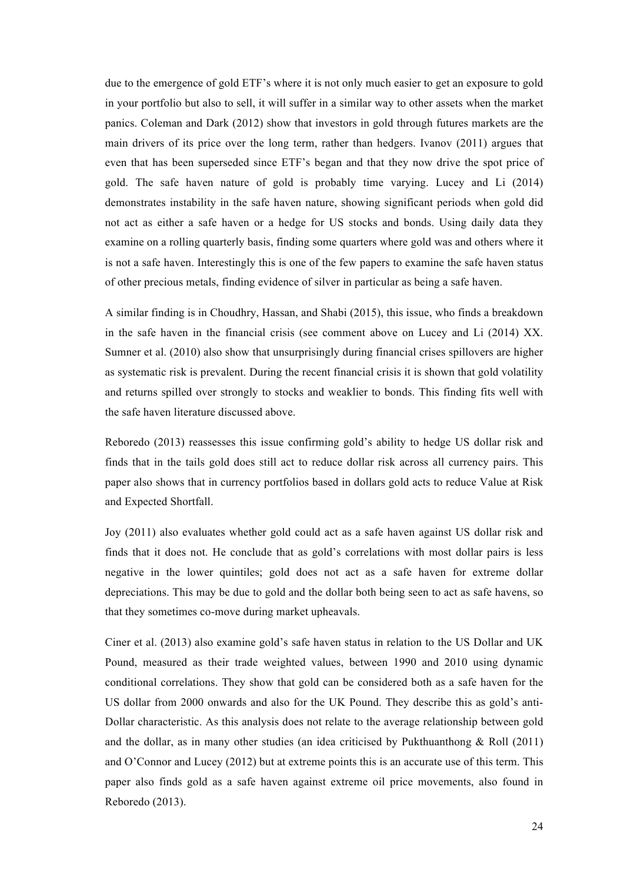due to the emergence of gold ETF's where it is not only much easier to get an exposure to gold in your portfolio but also to sell, it will suffer in a similar way to other assets when the market panics. Coleman and Dark (2012) show that investors in gold through futures markets are the main drivers of its price over the long term, rather than hedgers. Ivanov (2011) argues that even that has been superseded since ETF's began and that they now drive the spot price of gold. The safe haven nature of gold is probably time varying. Lucey and Li (2014) demonstrates instability in the safe haven nature, showing significant periods when gold did not act as either a safe haven or a hedge for US stocks and bonds. Using daily data they examine on a rolling quarterly basis, finding some quarters where gold was and others where it is not a safe haven. Interestingly this is one of the few papers to examine the safe haven status of other precious metals, finding evidence of silver in particular as being a safe haven.

A similar finding is in Choudhry, Hassan, and Shabi (2015), this issue, who finds a breakdown in the safe haven in the financial crisis (see comment above on Lucey and Li (2014) XX. Sumner et al. (2010) also show that unsurprisingly during financial crises spillovers are higher as systematic risk is prevalent. During the recent financial crisis it is shown that gold volatility and returns spilled over strongly to stocks and weaklier to bonds. This finding fits well with the safe haven literature discussed above.

Reboredo (2013) reassesses this issue confirming gold's ability to hedge US dollar risk and finds that in the tails gold does still act to reduce dollar risk across all currency pairs. This paper also shows that in currency portfolios based in dollars gold acts to reduce Value at Risk and Expected Shortfall.

Joy (2011) also evaluates whether gold could act as a safe haven against US dollar risk and finds that it does not. He conclude that as gold's correlations with most dollar pairs is less negative in the lower quintiles; gold does not act as a safe haven for extreme dollar depreciations. This may be due to gold and the dollar both being seen to act as safe havens, so that they sometimes co-move during market upheavals.

Ciner et al. (2013) also examine gold's safe haven status in relation to the US Dollar and UK Pound, measured as their trade weighted values, between 1990 and 2010 using dynamic conditional correlations. They show that gold can be considered both as a safe haven for the US dollar from 2000 onwards and also for the UK Pound. They describe this as gold's anti-Dollar characteristic. As this analysis does not relate to the average relationship between gold and the dollar, as in many other studies (an idea criticised by Pukthuanthong & Roll (2011) and O'Connor and Lucey (2012) but at extreme points this is an accurate use of this term. This paper also finds gold as a safe haven against extreme oil price movements, also found in Reboredo (2013).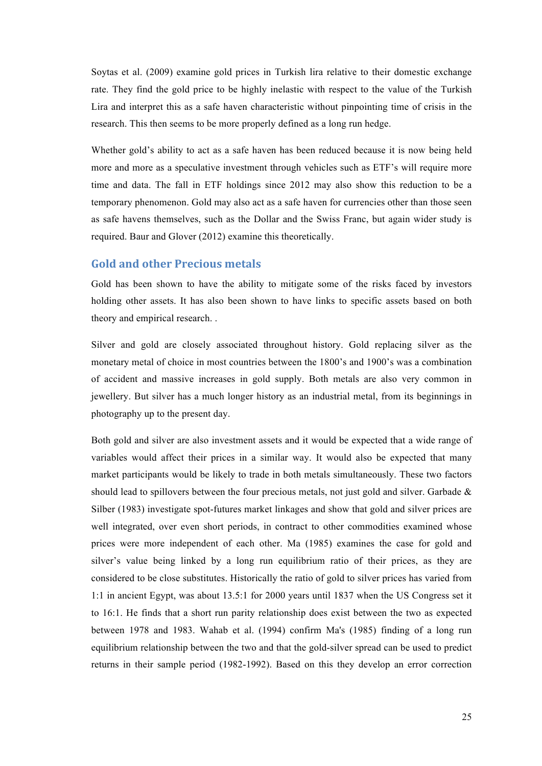Soytas et al. (2009) examine gold prices in Turkish lira relative to their domestic exchange rate. They find the gold price to be highly inelastic with respect to the value of the Turkish Lira and interpret this as a safe haven characteristic without pinpointing time of crisis in the research. This then seems to be more properly defined as a long run hedge.

Whether gold's ability to act as a safe haven has been reduced because it is now being held more and more as a speculative investment through vehicles such as ETF's will require more time and data. The fall in ETF holdings since 2012 may also show this reduction to be a temporary phenomenon. Gold may also act as a safe haven for currencies other than those seen as safe havens themselves, such as the Dollar and the Swiss Franc, but again wider study is required. Baur and Glover (2012) examine this theoretically.

## Gold and other Precious metals

Gold has been shown to have the ability to mitigate some of the risks faced by investors holding other assets. It has also been shown to have links to specific assets based on both theory and empirical research. .

Silver and gold are closely associated throughout history. Gold replacing silver as the monetary metal of choice in most countries between the 1800's and 1900's was a combination of accident and massive increases in gold supply. Both metals are also very common in jewellery. But silver has a much longer history as an industrial metal, from its beginnings in photography up to the present day.

Both gold and silver are also investment assets and it would be expected that a wide range of variables would affect their prices in a similar way. It would also be expected that many market participants would be likely to trade in both metals simultaneously. These two factors should lead to spillovers between the four precious metals, not just gold and silver. Garbade & Silber (1983) investigate spot-futures market linkages and show that gold and silver prices are well integrated, over even short periods, in contract to other commodities examined whose prices were more independent of each other. Ma (1985) examines the case for gold and silver's value being linked by a long run equilibrium ratio of their prices, as they are considered to be close substitutes. Historically the ratio of gold to silver prices has varied from 1:1 in ancient Egypt, was about 13.5:1 for 2000 years until 1837 when the US Congress set it to 16:1. He finds that a short run parity relationship does exist between the two as expected between 1978 and 1983. Wahab et al. (1994) confirm Ma's (1985) finding of a long run equilibrium relationship between the two and that the gold-silver spread can be used to predict returns in their sample period (1982-1992). Based on this they develop an error correction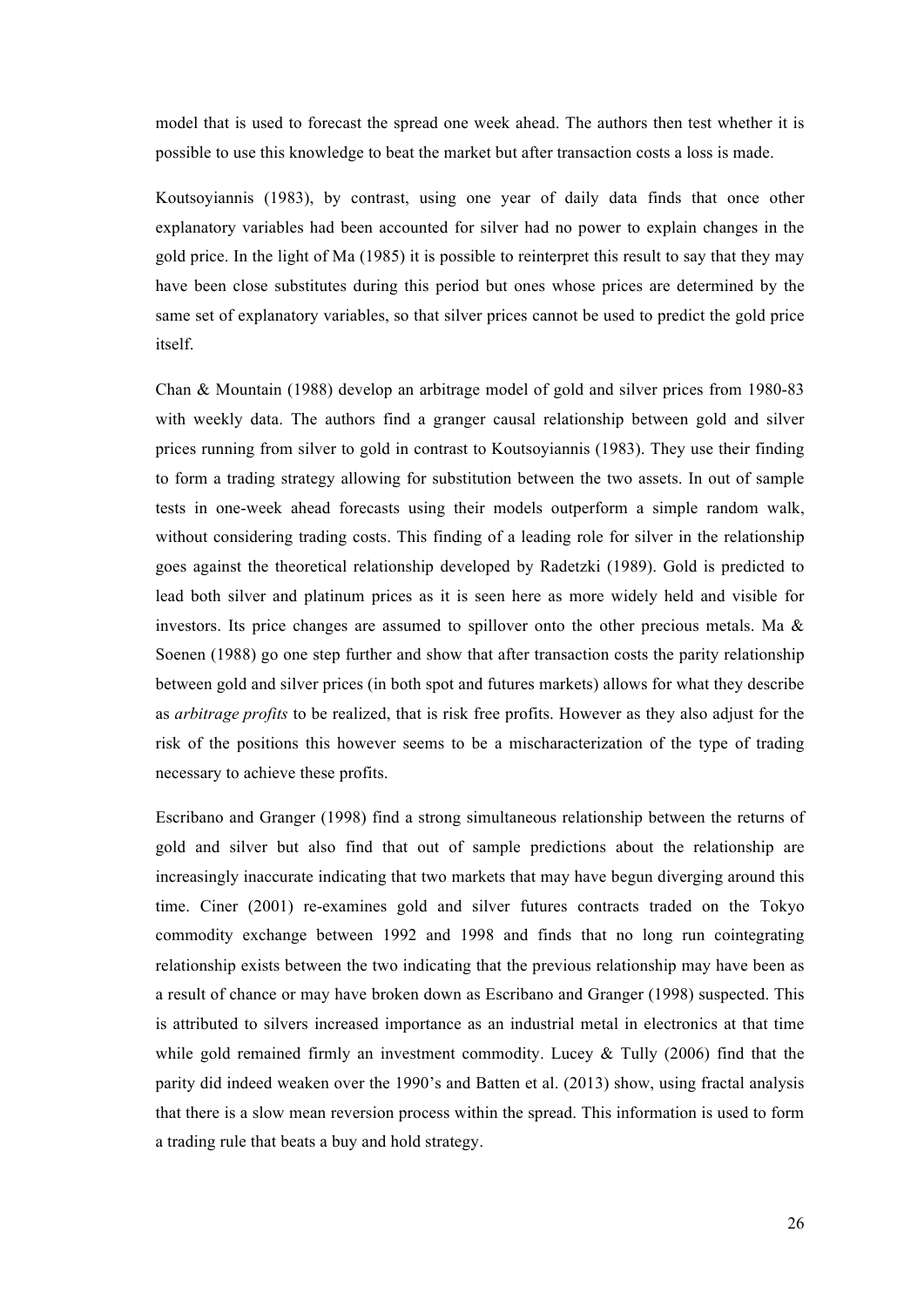model that is used to forecast the spread one week ahead. The authors then test whether it is possible to use this knowledge to beat the market but after transaction costs a loss is made.

Koutsoyiannis (1983), by contrast, using one year of daily data finds that once other explanatory variables had been accounted for silver had no power to explain changes in the gold price. In the light of Ma (1985) it is possible to reinterpret this result to say that they may have been close substitutes during this period but ones whose prices are determined by the same set of explanatory variables, so that silver prices cannot be used to predict the gold price itself.

Chan & Mountain (1988) develop an arbitrage model of gold and silver prices from 1980-83 with weekly data. The authors find a granger causal relationship between gold and silver prices running from silver to gold in contrast to Koutsoyiannis (1983). They use their finding to form a trading strategy allowing for substitution between the two assets. In out of sample tests in one-week ahead forecasts using their models outperform a simple random walk, without considering trading costs. This finding of a leading role for silver in the relationship goes against the theoretical relationship developed by Radetzki (1989). Gold is predicted to lead both silver and platinum prices as it is seen here as more widely held and visible for investors. Its price changes are assumed to spillover onto the other precious metals. Ma & Soenen (1988) go one step further and show that after transaction costs the parity relationship between gold and silver prices (in both spot and futures markets) allows for what they describe as *arbitrage profits* to be realized, that is risk free profits. However as they also adjust for the risk of the positions this however seems to be a mischaracterization of the type of trading necessary to achieve these profits.

Escribano and Granger (1998) find a strong simultaneous relationship between the returns of gold and silver but also find that out of sample predictions about the relationship are increasingly inaccurate indicating that two markets that may have begun diverging around this time. Ciner (2001) re-examines gold and silver futures contracts traded on the Tokyo commodity exchange between 1992 and 1998 and finds that no long run cointegrating relationship exists between the two indicating that the previous relationship may have been as a result of chance or may have broken down as Escribano and Granger (1998) suspected. This is attributed to silvers increased importance as an industrial metal in electronics at that time while gold remained firmly an investment commodity. Lucey & Tully (2006) find that the parity did indeed weaken over the 1990's and Batten et al. (2013) show, using fractal analysis that there is a slow mean reversion process within the spread. This information is used to form a trading rule that beats a buy and hold strategy.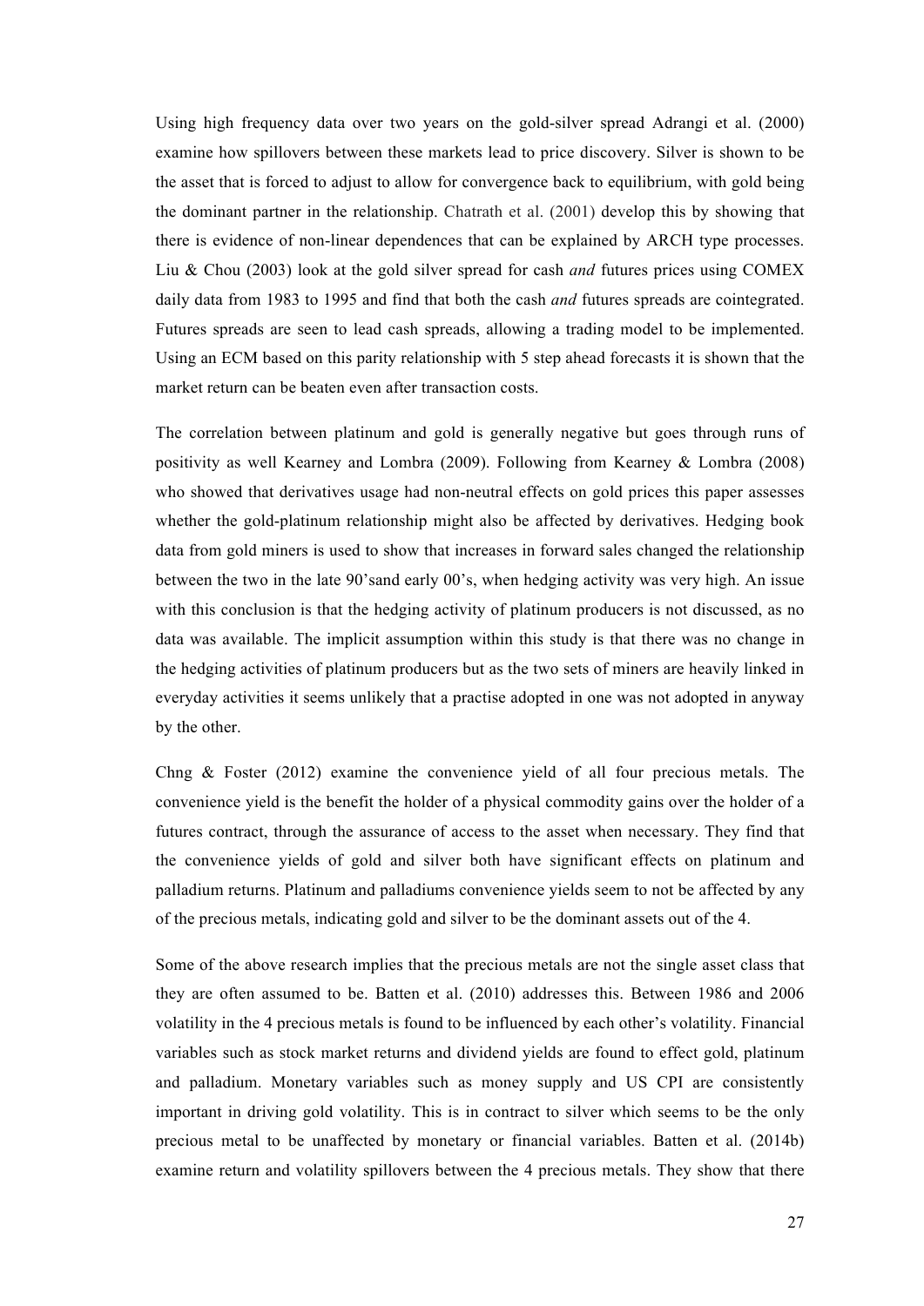Using high frequency data over two years on the gold-silver spread Adrangi et al. (2000) examine how spillovers between these markets lead to price discovery. Silver is shown to be the asset that is forced to adjust to allow for convergence back to equilibrium, with gold being the dominant partner in the relationship. Chatrath et al. (2001) develop this by showing that there is evidence of non-linear dependences that can be explained by ARCH type processes. Liu & Chou (2003) look at the gold silver spread for cash *and* futures prices using COMEX daily data from 1983 to 1995 and find that both the cash *and* futures spreads are cointegrated. Futures spreads are seen to lead cash spreads, allowing a trading model to be implemented. Using an ECM based on this parity relationship with 5 step ahead forecasts it is shown that the market return can be beaten even after transaction costs.

The correlation between platinum and gold is generally negative but goes through runs of positivity as well Kearney and Lombra (2009). Following from Kearney & Lombra (2008) who showed that derivatives usage had non-neutral effects on gold prices this paper assesses whether the gold-platinum relationship might also be affected by derivatives. Hedging book data from gold miners is used to show that increases in forward sales changed the relationship between the two in the late 90'sand early 00's, when hedging activity was very high. An issue with this conclusion is that the hedging activity of platinum producers is not discussed, as no data was available. The implicit assumption within this study is that there was no change in the hedging activities of platinum producers but as the two sets of miners are heavily linked in everyday activities it seems unlikely that a practise adopted in one was not adopted in anyway by the other.

Chng & Foster (2012) examine the convenience yield of all four precious metals. The convenience yield is the benefit the holder of a physical commodity gains over the holder of a futures contract, through the assurance of access to the asset when necessary. They find that the convenience yields of gold and silver both have significant effects on platinum and palladium returns. Platinum and palladiums convenience yields seem to not be affected by any of the precious metals, indicating gold and silver to be the dominant assets out of the 4.

Some of the above research implies that the precious metals are not the single asset class that they are often assumed to be. Batten et al. (2010) addresses this. Between 1986 and 2006 volatility in the 4 precious metals is found to be influenced by each other's volatility. Financial variables such as stock market returns and dividend yields are found to effect gold, platinum and palladium. Monetary variables such as money supply and US CPI are consistently important in driving gold volatility. This is in contract to silver which seems to be the only precious metal to be unaffected by monetary or financial variables. Batten et al. (2014b) examine return and volatility spillovers between the 4 precious metals. They show that there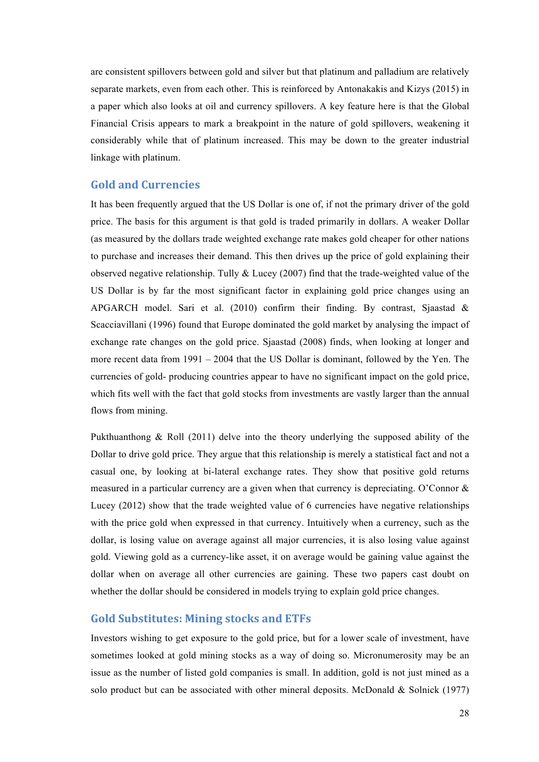are consistent spillovers between gold and silver but that platinum and palladium are relatively separate markets, even from each other. This is reinforced by Antonakakis and Kizys (2015) in a paper which also looks at oil and currency spillovers. A key feature here is that the Global Financial Crisis appears to mark a breakpoint in the nature of gold spillovers, weakening it considerably while that of platinum increased. This may be down to the greater industrial linkage with platinum.

## Gold and Currencies

It has been frequently argued that the US Dollar is one of, if not the primary driver of the gold price. The basis for this argument is that gold is traded primarily in dollars. A weaker Dollar (as measured by the dollars trade weighted exchange rate makes gold cheaper for other nations to purchase and increases their demand. This then drives up the price of gold explaining their observed negative relationship. Tully & Lucey (2007) find that the trade-weighted value of the US Dollar is by far the most significant factor in explaining gold price changes using an APGARCH model. Sari et al. (2010) confirm their finding. By contrast, Sjaastad & Scacciavillani (1996) found that Europe dominated the gold market by analysing the impact of exchange rate changes on the gold price. Sjaastad (2008) finds, when looking at longer and more recent data from 1991 – 2004 that the US Dollar is dominant, followed by the Yen. The currencies of gold- producing countries appear to have no significant impact on the gold price, which fits well with the fact that gold stocks from investments are vastly larger than the annual flows from mining.

Pukthuanthong & Roll (2011) delve into the theory underlying the supposed ability of the Dollar to drive gold price. They argue that this relationship is merely a statistical fact and not a casual one, by looking at bi-lateral exchange rates. They show that positive gold returns measured in a particular currency are a given when that currency is depreciating. O'Connor & Lucey (2012) show that the trade weighted value of 6 currencies have negative relationships with the price gold when expressed in that currency. Intuitively when a currency, such as the dollar, is losing value on average against all major currencies, it is also losing value against gold. Viewing gold as a currency-like asset, it on average would be gaining value against the dollar when on average all other currencies are gaining. These two papers cast doubt on whether the dollar should be considered in models trying to explain gold price changes.

## Gold Substitutes: Mining stocks and ETFs

Investors wishing to get exposure to the gold price, but for a lower scale of investment, have sometimes looked at gold mining stocks as a way of doing so. Micronumerosity may be an issue as the number of listed gold companies is small. In addition, gold is not just mined as a solo product but can be associated with other mineral deposits. McDonald & Solnick (1977)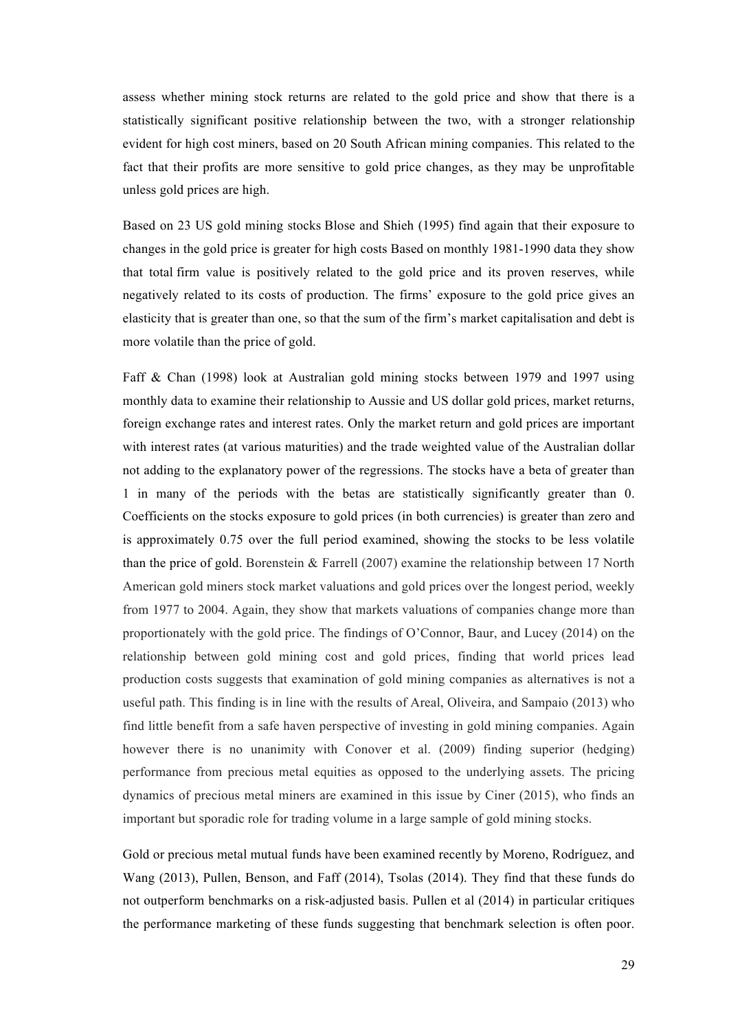assess whether mining stock returns are related to the gold price and show that there is a statistically significant positive relationship between the two, with a stronger relationship evident for high cost miners, based on 20 South African mining companies. This related to the fact that their profits are more sensitive to gold price changes, as they may be unprofitable unless gold prices are high.

Based on 23 US gold mining stocks Blose and Shieh (1995) find again that their exposure to changes in the gold price is greater for high costs Based on monthly 1981-1990 data they show that total firm value is positively related to the gold price and its proven reserves, while negatively related to its costs of production. The firms' exposure to the gold price gives an elasticity that is greater than one, so that the sum of the firm's market capitalisation and debt is more volatile than the price of gold.

Faff & Chan (1998) look at Australian gold mining stocks between 1979 and 1997 using monthly data to examine their relationship to Aussie and US dollar gold prices, market returns, foreign exchange rates and interest rates. Only the market return and gold prices are important with interest rates (at various maturities) and the trade weighted value of the Australian dollar not adding to the explanatory power of the regressions. The stocks have a beta of greater than 1 in many of the periods with the betas are statistically significantly greater than 0. Coefficients on the stocks exposure to gold prices (in both currencies) is greater than zero and is approximately 0.75 over the full period examined, showing the stocks to be less volatile than the price of gold. Borenstein & Farrell (2007) examine the relationship between 17 North American gold miners stock market valuations and gold prices over the longest period, weekly from 1977 to 2004. Again, they show that markets valuations of companies change more than proportionately with the gold price. The findings of O'Connor, Baur, and Lucey (2014) on the relationship between gold mining cost and gold prices, finding that world prices lead production costs suggests that examination of gold mining companies as alternatives is not a useful path. This finding is in line with the results of Areal, Oliveira, and Sampaio (2013) who find little benefit from a safe haven perspective of investing in gold mining companies. Again however there is no unanimity with Conover et al. (2009) finding superior (hedging) performance from precious metal equities as opposed to the underlying assets. The pricing dynamics of precious metal miners are examined in this issue by Ciner (2015), who finds an important but sporadic role for trading volume in a large sample of gold mining stocks.

Gold or precious metal mutual funds have been examined recently by Moreno, Rodríguez, and Wang (2013), Pullen, Benson, and Faff (2014), Tsolas (2014). They find that these funds do not outperform benchmarks on a risk-adjusted basis. Pullen et al (2014) in particular critiques the performance marketing of these funds suggesting that benchmark selection is often poor.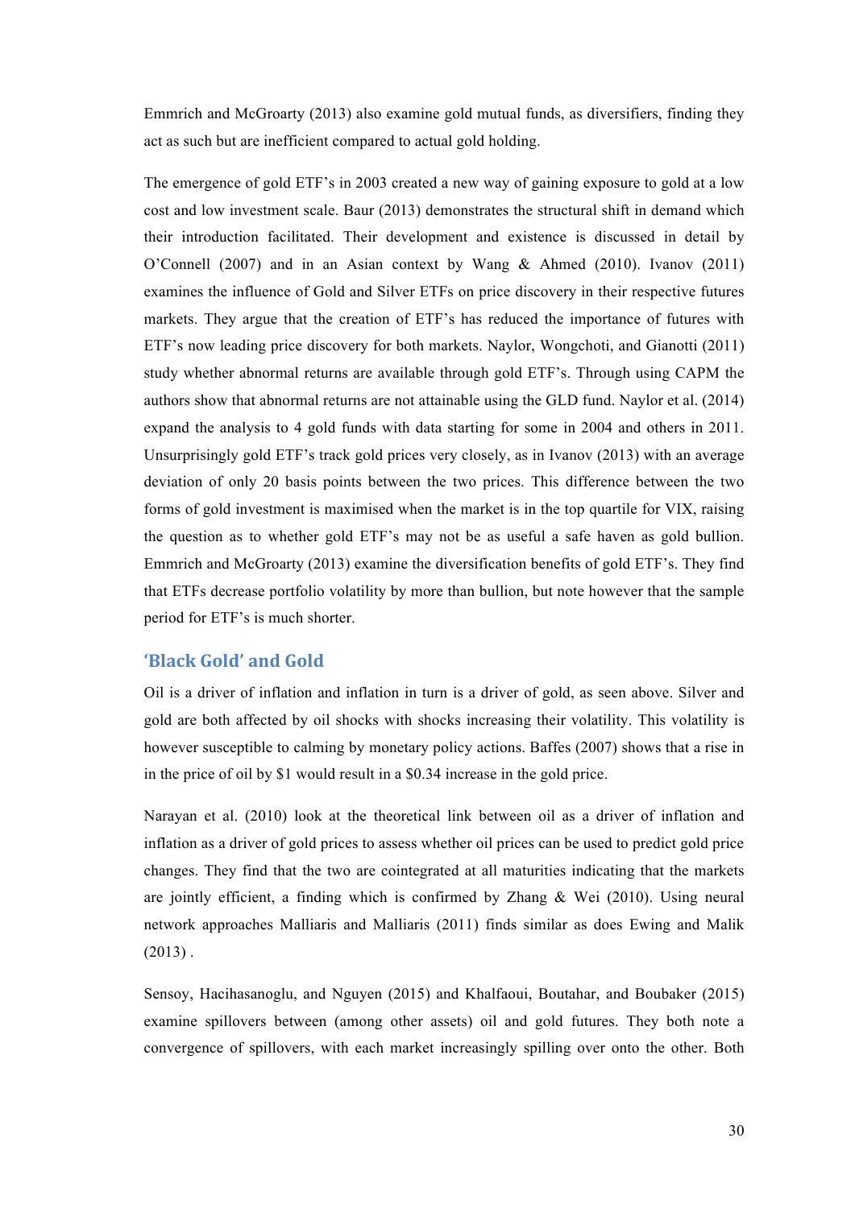Emmrich and McGroarty (2013) also examine gold mutual funds, as diversifiers, finding they act as such but are inefficient compared to actual gold holding.

The emergence of gold ETF's in 2003 created a new way of gaining exposure to gold at a low cost and low investment scale. Baur (2013) demonstrates the structural shift in demand which their introduction facilitated. Their development and existence is discussed in detail by O'Connell (2007) and in an Asian context by Wang & Ahmed (2010). Ivanov (2011) examines the influence of Gold and Silver ETFs on price discovery in their respective futures markets. They argue that the creation of ETF's has reduced the importance of futures with ETF's now leading price discovery for both markets. Naylor, Wongchoti, and Gianotti (2011) study whether abnormal returns are available through gold ETF's. Through using CAPM the authors show that abnormal returns are not attainable using the GLD fund. Naylor et al. (2014) expand the analysis to 4 gold funds with data starting for some in 2004 and others in 2011. Unsurprisingly gold ETF's track gold prices very closely, as in Ivanov (2013) with an average deviation of only 20 basis points between the two prices. This difference between the two forms of gold investment is maximised when the market is in the top quartile for VIX, raising the question as to whether gold ETF's may not be as useful a safe haven as gold bullion. Emmrich and McGroarty (2013) examine the diversification benefits of gold ETF's. They find that ETFs decrease portfolio volatility by more than bullion, but note however that the sample period for ETF's is much shorter.

## 'Black Gold' and Gold

Oil is a driver of inflation and inflation in turn is a driver of gold, as seen above. Silver and gold are both affected by oil shocks with shocks increasing their volatility. This volatility is however susceptible to calming by monetary policy actions. Baffes (2007) shows that a rise in in the price of oil by $1 would result in a $0.34 increase in the gold price.

Narayan et al. (2010) look at the theoretical link between oil as a driver of inflation and inflation as a driver of gold prices to assess whether oil prices can be used to predict gold price changes. They find that the two are cointegrated at all maturities indicating that the markets are jointly efficient, a finding which is confirmed by Zhang & Wei (2010). Using neural network approaches Malliaris and Malliaris (2011) finds similar as does Ewing and Malik (2013) .

Sensoy, Hacihasanoglu, and Nguyen (2015) and Khalfaoui, Boutahar, and Boubaker (2015) examine spillovers between (among other assets) oil and gold futures. They both note a convergence of spillovers, with each market increasingly spilling over onto the other. Both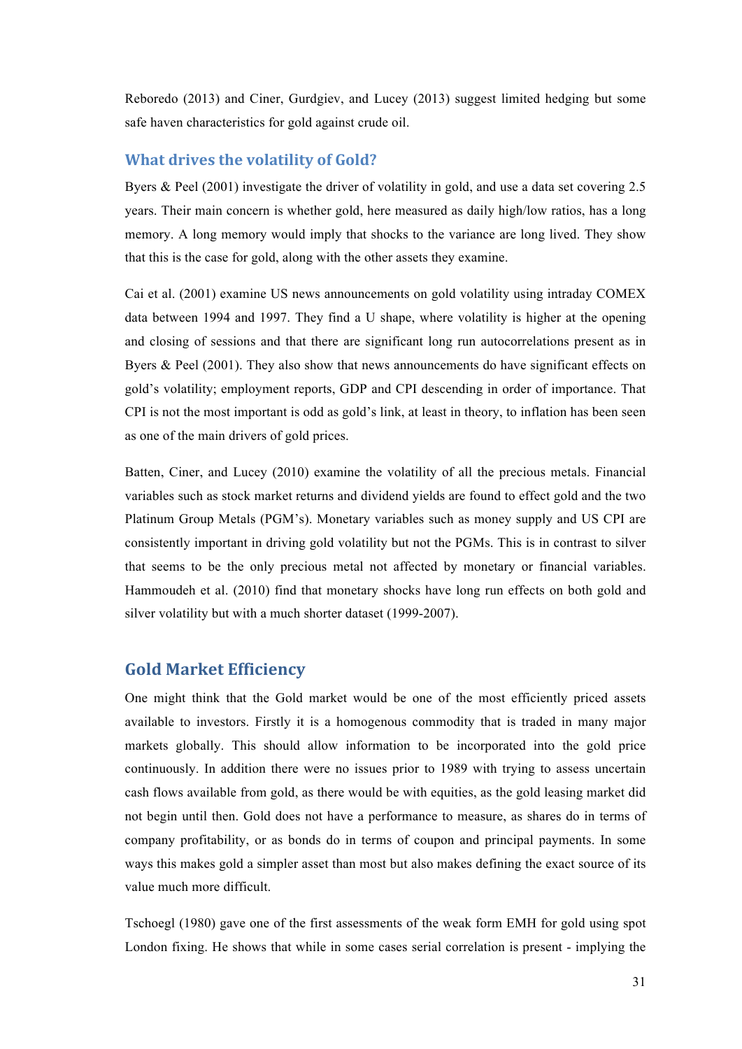Reboredo (2013) and Ciner, Gurdgiev, and Lucey (2013) suggest limited hedging but some safe haven characteristics for gold against crude oil.

### What drives the volatility of Gold?

Byers & Peel (2001) investigate the driver of volatility in gold, and use a data set covering 2.5 years. Their main concern is whether gold, here measured as daily high/low ratios, has a long memory. A long memory would imply that shocks to the variance are long lived. They show that this is the case for gold, along with the other assets they examine.

Cai et al. (2001) examine US news announcements on gold volatility using intraday COMEX data between 1994 and 1997. They find a U shape, where volatility is higher at the opening and closing of sessions and that there are significant long run autocorrelations present as in Byers & Peel (2001). They also show that news announcements do have significant effects on gold's volatility; employment reports, GDP and CPI descending in order of importance. That CPI is not the most important is odd as gold's link, at least in theory, to inflation has been seen as one of the main drivers of gold prices.

Batten, Ciner, and Lucey (2010) examine the volatility of all the precious metals. Financial variables such as stock market returns and dividend yields are found to effect gold and the two Platinum Group Metals (PGM's). Monetary variables such as money supply and US CPI are consistently important in driving gold volatility but not the PGMs. This is in contrast to silver that seems to be the only precious metal not affected by monetary or financial variables. Hammoudeh et al. (2010) find that monetary shocks have long run effects on both gold and silver volatility but with a much shorter dataset (1999-2007).

## Gold Market Efficiency

One might think that the Gold market would be one of the most efficiently priced assets available to investors. Firstly it is a homogenous commodity that is traded in many major markets globally. This should allow information to be incorporated into the gold price continuously. In addition there were no issues prior to 1989 with trying to assess uncertain cash flows available from gold, as there would be with equities, as the gold leasing market did not begin until then. Gold does not have a performance to measure, as shares do in terms of company profitability, or as bonds do in terms of coupon and principal payments. In some ways this makes gold a simpler asset than most but also makes defining the exact source of its value much more difficult.

Tschoegl (1980) gave one of the first assessments of the weak form EMH for gold using spot London fixing. He shows that while in some cases serial correlation is present - implying the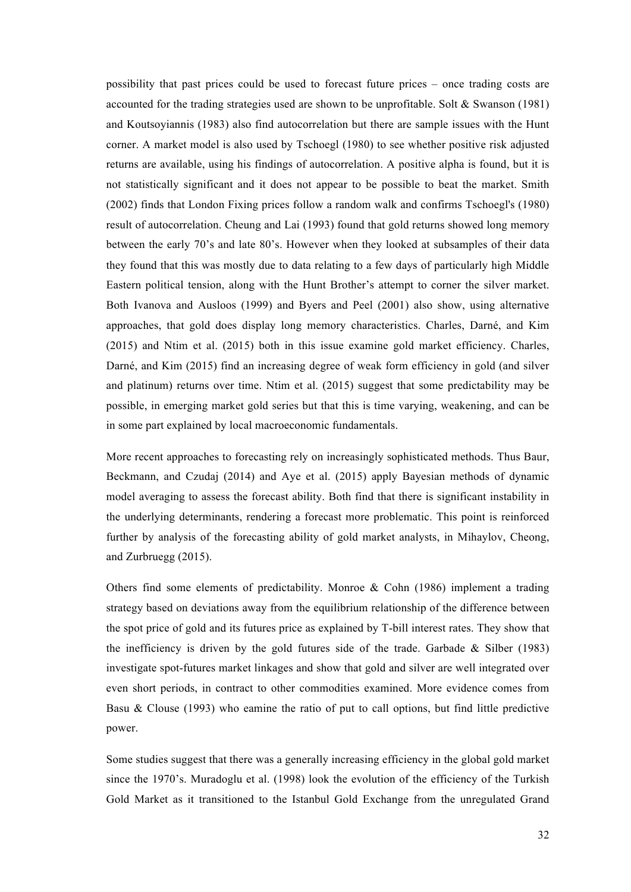possibility that past prices could be used to forecast future prices – once trading costs are accounted for the trading strategies used are shown to be unprofitable. Solt & Swanson (1981) and Koutsoyiannis (1983) also find autocorrelation but there are sample issues with the Hunt corner. A market model is also used by Tschoegl (1980) to see whether positive risk adjusted returns are available, using his findings of autocorrelation. A positive alpha is found, but it is not statistically significant and it does not appear to be possible to beat the market. Smith (2002) finds that London Fixing prices follow a random walk and confirms Tschoegl's (1980) result of autocorrelation. Cheung and Lai (1993) found that gold returns showed long memory between the early 70's and late 80's. However when they looked at subsamples of their data they found that this was mostly due to data relating to a few days of particularly high Middle Eastern political tension, along with the Hunt Brother's attempt to corner the silver market. Both Ivanova and Ausloos (1999) and Byers and Peel (2001) also show, using alternative approaches, that gold does display long memory characteristics. Charles, Darné, and Kim (2015) and Ntim et al. (2015) both in this issue examine gold market efficiency. Charles, Darné, and Kim (2015) find an increasing degree of weak form efficiency in gold (and silver and platinum) returns over time. Ntim et al. (2015) suggest that some predictability may be possible, in emerging market gold series but that this is time varying, weakening, and can be in some part explained by local macroeconomic fundamentals.

More recent approaches to forecasting rely on increasingly sophisticated methods. Thus Baur, Beckmann, and Czudaj (2014) and Aye et al. (2015) apply Bayesian methods of dynamic model averaging to assess the forecast ability. Both find that there is significant instability in the underlying determinants, rendering a forecast more problematic. This point is reinforced further by analysis of the forecasting ability of gold market analysts, in Mihaylov, Cheong, and Zurbruegg (2015).

Others find some elements of predictability. Monroe & Cohn (1986) implement a trading strategy based on deviations away from the equilibrium relationship of the difference between the spot price of gold and its futures price as explained by T-bill interest rates. They show that the inefficiency is driven by the gold futures side of the trade. Garbade & Silber (1983) investigate spot-futures market linkages and show that gold and silver are well integrated over even short periods, in contract to other commodities examined. More evidence comes from Basu & Clouse (1993) who eamine the ratio of put to call options, but find little predictive power.

Some studies suggest that there was a generally increasing efficiency in the global gold market since the 1970's. Muradoglu et al. (1998) look the evolution of the efficiency of the Turkish Gold Market as it transitioned to the Istanbul Gold Exchange from the unregulated Grand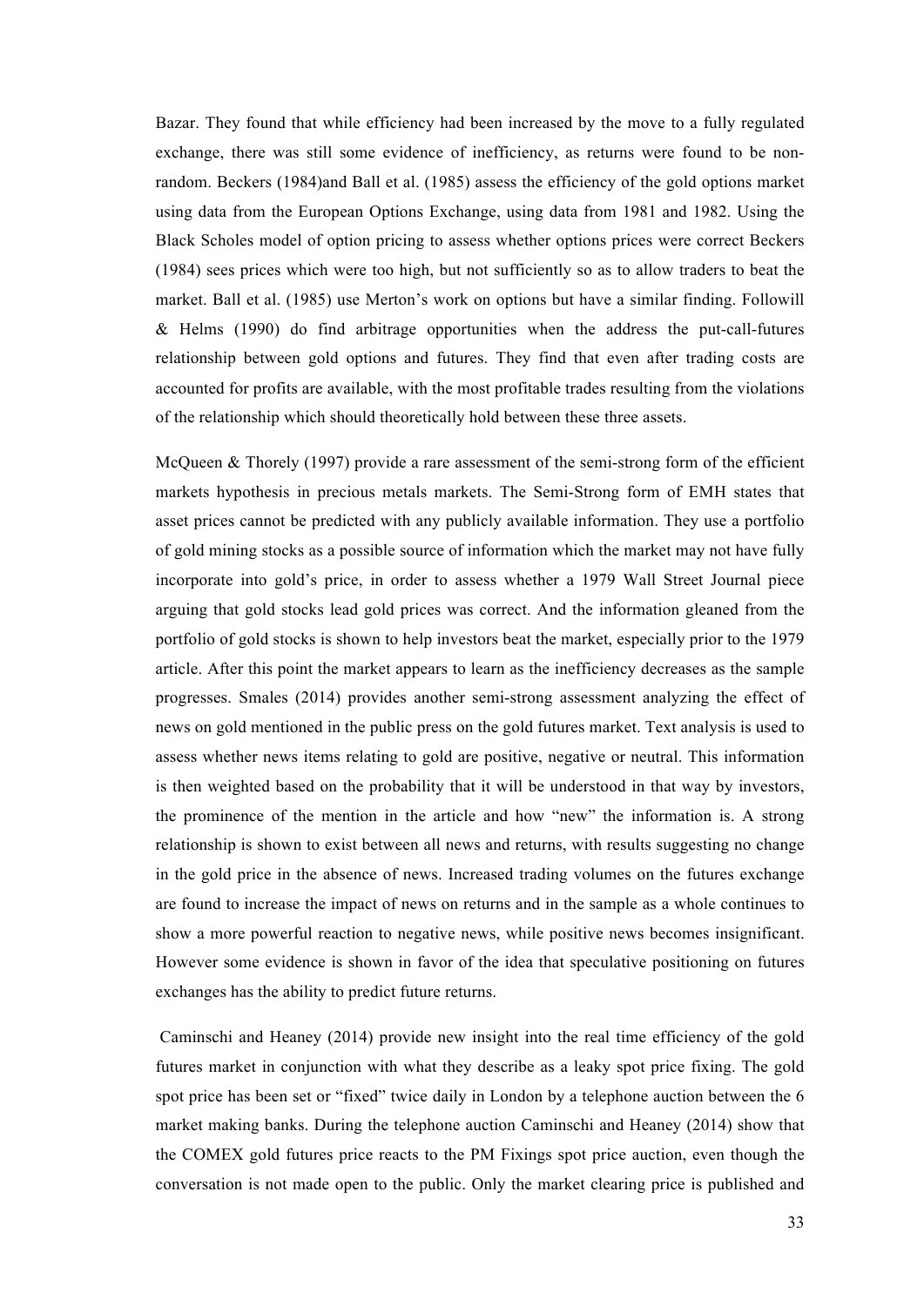Bazar. They found that while efficiency had been increased by the move to a fully regulated exchange, there was still some evidence of inefficiency, as returns were found to be non-random. Beckers (1984)and Ball et al. (1985) assess the efficiency of the gold options market using data from the European Options Exchange, using data from 1981 and 1982. Using the Black Scholes model of option pricing to assess whether options prices were correct Beckers (1984) sees prices which were too high, but not sufficiently so as to allow traders to beat the market. Ball et al. (1985) use Merton's work on options but have a similar finding. Followill & Helms (1990) do find arbitrage opportunities when the address the put-call-futures relationship between gold options and futures. They find that even after trading costs are accounted for profits are available, with the most profitable trades resulting from the violations of the relationship which should theoretically hold between these three assets.

McQueen & Thorely (1997) provide a rare assessment of the semi-strong form of the efficient markets hypothesis in precious metals markets. The Semi-Strong form of EMH states that asset prices cannot be predicted with any publicly available information. They use a portfolio of gold mining stocks as a possible source of information which the market may not have fully incorporate into gold's price, in order to assess whether a 1979 Wall Street Journal piece arguing that gold stocks lead gold prices was correct. And the information gleaned from the portfolio of gold stocks is shown to help investors beat the market, especially prior to the 1979 article. After this point the market appears to learn as the inefficiency decreases as the sample progresses. Smales (2014) provides another semi-strong assessment analyzing the effect of news on gold mentioned in the public press on the gold futures market. Text analysis is used to assess whether news items relating to gold are positive, negative or neutral. This information is then weighted based on the probability that it will be understood in that way by investors, the prominence of the mention in the article and how "new" the information is. A strong relationship is shown to exist between all news and returns, with results suggesting no change in the gold price in the absence of news. Increased trading volumes on the futures exchange are found to increase the impact of news on returns and in the sample as a whole continues to show a more powerful reaction to negative news, while positive news becomes insignificant. However some evidence is shown in favor of the idea that speculative positioning on futures exchanges has the ability to predict future returns.

Caminschi and Heaney (2014) provide new insight into the real time efficiency of the gold futures market in conjunction with what they describe as a leaky spot price fixing. The gold spot price has been set or "fixed" twice daily in London by a telephone auction between the 6 market making banks. During the telephone auction Caminschi and Heaney (2014) show that the COMEX gold futures price reacts to the PM Fixings spot price auction, even though the conversation is not made open to the public. Only the market clearing price is published and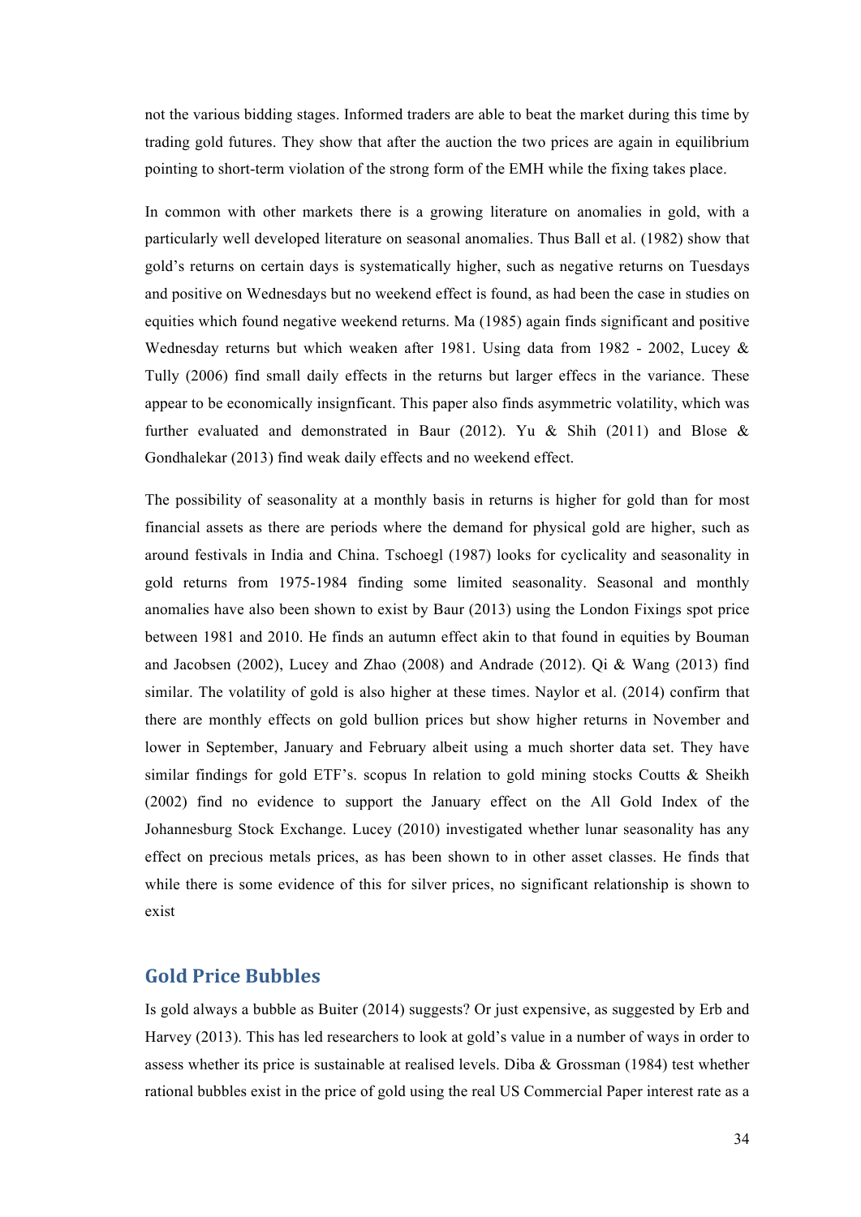not the various bidding stages. Informed traders are able to beat the market during this time by trading gold futures. They show that after the auction the two prices are again in equilibrium pointing to short-term violation of the strong form of the EMH while the fixing takes place.

In common with other markets there is a growing literature on anomalies in gold, with a particularly well developed literature on seasonal anomalies. Thus Ball et al. (1982) show that gold's returns on certain days is systematically higher, such as negative returns on Tuesdays and positive on Wednesdays but no weekend effect is found, as had been the case in studies on equities which found negative weekend returns. Ma (1985) again finds significant and positive Wednesday returns but which weaken after 1981. Using data from 1982 - 2002, Lucey & Tully (2006) find small daily effects in the returns but larger effecs in the variance. These appear to be economically insignficant. This paper also finds asymmetric volatility, which was further evaluated and demonstrated in Baur (2012). Yu & Shih (2011) and Blose & Gondhalekar (2013) find weak daily effects and no weekend effect.

The possibility of seasonality at a monthly basis in returns is higher for gold than for most financial assets as there are periods where the demand for physical gold are higher, such as around festivals in India and China. Tschoegl (1987) looks for cyclicality and seasonality in gold returns from 1975-1984 finding some limited seasonality. Seasonal and monthly anomalies have also been shown to exist by Baur (2013) using the London Fixings spot price between 1981 and 2010. He finds an autumn effect akin to that found in equities by Bouman and Jacobsen (2002), Lucey and Zhao (2008) and Andrade (2012). Qi & Wang (2013) find similar. The volatility of gold is also higher at these times. Naylor et al. (2014) confirm that there are monthly effects on gold bullion prices but show higher returns in November and lower in September, January and February albeit using a much shorter data set. They have similar findings for gold ETF's. scopus In relation to gold mining stocks Coutts & Sheikh (2002) find no evidence to support the January effect on the All Gold Index of the Johannesburg Stock Exchange. Lucey (2010) investigated whether lunar seasonality has any effect on precious metals prices, as has been shown to in other asset classes. He finds that while there is some evidence of this for silver prices, no significant relationship is shown to exist

## Gold Price Bubbles

Is gold always a bubble as Buiter (2014) suggests? Or just expensive, as suggested by Erb and Harvey (2013). This has led researchers to look at gold's value in a number of ways in order to assess whether its price is sustainable at realised levels. Diba & Grossman (1984) test whether rational bubbles exist in the price of gold using the real US Commercial Paper interest rate as a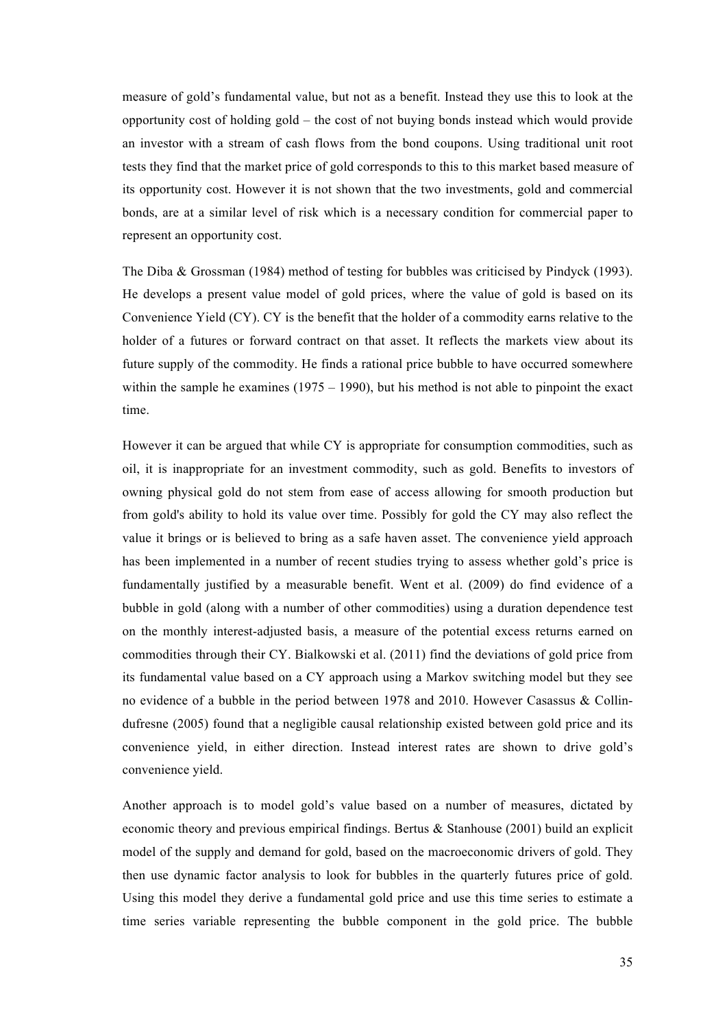measure of gold's fundamental value, but not as a benefit. Instead they use this to look at the opportunity cost of holding gold – the cost of not buying bonds instead which would provide an investor with a stream of cash flows from the bond coupons. Using traditional unit root tests they find that the market price of gold corresponds to this to this market based measure of its opportunity cost. However it is not shown that the two investments, gold and commercial bonds, are at a similar level of risk which is a necessary condition for commercial paper to represent an opportunity cost.

The Diba & Grossman (1984) method of testing for bubbles was criticised by Pindyck (1993). He develops a present value model of gold prices, where the value of gold is based on its Convenience Yield (CY). CY is the benefit that the holder of a commodity earns relative to the holder of a futures or forward contract on that asset. It reflects the markets view about its future supply of the commodity. He finds a rational price bubble to have occurred somewhere within the sample he examines (1975 – 1990), but his method is not able to pinpoint the exact time.

However it can be argued that while CY is appropriate for consumption commodities, such as oil, it is inappropriate for an investment commodity, such as gold. Benefits to investors of owning physical gold do not stem from ease of access allowing for smooth production but from gold's ability to hold its value over time. Possibly for gold the CY may also reflect the value it brings or is believed to bring as a safe haven asset. The convenience yield approach has been implemented in a number of recent studies trying to assess whether gold's price is fundamentally justified by a measurable benefit. Went et al. (2009) do find evidence of a bubble in gold (along with a number of other commodities) using a duration dependence test on the monthly interest-adjusted basis, a measure of the potential excess returns earned on commodities through their CY. Bialkowski et al. (2011) find the deviations of gold price from its fundamental value based on a CY approach using a Markov switching model but they see no evidence of a bubble in the period between 1978 and 2010. However Casassus & Collin-dufresne (2005) found that a negligible causal relationship existed between gold price and its convenience yield, in either direction. Instead interest rates are shown to drive gold's convenience yield.

Another approach is to model gold's value based on a number of measures, dictated by economic theory and previous empirical findings. Bertus & Stanhouse (2001) build an explicit model of the supply and demand for gold, based on the macroeconomic drivers of gold. They then use dynamic factor analysis to look for bubbles in the quarterly futures price of gold. Using this model they derive a fundamental gold price and use this time series to estimate a time series variable representing the bubble component in the gold price. The bubble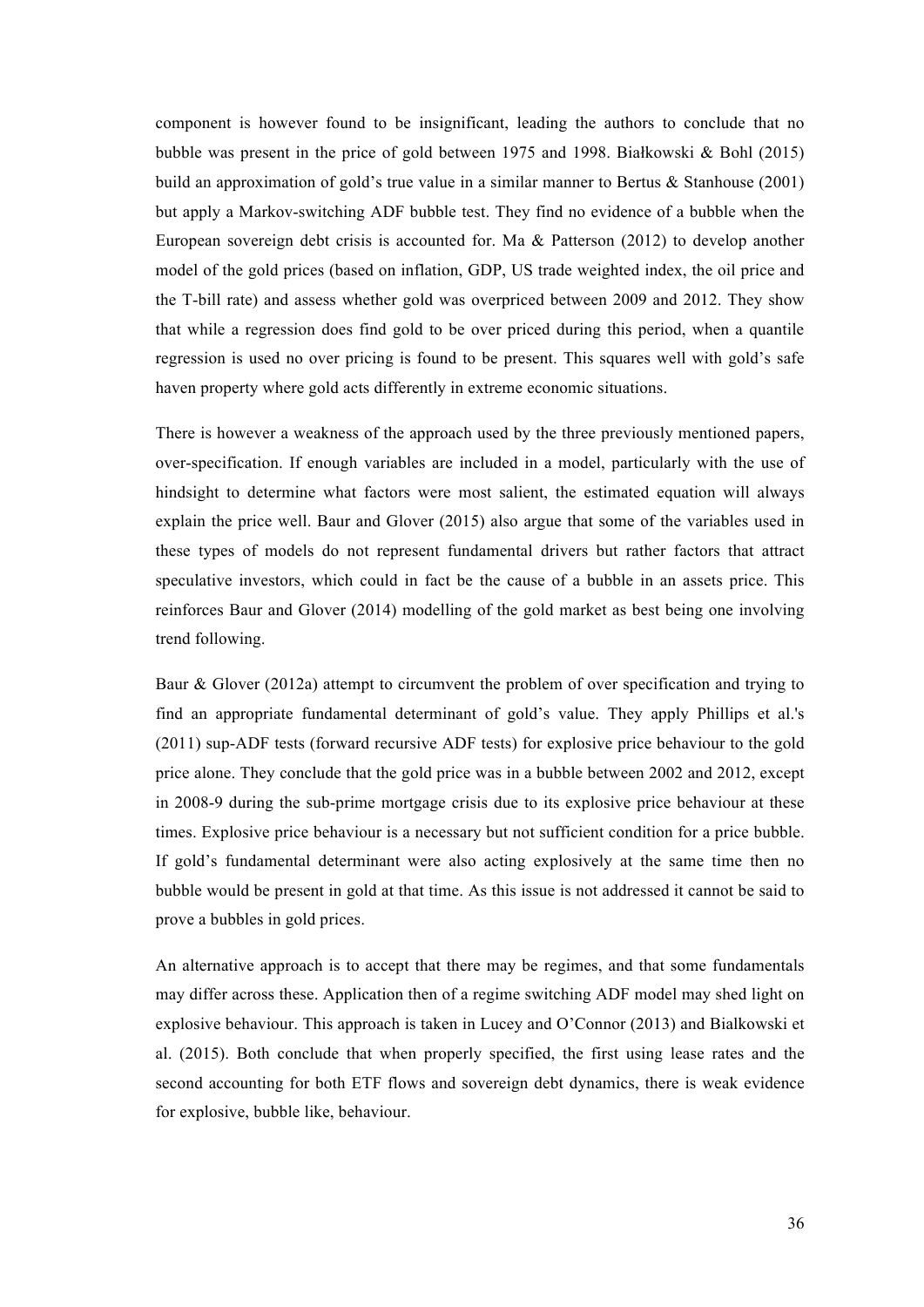component is however found to be insignificant, leading the authors to conclude that no bubble was present in the price of gold between 1975 and 1998. Białkowski & Bohl (2015) build an approximation of gold's true value in a similar manner to Bertus & Stanhouse (2001) but apply a Markov-switching ADF bubble test. They find no evidence of a bubble when the European sovereign debt crisis is accounted for. Ma & Patterson (2012) to develop another model of the gold prices (based on inflation, GDP, US trade weighted index, the oil price and the T-bill rate) and assess whether gold was overpriced between 2009 and 2012. They show that while a regression does find gold to be over priced during this period, when a quantile regression is used no over pricing is found to be present. This squares well with gold's safe haven property where gold acts differently in extreme economic situations.

There is however a weakness of the approach used by the three previously mentioned papers, over-specification. If enough variables are included in a model, particularly with the use of hindsight to determine what factors were most salient, the estimated equation will always explain the price well. Baur and Glover (2015) also argue that some of the variables used in these types of models do not represent fundamental drivers but rather factors that attract speculative investors, which could in fact be the cause of a bubble in an assets price. This reinforces Baur and Glover (2014) modelling of the gold market as best being one involving trend following.

Baur & Glover (2012a) attempt to circumvent the problem of over specification and trying to find an appropriate fundamental determinant of gold's value. They apply Phillips et al.'s (2011) sup-ADF tests (forward recursive ADF tests) for explosive price behaviour to the gold price alone. They conclude that the gold price was in a bubble between 2002 and 2012, except in 2008-9 during the sub-prime mortgage crisis due to its explosive price behaviour at these times. Explosive price behaviour is a necessary but not sufficient condition for a price bubble. If gold's fundamental determinant were also acting explosively at the same time then no bubble would be present in gold at that time. As this issue is not addressed it cannot be said to prove a bubbles in gold prices.

An alternative approach is to accept that there may be regimes, and that some fundamentals may differ across these. Application then of a regime switching ADF model may shed light on explosive behaviour. This approach is taken in Lucey and O'Connor (2013) and Bialkowski et al. (2015). Both conclude that when properly specified, the first using lease rates and the second accounting for both ETF flows and sovereign debt dynamics, there is weak evidence for explosive, bubble like, behaviour.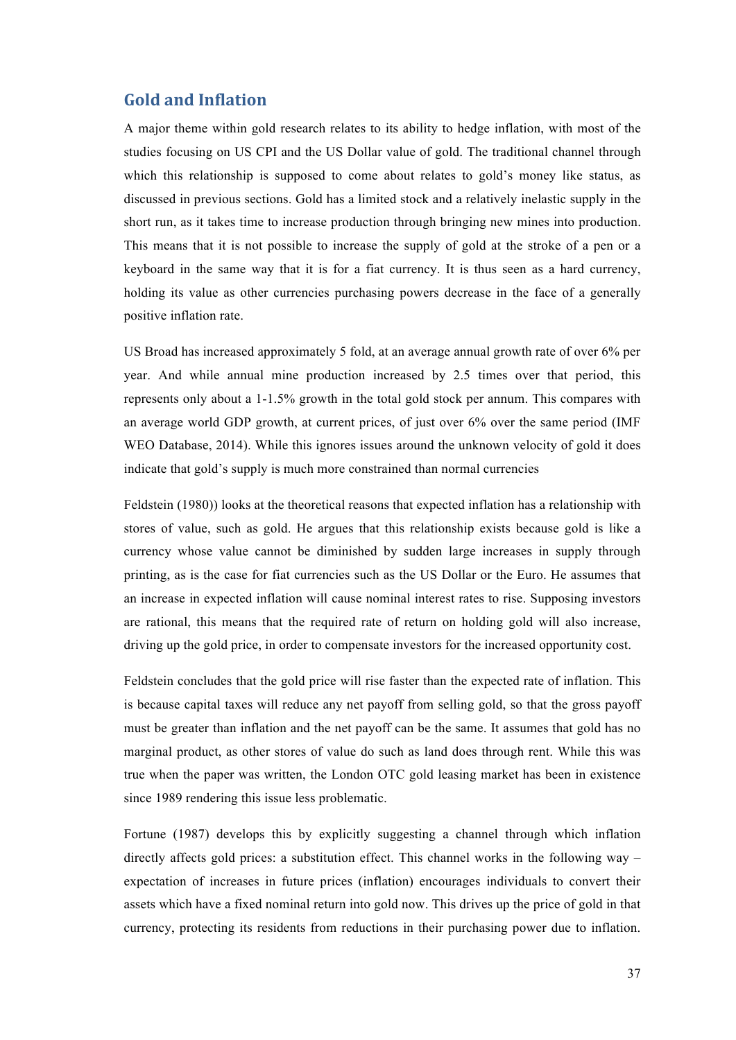## Gold and Inflation

A major theme within gold research relates to its ability to hedge inflation, with most of the studies focusing on US CPI and the US Dollar value of gold. The traditional channel through which this relationship is supposed to come about relates to gold's money like status, as discussed in previous sections. Gold has a limited stock and a relatively inelastic supply in the short run, as it takes time to increase production through bringing new mines into production. This means that it is not possible to increase the supply of gold at the stroke of a pen or a keyboard in the same way that it is for a fiat currency. It is thus seen as a hard currency, holding its value as other currencies purchasing powers decrease in the face of a generally positive inflation rate.

US Broad has increased approximately 5 fold, at an average annual growth rate of over 6% per year. And while annual mine production increased by 2.5 times over that period, this represents only about a 1-1.5% growth in the total gold stock per annum. This compares with an average world GDP growth, at current prices, of just over 6% over the same period (IMF WEO Database, 2014). While this ignores issues around the unknown velocity of gold it does indicate that gold's supply is much more constrained than normal currencies

Feldstein (1980)) looks at the theoretical reasons that expected inflation has a relationship with stores of value, such as gold. He argues that this relationship exists because gold is like a currency whose value cannot be diminished by sudden large increases in supply through printing, as is the case for fiat currencies such as the US Dollar or the Euro. He assumes that an increase in expected inflation will cause nominal interest rates to rise. Supposing investors are rational, this means that the required rate of return on holding gold will also increase, driving up the gold price, in order to compensate investors for the increased opportunity cost.

Feldstein concludes that the gold price will rise faster than the expected rate of inflation. This is because capital taxes will reduce any net payoff from selling gold, so that the gross payoff must be greater than inflation and the net payoff can be the same. It assumes that gold has no marginal product, as other stores of value do such as land does through rent. While this was true when the paper was written, the London OTC gold leasing market has been in existence since 1989 rendering this issue less problematic.

Fortune (1987) develops this by explicitly suggesting a channel through which inflation directly affects gold prices: a substitution effect. This channel works in the following way – expectation of increases in future prices (inflation) encourages individuals to convert their assets which have a fixed nominal return into gold now. This drives up the price of gold in that currency, protecting its residents from reductions in their purchasing power due to inflation.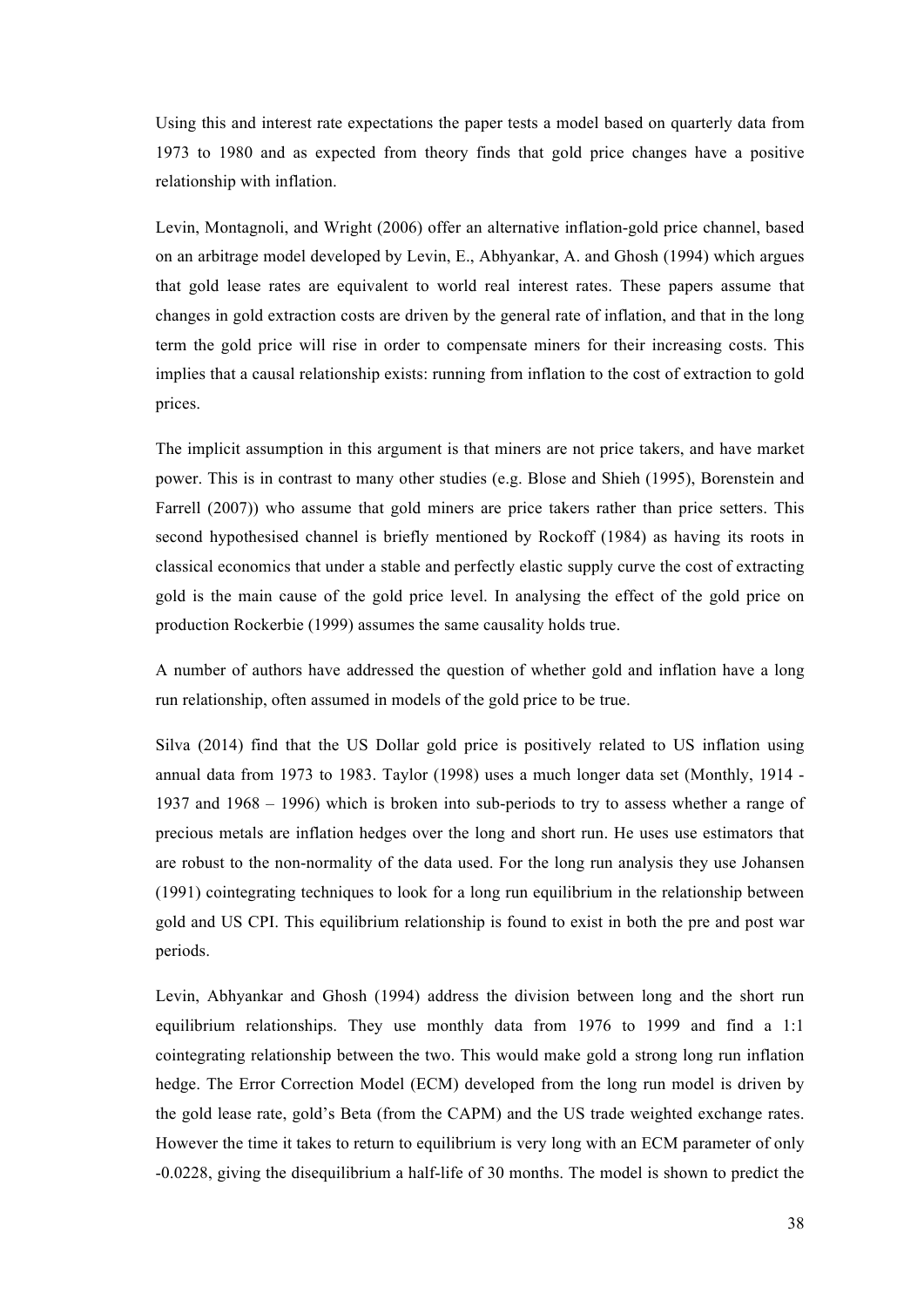Using this and interest rate expectations the paper tests a model based on quarterly data from 1973 to 1980 and as expected from theory finds that gold price changes have a positive relationship with inflation.

Levin, Montagnoli, and Wright (2006) offer an alternative inflation-gold price channel, based on an arbitrage model developed by Levin, E., Abhyankar, A. and Ghosh (1994) which argues that gold lease rates are equivalent to world real interest rates. These papers assume that changes in gold extraction costs are driven by the general rate of inflation, and that in the long term the gold price will rise in order to compensate miners for their increasing costs. This implies that a causal relationship exists: running from inflation to the cost of extraction to gold prices.

The implicit assumption in this argument is that miners are not price takers, and have market power. This is in contrast to many other studies (e.g. Blose and Shieh (1995), Borenstein and Farrell (2007)) who assume that gold miners are price takers rather than price setters. This second hypothesised channel is briefly mentioned by Rockoff (1984) as having its roots in classical economics that under a stable and perfectly elastic supply curve the cost of extracting gold is the main cause of the gold price level. In analysing the effect of the gold price on production Rockerbie (1999) assumes the same causality holds true.

A number of authors have addressed the question of whether gold and inflation have a long run relationship, often assumed in models of the gold price to be true.

Silva (2014) find that the US Dollar gold price is positively related to US inflation using annual data from 1973 to 1983. Taylor (1998) uses a much longer data set (Monthly, 1914 - 1937 and 1968 – 1996) which is broken into sub-periods to try to assess whether a range of precious metals are inflation hedges over the long and short run. He uses use estimators that are robust to the non-normality of the data used. For the long run analysis they use Johansen (1991) cointegrating techniques to look for a long run equilibrium in the relationship between gold and US CPI. This equilibrium relationship is found to exist in both the pre and post war periods.

Levin, Abhyankar and Ghosh (1994) address the division between long and the short run equilibrium relationships. They use monthly data from 1976 to 1999 and find a 1:1 cointegrating relationship between the two. This would make gold a strong long run inflation hedge. The Error Correction Model (ECM) developed from the long run model is driven by the gold lease rate, gold's Beta (from the CAPM) and the US trade weighted exchange rates. However the time it takes to return to equilibrium is very long with an ECM parameter of only -0.0228, giving the disequilibrium a half-life of 30 months. The model is shown to predict the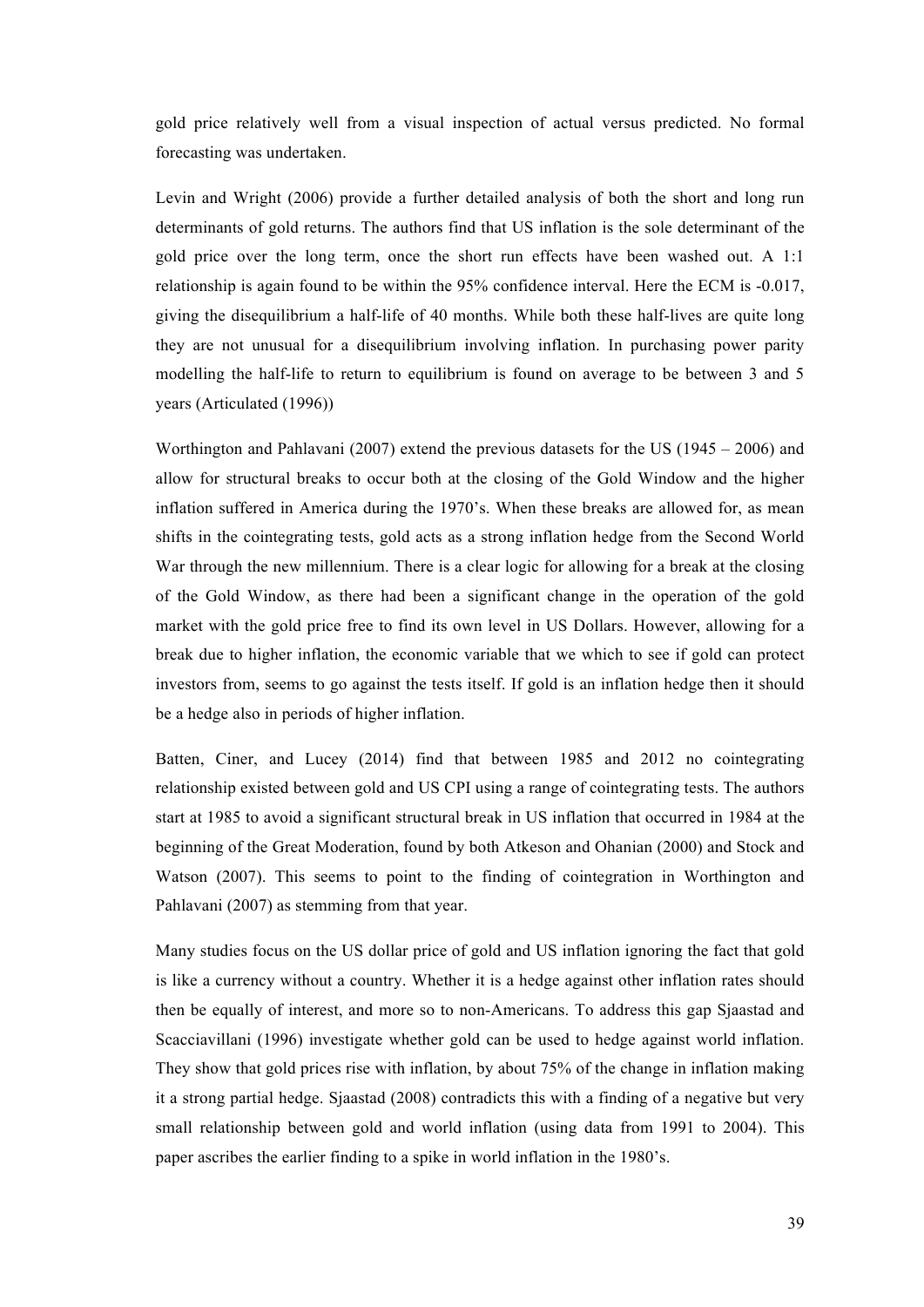gold price relatively well from a visual inspection of actual versus predicted. No formal forecasting was undertaken.

Levin and Wright (2006) provide a further detailed analysis of both the short and long run determinants of gold returns. The authors find that US inflation is the sole determinant of the gold price over the long term, once the short run effects have been washed out. A 1:1 relationship is again found to be within the 95% confidence interval. Here the ECM is -0.017, giving the disequilibrium a half-life of 40 months. While both these half-lives are quite long they are not unusual for a disequilibrium involving inflation. In purchasing power parity modelling the half-life to return to equilibrium is found on average to be between 3 and 5 years (Articulated (1996))

Worthington and Pahlavani (2007) extend the previous datasets for the US (1945 – 2006) and allow for structural breaks to occur both at the closing of the Gold Window and the higher inflation suffered in America during the 1970's. When these breaks are allowed for, as mean shifts in the cointegrating tests, gold acts as a strong inflation hedge from the Second World War through the new millennium. There is a clear logic for allowing for a break at the closing of the Gold Window, as there had been a significant change in the operation of the gold market with the gold price free to find its own level in US Dollars. However, allowing for a break due to higher inflation, the economic variable that we which to see if gold can protect investors from, seems to go against the tests itself. If gold is an inflation hedge then it should be a hedge also in periods of higher inflation.

Batten, Ciner, and Lucey (2014) find that between 1985 and 2012 no cointegrating relationship existed between gold and US CPI using a range of cointegrating tests. The authors start at 1985 to avoid a significant structural break in US inflation that occurred in 1984 at the beginning of the Great Moderation, found by both Atkeson and Ohanian (2000) and Stock and Watson (2007). This seems to point to the finding of cointegration in Worthington and Pahlavani (2007) as stemming from that year.

Many studies focus on the US dollar price of gold and US inflation ignoring the fact that gold is like a currency without a country. Whether it is a hedge against other inflation rates should then be equally of interest, and more so to non-Americans. To address this gap Sjaastad and Scacciavillani (1996) investigate whether gold can be used to hedge against world inflation. They show that gold prices rise with inflation, by about 75% of the change in inflation making it a strong partial hedge. Sjaastad (2008) contradicts this with a finding of a negative but very small relationship between gold and world inflation (using data from 1991 to 2004). This paper ascribes the earlier finding to a spike in world inflation in the 1980's.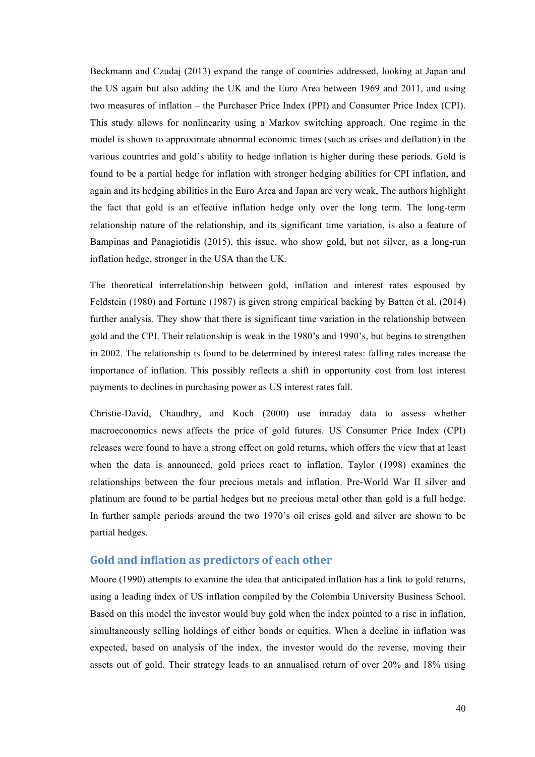Beckmann and Czudaj (2013) expand the range of countries addressed, looking at Japan and the US again but also adding the UK and the Euro Area between 1969 and 2011, and using two measures of inflation – the Purchaser Price Index (PPI) and Consumer Price Index (CPI). This study allows for nonlinearity using a Markov switching approach. One regime in the model is shown to approximate abnormal economic times (such as crises and deflation) in the various countries and gold's ability to hedge inflation is higher during these periods. Gold is found to be a partial hedge for inflation with stronger hedging abilities for CPI inflation, and again and its hedging abilities in the Euro Area and Japan are very weak, The authors highlight the fact that gold is an effective inflation hedge only over the long term. The long-term relationship nature of the relationship, and its significant time variation, is also a feature of Bampinas and Panagiotidis (2015), this issue, who show gold, but not silver, as a long-run inflation hedge, stronger in the USA than the UK.

The theoretical interrelationship between gold, inflation and interest rates espoused by Feldstein (1980) and Fortune (1987) is given strong empirical backing by Batten et al. (2014) further analysis. They show that there is significant time variation in the relationship between gold and the CPI. Their relationship is weak in the 1980's and 1990's, but begins to strengthen in 2002. The relationship is found to be determined by interest rates: falling rates increase the importance of inflation. This possibly reflects a shift in opportunity cost from lost interest payments to declines in purchasing power as US interest rates fall.

Christie-David, Chaudhry, and Koch (2000) use intraday data to assess whether macroeconomics news affects the price of gold futures. US Consumer Price Index (CPI) releases were found to have a strong effect on gold returns, which offers the view that at least when the data is announced, gold prices react to inflation. Taylor (1998) examines the relationships between the four precious metals and inflation. Pre-World War II silver and platinum are found to be partial hedges but no precious metal other than gold is a full hedge. In further sample periods around the two 1970's oil crises gold and silver are shown to be partial hedges.

## Gold and inflation as predictors of each other

Moore (1990) attempts to examine the idea that anticipated inflation has a link to gold returns, using a leading index of US inflation compiled by the Colombia University Business School. Based on this model the investor would buy gold when the index pointed to a rise in inflation, simultaneously selling holdings of either bonds or equities. When a decline in inflation was expected, based on analysis of the index, the investor would do the reverse, moving their assets out of gold. Their strategy leads to an annualised return of over 20% and 18% using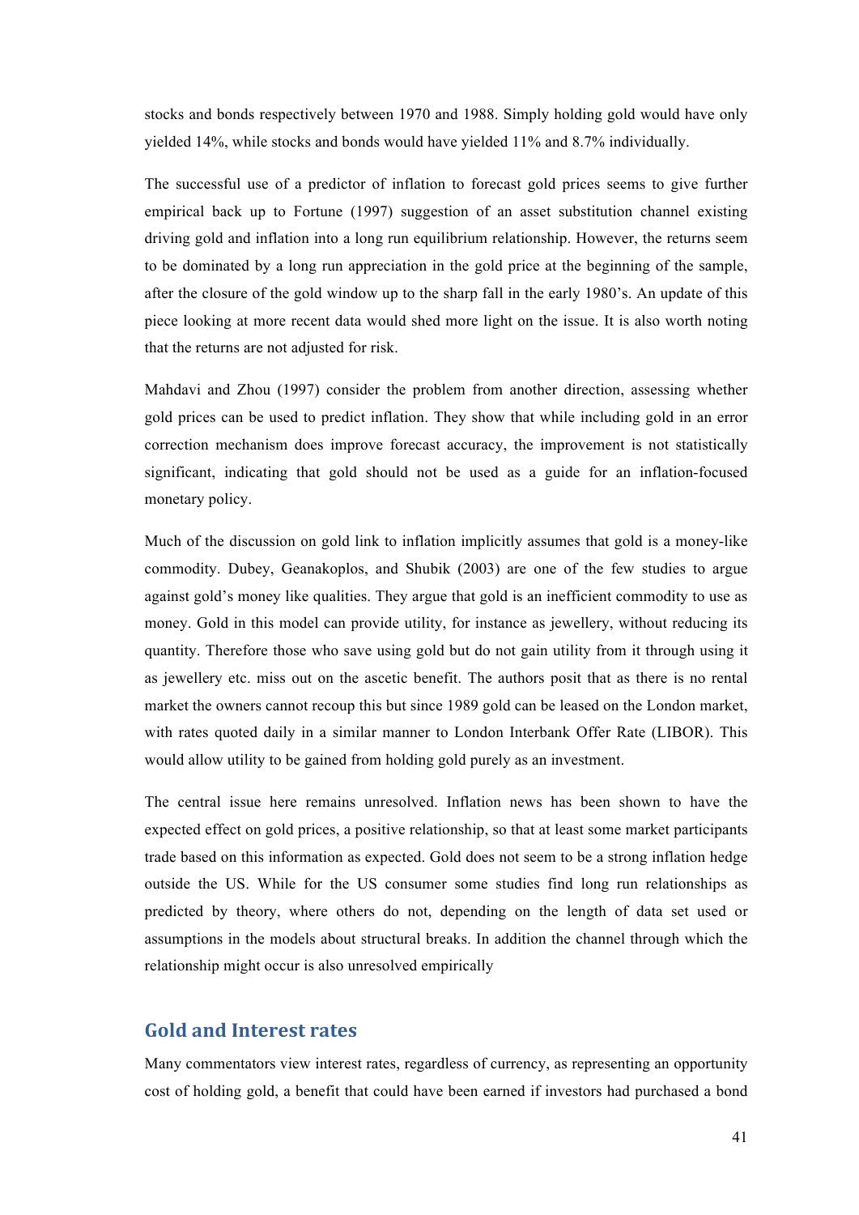stocks and bonds respectively between 1970 and 1988. Simply holding gold would have only yielded 14%, while stocks and bonds would have yielded 11% and 8.7% individually.

The successful use of a predictor of inflation to forecast gold prices seems to give further empirical back up to Fortune (1997) suggestion of an asset substitution channel existing driving gold and inflation into a long run equilibrium relationship. However, the returns seem to be dominated by a long run appreciation in the gold price at the beginning of the sample, after the closure of the gold window up to the sharp fall in the early 1980's. An update of this piece looking at more recent data would shed more light on the issue. It is also worth noting that the returns are not adjusted for risk.

Mahdavi and Zhou (1997) consider the problem from another direction, assessing whether gold prices can be used to predict inflation. They show that while including gold in an error correction mechanism does improve forecast accuracy, the improvement is not statistically significant, indicating that gold should not be used as a guide for an inflation-focused monetary policy.

Much of the discussion on gold link to inflation implicitly assumes that gold is a money-like commodity. Dubey, Geanakoplos, and Shubik (2003) are one of the few studies to argue against gold's money like qualities. They argue that gold is an inefficient commodity to use as money. Gold in this model can provide utility, for instance as jewellery, without reducing its quantity. Therefore those who save using gold but do not gain utility from it through using it as jewellery etc. miss out on the ascetic benefit. The authors posit that as there is no rental market the owners cannot recoup this but since 1989 gold can be leased on the London market, with rates quoted daily in a similar manner to London Interbank Offer Rate (LIBOR). This would allow utility to be gained from holding gold purely as an investment.

The central issue here remains unresolved. Inflation news has been shown to have the expected effect on gold prices, a positive relationship, so that at least some market participants trade based on this information as expected. Gold does not seem to be a strong inflation hedge outside the US. While for the US consumer some studies find long run relationships as predicted by theory, where others do not, depending on the length of data set used or assumptions in the models about structural breaks. In addition the channel through which the relationship might occur is also unresolved empirically

## Gold and Interest rates

Many commentators view interest rates, regardless of currency, as representing an opportunity cost of holding gold, a benefit that could have been earned if investors had purchased a bond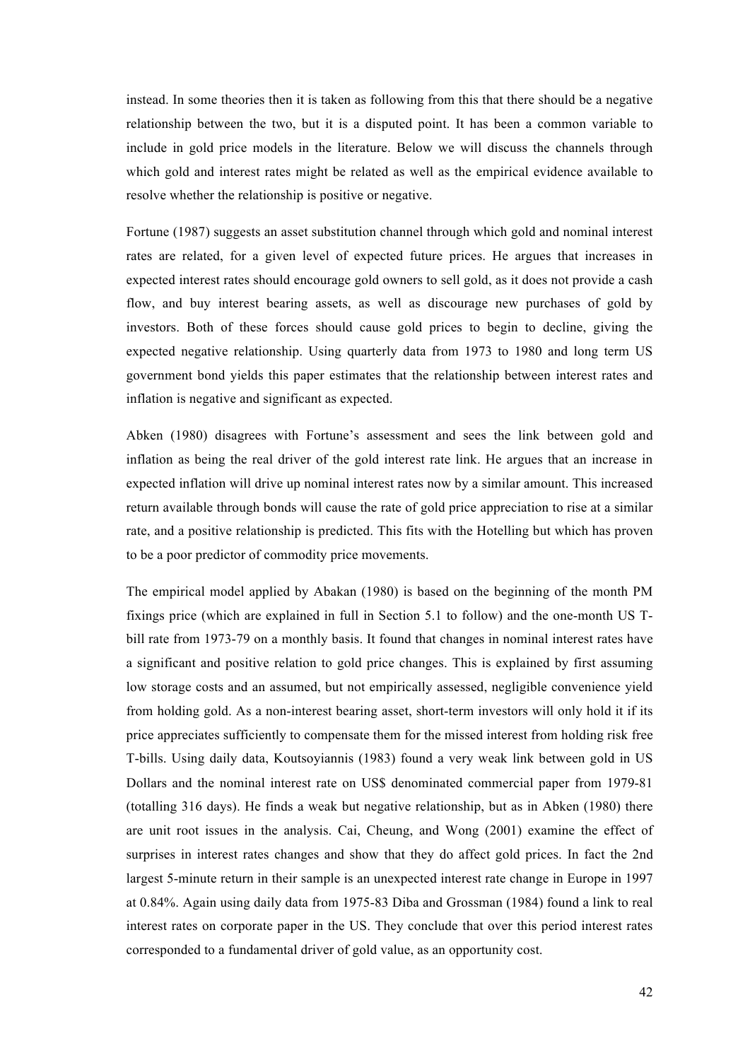instead. In some theories then it is taken as following from this that there should be a negative relationship between the two, but it is a disputed point. It has been a common variable to include in gold price models in the literature. Below we will discuss the channels through which gold and interest rates might be related as well as the empirical evidence available to resolve whether the relationship is positive or negative.

Fortune (1987) suggests an asset substitution channel through which gold and nominal interest rates are related, for a given level of expected future prices. He argues that increases in expected interest rates should encourage gold owners to sell gold, as it does not provide a cash flow, and buy interest bearing assets, as well as discourage new purchases of gold by investors. Both of these forces should cause gold prices to begin to decline, giving the expected negative relationship. Using quarterly data from 1973 to 1980 and long term US government bond yields this paper estimates that the relationship between interest rates and inflation is negative and significant as expected.

Abken (1980) disagrees with Fortune's assessment and sees the link between gold and inflation as being the real driver of the gold interest rate link. He argues that an increase in expected inflation will drive up nominal interest rates now by a similar amount. This increased return available through bonds will cause the rate of gold price appreciation to rise at a similar rate, and a positive relationship is predicted. This fits with the Hotelling but which has proven to be a poor predictor of commodity price movements.

The empirical model applied by Abakan (1980) is based on the beginning of the month PM fixings price (which are explained in full in Section 5.1 to follow) and the one-month US T-bill rate from 1973-79 on a monthly basis. It found that changes in nominal interest rates have a significant and positive relation to gold price changes. This is explained by first assuming low storage costs and an assumed, but not empirically assessed, negligible convenience yield from holding gold. As a non-interest bearing asset, short-term investors will only hold it if its price appreciates sufficiently to compensate them for the missed interest from holding risk free T-bills. Using daily data, Koutsoyiannis (1983) found a very weak link between gold in US Dollars and the nominal interest rate on US$ denominated commercial paper from 1979-81 (totalling 316 days). He finds a weak but negative relationship, but as in Abken (1980) there are unit root issues in the analysis. Cai, Cheung, and Wong (2001) examine the effect of surprises in interest rates changes and show that they do affect gold prices. In fact the 2nd largest 5-minute return in their sample is an unexpected interest rate change in Europe in 1997 at 0.84%. Again using daily data from 1975-83 Diba and Grossman (1984) found a link to real interest rates on corporate paper in the US. They conclude that over this period interest rates corresponded to a fundamental driver of gold value, as an opportunity cost.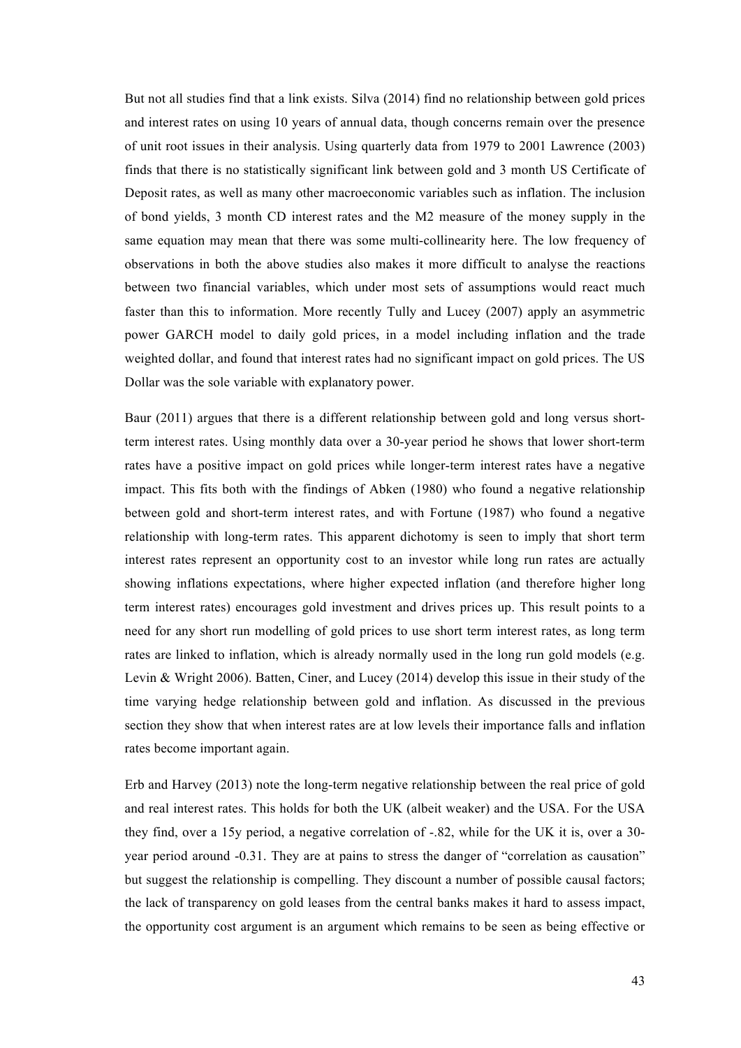But not all studies find that a link exists. Silva (2014) find no relationship between gold prices and interest rates on using 10 years of annual data, though concerns remain over the presence of unit root issues in their analysis. Using quarterly data from 1979 to 2001 Lawrence (2003) finds that there is no statistically significant link between gold and 3 month US Certificate of Deposit rates, as well as many other macroeconomic variables such as inflation. The inclusion of bond yields, 3 month CD interest rates and the M2 measure of the money supply in the same equation may mean that there was some multi-collinearity here. The low frequency of observations in both the above studies also makes it more difficult to analyse the reactions between two financial variables, which under most sets of assumptions would react much faster than this to information. More recently Tully and Lucey (2007) apply an asymmetric power GARCH model to daily gold prices, in a model including inflation and the trade weighted dollar, and found that interest rates had no significant impact on gold prices. The US Dollar was the sole variable with explanatory power.

Baur (2011) argues that there is a different relationship between gold and long versus short-term interest rates. Using monthly data over a 30-year period he shows that lower short-term rates have a positive impact on gold prices while longer-term interest rates have a negative impact. This fits both with the findings of Abken (1980) who found a negative relationship between gold and short-term interest rates, and with Fortune (1987) who found a negative relationship with long-term rates. This apparent dichotomy is seen to imply that short term interest rates represent an opportunity cost to an investor while long run rates are actually showing inflations expectations, where higher expected inflation (and therefore higher long term interest rates) encourages gold investment and drives prices up. This result points to a need for any short run modelling of gold prices to use short term interest rates, as long term rates are linked to inflation, which is already normally used in the long run gold models (e.g. Levin & Wright 2006). Batten, Ciner, and Lucey (2014) develop this issue in their study of the time varying hedge relationship between gold and inflation. As discussed in the previous section they show that when interest rates are at low levels their importance falls and inflation rates become important again.

Erb and Harvey (2013) note the long-term negative relationship between the real price of gold and real interest rates. This holds for both the UK (albeit weaker) and the USA. For the USA they find, over a 15y period, a negative correlation of -.82, while for the UK it is, over a 30-year period around -0.31. They are at pains to stress the danger of "correlation as causation" but suggest the relationship is compelling. They discount a number of possible causal factors; the lack of transparency on gold leases from the central banks makes it hard to assess impact, the opportunity cost argument is an argument which remains to be seen as being effective or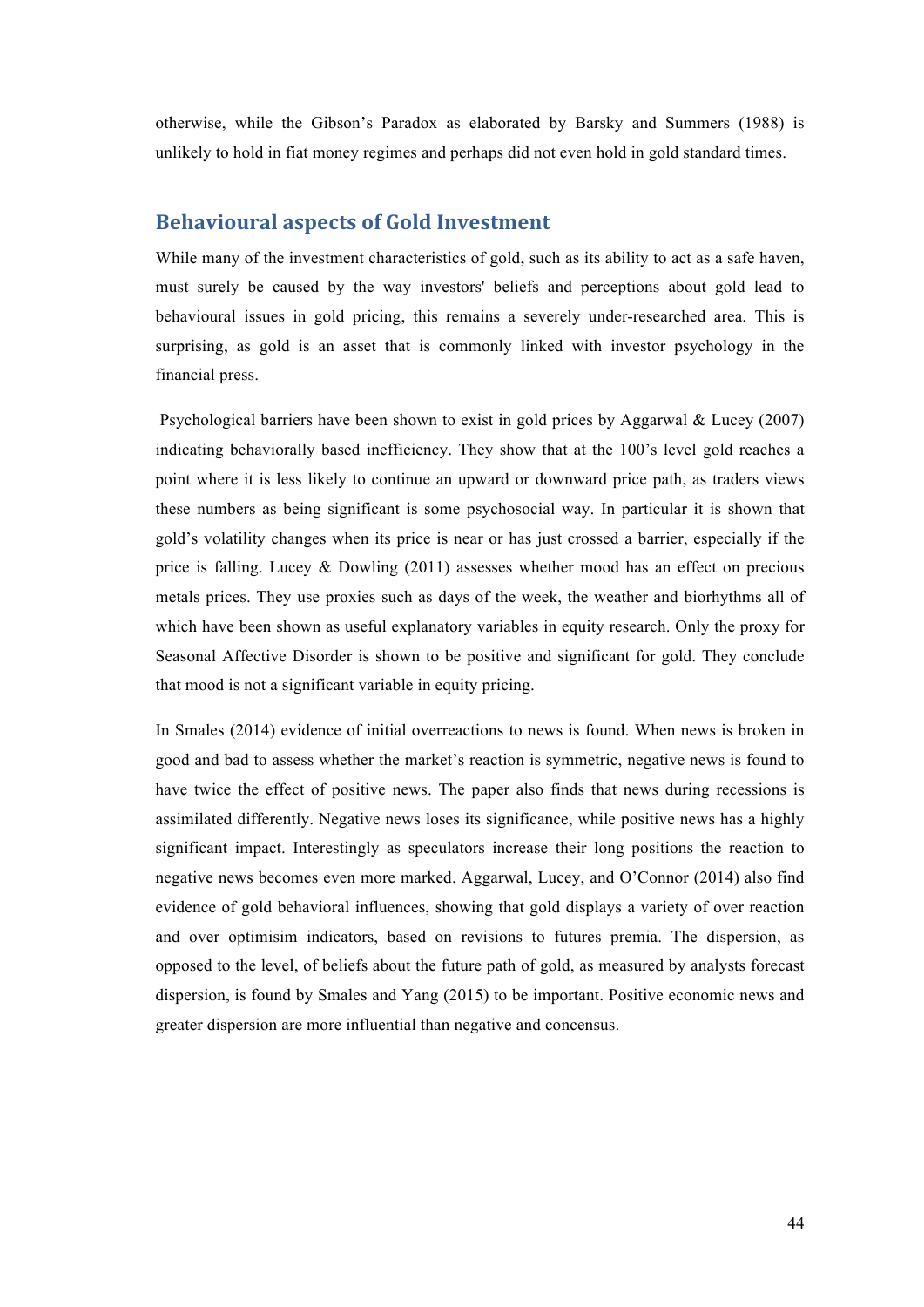otherwise, while the Gibson's Paradox as elaborated by Barsky and Summers (1988) is unlikely to hold in fiat money regimes and perhaps did not even hold in gold standard times.

## Behavioural aspects of Gold Investment

While many of the investment characteristics of gold, such as its ability to act as a safe haven, must surely be caused by the way investors' beliefs and perceptions about gold lead to behavioural issues in gold pricing, this remains a severely under-researched area. This is surprising, as gold is an asset that is commonly linked with investor psychology in the financial press.

Psychological barriers have been shown to exist in gold prices by Aggarwal & Lucey (2007) indicating behaviorally based inefficiency. They show that at the 100's level gold reaches a point where it is less likely to continue an upward or downward price path, as traders views these numbers as being significant is some psychosocial way. In particular it is shown that gold's volatility changes when its price is near or has just crossed a barrier, especially if the price is falling. Lucey & Dowling (2011) assesses whether mood has an effect on precious metals prices. They use proxies such as days of the week, the weather and biorhythms all of which have been shown as useful explanatory variables in equity research. Only the proxy for Seasonal Affective Disorder is shown to be positive and significant for gold. They conclude that mood is not a significant variable in equity pricing.

In Smales (2014) evidence of initial overreactions to news is found. When news is broken in good and bad to assess whether the market's reaction is symmetric, negative news is found to have twice the effect of positive news. The paper also finds that news during recessions is assimilated differently. Negative news loses its significance, while positive news has a highly significant impact. Interestingly as speculators increase their long positions the reaction to negative news becomes even more marked. Aggarwal, Lucey, and O'Connor (2014) also find evidence of gold behavioral influences, showing that gold displays a variety of over reaction and over optimisim indicators, based on revisions to futures premia. The dispersion, as opposed to the level, of beliefs about the future path of gold, as measured by analysts forecast dispersion, is found by Smales and Yang (2015) to be important. Positive economic news and greater dispersion are more influential than negative and concensus.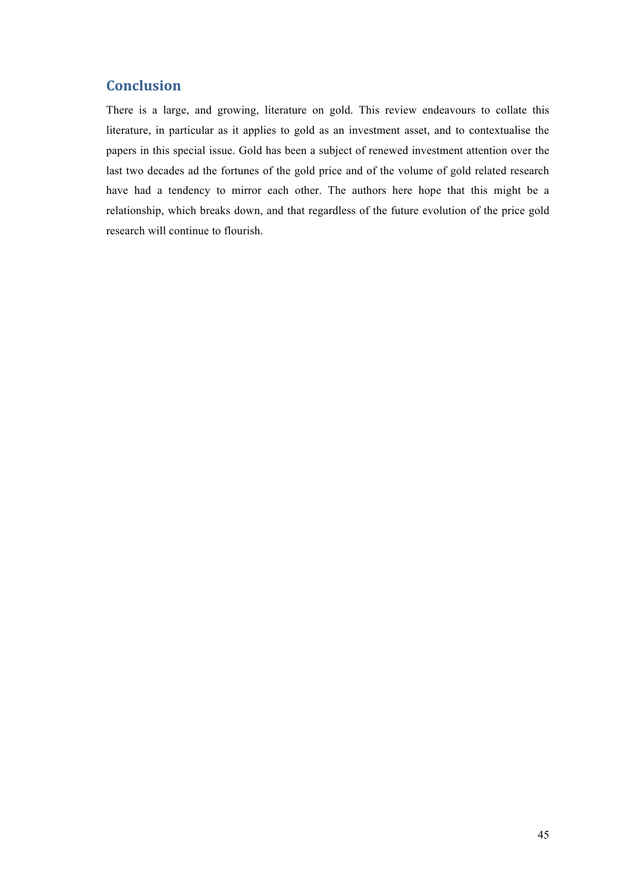## Conclusion

There is a large, and growing, literature on gold. This review endeavours to collate this literature, in particular as it applies to gold as an investment asset, and to contextualise the papers in this special issue. Gold has been a subject of renewed investment attention over the last two decades ad the fortunes of the gold price and of the volume of gold related research have had a tendency to mirror each other. The authors here hope that this might be a relationship, which breaks down, and that regardless of the future evolution of the price gold research will continue to flourish.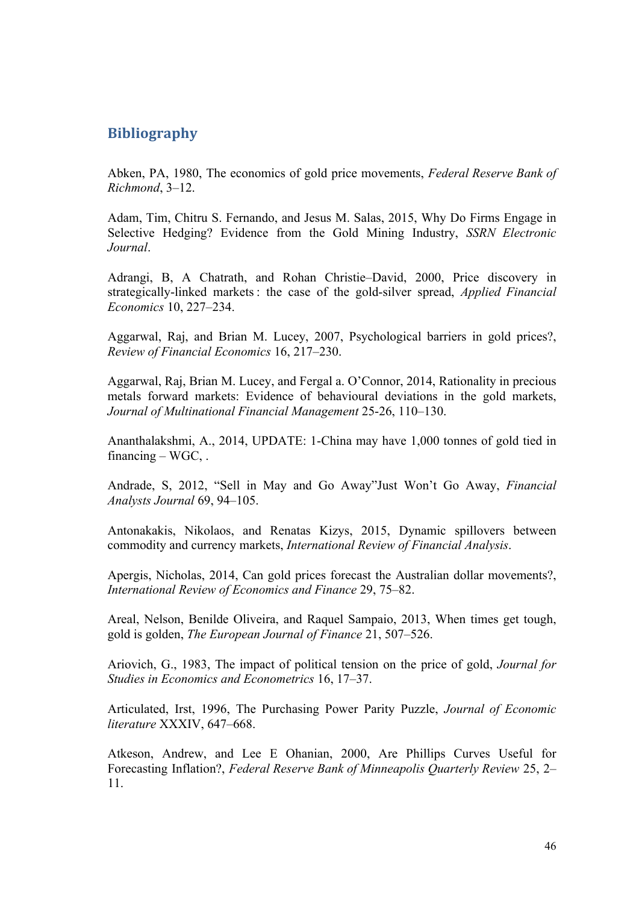## Bibliography

Abken, PA, 1980, The economics of gold price movements, *Federal Reserve Bank of Richmond*, 3–12.

Adam, Tim, Chitru S. Fernando, and Jesus M. Salas, 2015, Why Do Firms Engage in Selective Hedging? Evidence from the Gold Mining Industry, *SSRN Electronic Journal*.

Adrangi, B, A Chatrath, and Rohan Christie–David, 2000, Price discovery in strategically-linked markets : the case of the gold-silver spread, *Applied Financial Economics* 10, 227–234.

Aggarwal, Raj, and Brian M. Lucey, 2007, Psychological barriers in gold prices?, *Review of Financial Economics* 16, 217–230.

Aggarwal, Raj, Brian M. Lucey, and Fergal a. O'Connor, 2014, Rationality in precious metals forward markets: Evidence of behavioural deviations in the gold markets, *Journal of Multinational Financial Management* 25-26, 110–130.

Ananthalakshmi, A., 2014, UPDATE: 1-China may have 1,000 tonnes of gold tied in financing – WGC, .

Andrade, S, 2012, "Sell in May and Go Away"Just Won't Go Away, *Financial Analysts Journal* 69, 94–105.

Antonakakis, Nikolaos, and Renatas Kizys, 2015, Dynamic spillovers between commodity and currency markets, *International Review of Financial Analysis*.

Apergis, Nicholas, 2014, Can gold prices forecast the Australian dollar movements?, *International Review of Economics and Finance* 29, 75–82.

Areal, Nelson, Benilde Oliveira, and Raquel Sampaio, 2013, When times get tough, gold is golden, *The European Journal of Finance* 21, 507–526.

Ariovich, G., 1983, The impact of political tension on the price of gold, *Journal for Studies in Economics and Econometrics* 16, 17–37.

Articulated, Irst, 1996, The Purchasing Power Parity Puzzle, *Journal of Economic literature* XXXIV, 647–668.

Atkeson, Andrew, and Lee E Ohanian, 2000, Are Phillips Curves Useful for Forecasting Inflation?, *Federal Reserve Bank of Minneapolis Quarterly Review* 25, 2–11.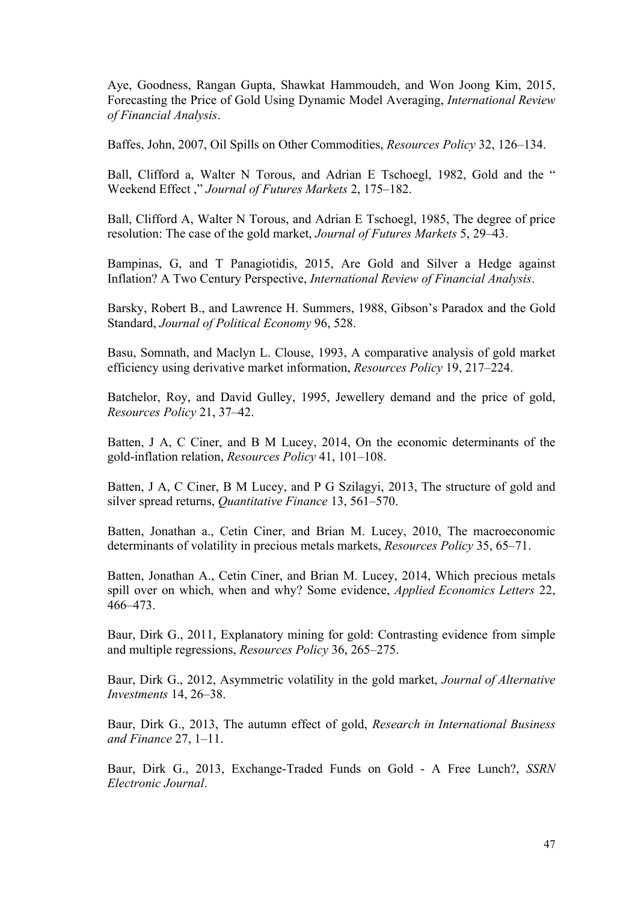Aye, Goodness, Rangan Gupta, Shawkat Hammoudeh, and Won Joong Kim, 2015, Forecasting the Price of Gold Using Dynamic Model Averaging, *International Review of Financial Analysis*.

Baffes, John, 2007, Oil Spills on Other Commodities, *Resources Policy* 32, 126–134.

Ball, Clifford a, Walter N Torous, and Adrian E Tschoegl, 1982, Gold and the " Weekend Effect ," *Journal of Futures Markets* 2, 175–182.

Ball, Clifford A, Walter N Torous, and Adrian E Tschoegl, 1985, The degree of price resolution: The case of the gold market, *Journal of Futures Markets* 5, 29–43.

Bampinas, G, and T Panagiotidis, 2015, Are Gold and Silver a Hedge against Inflation? A Two Century Perspective, *International Review of Financial Analysis*.

Barsky, Robert B., and Lawrence H. Summers, 1988, Gibson's Paradox and the Gold Standard, *Journal of Political Economy* 96, 528.

Basu, Somnath, and Maclyn L. Clouse, 1993, A comparative analysis of gold market efficiency using derivative market information, *Resources Policy* 19, 217–224.

Batchelor, Roy, and David Gulley, 1995, Jewellery demand and the price of gold, *Resources Policy* 21, 37–42.

Batten, J A, C Ciner, and B M Lucey, 2014, On the economic determinants of the gold-inflation relation, *Resources Policy* 41, 101–108.

Batten, J A, C Ciner, B M Lucey, and P G Szilagyi, 2013, The structure of gold and silver spread returns, *Quantitative Finance* 13, 561–570.

Batten, Jonathan a., Cetin Ciner, and Brian M. Lucey, 2010, The macroeconomic determinants of volatility in precious metals markets, *Resources Policy* 35, 65–71.

Batten, Jonathan A., Cetin Ciner, and Brian M. Lucey, 2014, Which precious metals spill over on which, when and why? Some evidence, *Applied Economics Letters* 22, 466–473.

Baur, Dirk G., 2011, Explanatory mining for gold: Contrasting evidence from simple and multiple regressions, *Resources Policy* 36, 265–275.

Baur, Dirk G., 2012, Asymmetric volatility in the gold market, *Journal of Alternative Investments* 14, 26–38.

Baur, Dirk G., 2013, The autumn effect of gold, *Research in International Business and Finance* 27, 1–11.

Baur, Dirk G., 2013, Exchange-Traded Funds on Gold - A Free Lunch?, *SSRN Electronic Journal*.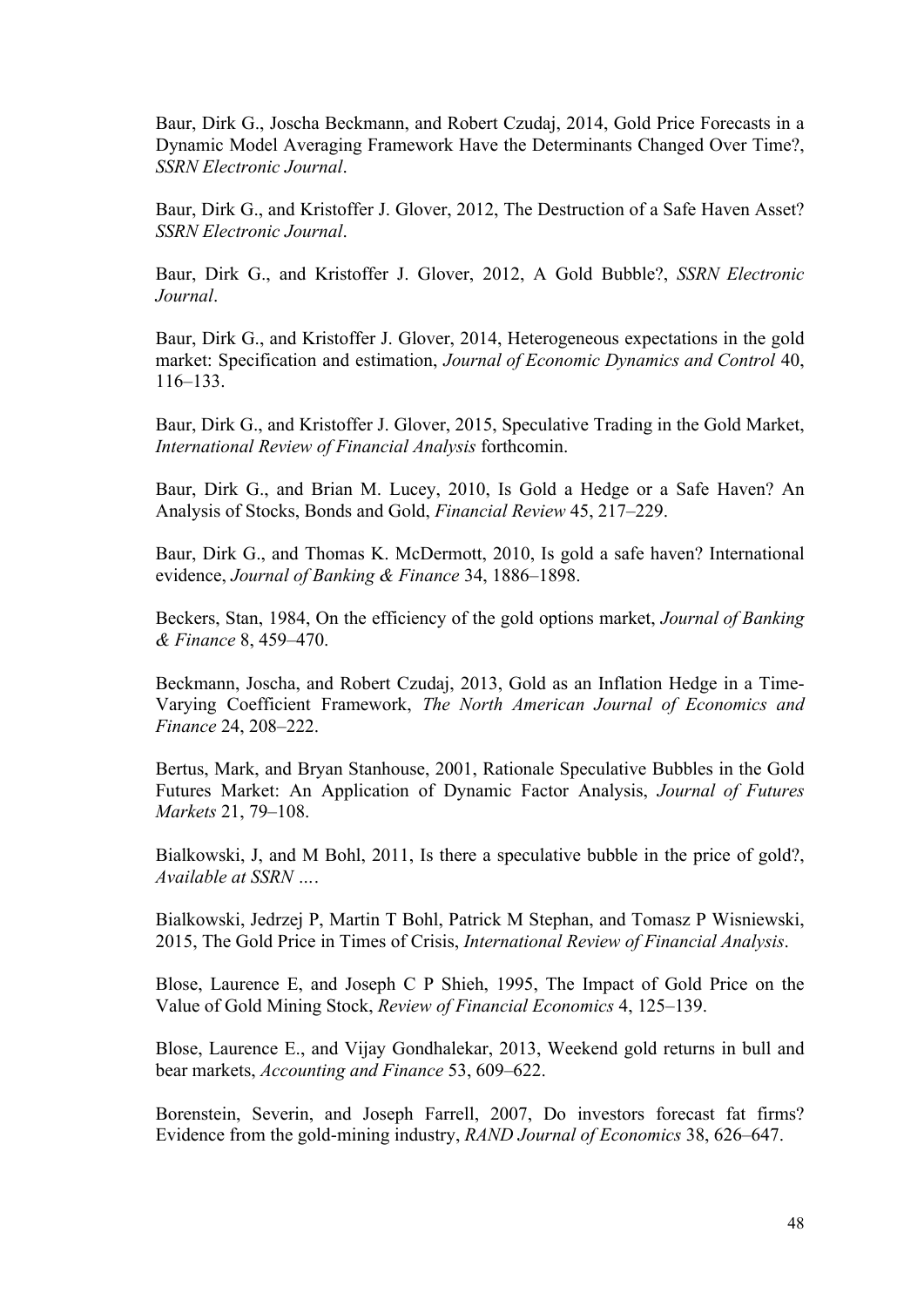Baur, Dirk G., Joscha Beckmann, and Robert Czudaj, 2014, Gold Price Forecasts in a Dynamic Model Averaging Framework Have the Determinants Changed Over Time?, *SSRN Electronic Journal*.

Baur, Dirk G., and Kristoffer J. Glover, 2012, The Destruction of a Safe Haven Asset? *SSRN Electronic Journal*.

Baur, Dirk G., and Kristoffer J. Glover, 2012, A Gold Bubble?, *SSRN Electronic Journal*.

Baur, Dirk G., and Kristoffer J. Glover, 2014, Heterogeneous expectations in the gold market: Specification and estimation, *Journal of Economic Dynamics and Control* 40, 116–133.

Baur, Dirk G., and Kristoffer J. Glover, 2015, Speculative Trading in the Gold Market, *International Review of Financial Analysis* forthcomin.

Baur, Dirk G., and Brian M. Lucey, 2010, Is Gold a Hedge or a Safe Haven? An Analysis of Stocks, Bonds and Gold, *Financial Review* 45, 217–229.

Baur, Dirk G., and Thomas K. McDermott, 2010, Is gold a safe haven? International evidence, *Journal of Banking & Finance* 34, 1886–1898.

Beckers, Stan, 1984, On the efficiency of the gold options market, *Journal of Banking & Finance* 8, 459–470.

Beckmann, Joscha, and Robert Czudaj, 2013, Gold as an Inflation Hedge in a Time-Varying Coefficient Framework, *The North American Journal of Economics and Finance* 24, 208–222.

Bertus, Mark, and Bryan Stanhouse, 2001, Rationale Speculative Bubbles in the Gold Futures Market: An Application of Dynamic Factor Analysis, *Journal of Futures Markets* 21, 79–108.

Bialkowski, J, and M Bohl, 2011, Is there a speculative bubble in the price of gold?, *Available at SSRN …*

Bialkowski, Jedrzej P, Martin T Bohl, Patrick M Stephan, and Tomasz P Wisniewski, 2015, The Gold Price in Times of Crisis, *International Review of Financial Analysis*.

Blose, Laurence E, and Joseph C P Shieh, 1995, The Impact of Gold Price on the Value of Gold Mining Stock, *Review of Financial Economics* 4, 125–139.

Blose, Laurence E., and Vijay Gondhalekar, 2013, Weekend gold returns in bull and bear markets, *Accounting and Finance* 53, 609–622.

Borenstein, Severin, and Joseph Farrell, 2007, Do investors forecast fat firms? Evidence from the gold-mining industry, *RAND Journal of Economics* 38, 626–647.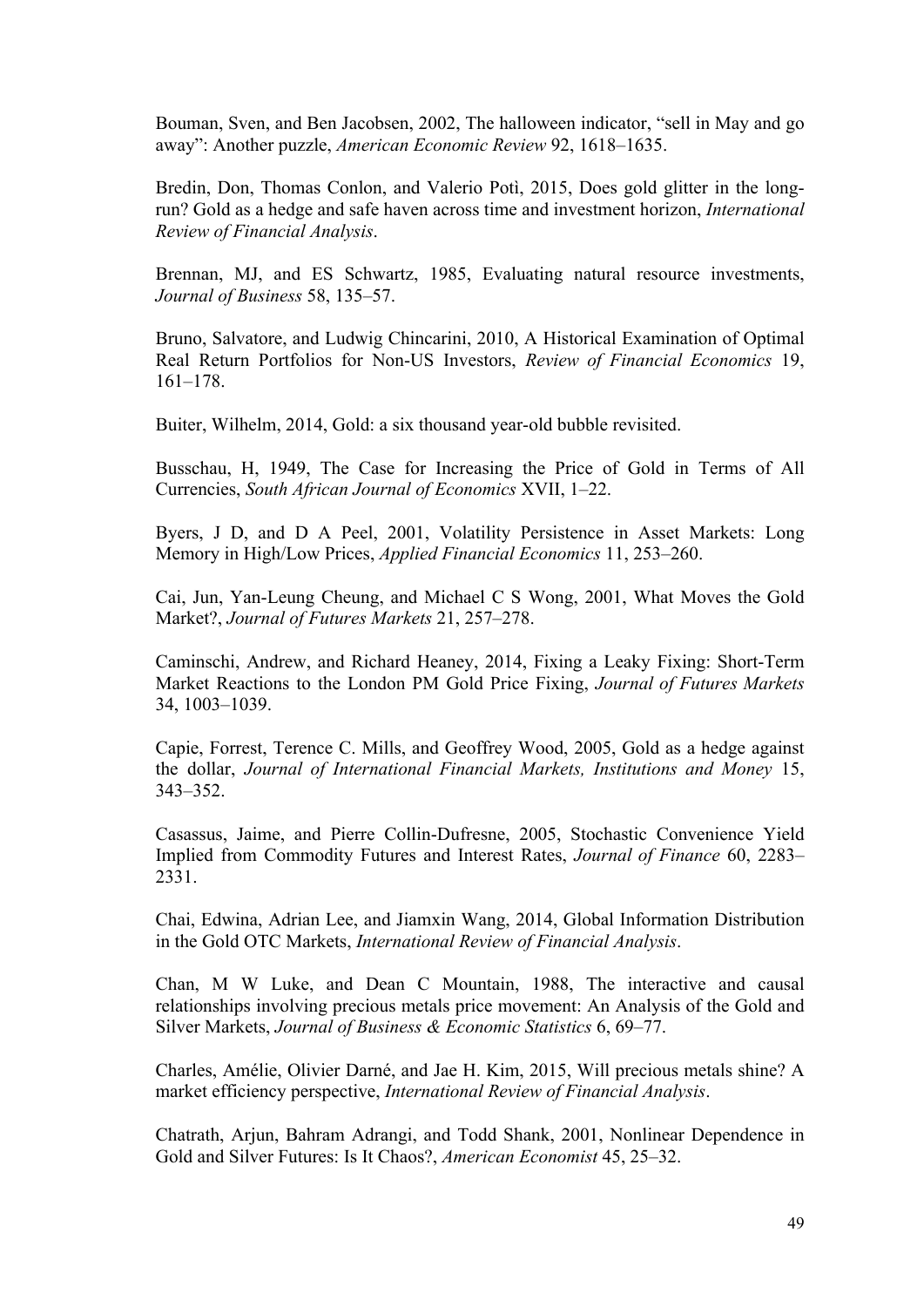Bouman, Sven, and Ben Jacobsen, 2002, The halloween indicator, "sell in May and go away": Another puzzle, *American Economic Review* 92, 1618–1635.

Bredin, Don, Thomas Conlon, and Valerio Potì, 2015, Does gold glitter in the long-run? Gold as a hedge and safe haven across time and investment horizon, *International Review of Financial Analysis*.

Brennan, MJ, and ES Schwartz, 1985, Evaluating natural resource investments, *Journal of Business* 58, 135–57.

Bruno, Salvatore, and Ludwig Chincarini, 2010, A Historical Examination of Optimal Real Return Portfolios for Non-US Investors, *Review of Financial Economics* 19, 161–178.

Buiter, Wilhelm, 2014, Gold: a six thousand year-old bubble revisited.

Busschau, H, 1949, The Case for Increasing the Price of Gold in Terms of All Currencies, *South African Journal of Economics* XVII, 1–22.

Byers, J D, and D A Peel, 2001, Volatility Persistence in Asset Markets: Long Memory in High/Low Prices, *Applied Financial Economics* 11, 253–260.

Cai, Jun, Yan-Leung Cheung, and Michael C S Wong, 2001, What Moves the Gold Market?, *Journal of Futures Markets* 21, 257–278.

Caminschi, Andrew, and Richard Heaney, 2014, Fixing a Leaky Fixing: Short-Term Market Reactions to the London PM Gold Price Fixing, *Journal of Futures Markets* 34, 1003–1039.

Capie, Forrest, Terence C. Mills, and Geoffrey Wood, 2005, Gold as a hedge against the dollar, *Journal of International Financial Markets, Institutions and Money* 15, 343–352.

Casassus, Jaime, and Pierre Collin-Dufresne, 2005, Stochastic Convenience Yield Implied from Commodity Futures and Interest Rates, *Journal of Finance* 60, 2283–2331.

Chai, Edwina, Adrian Lee, and Jiamxin Wang, 2014, Global Information Distribution in the Gold OTC Markets, *International Review of Financial Analysis*.

Chan, M W Luke, and Dean C Mountain, 1988, The interactive and causal relationships involving precious metals price movement: An Analysis of the Gold and Silver Markets, *Journal of Business & Economic Statistics* 6, 69–77.

Charles, Amélie, Olivier Darné, and Jae H. Kim, 2015, Will precious metals shine? A market efficiency perspective, *International Review of Financial Analysis*.

Chatrath, Arjun, Bahram Adrangi, and Todd Shank, 2001, Nonlinear Dependence in Gold and Silver Futures: Is It Chaos?, *American Economist* 45, 25–32.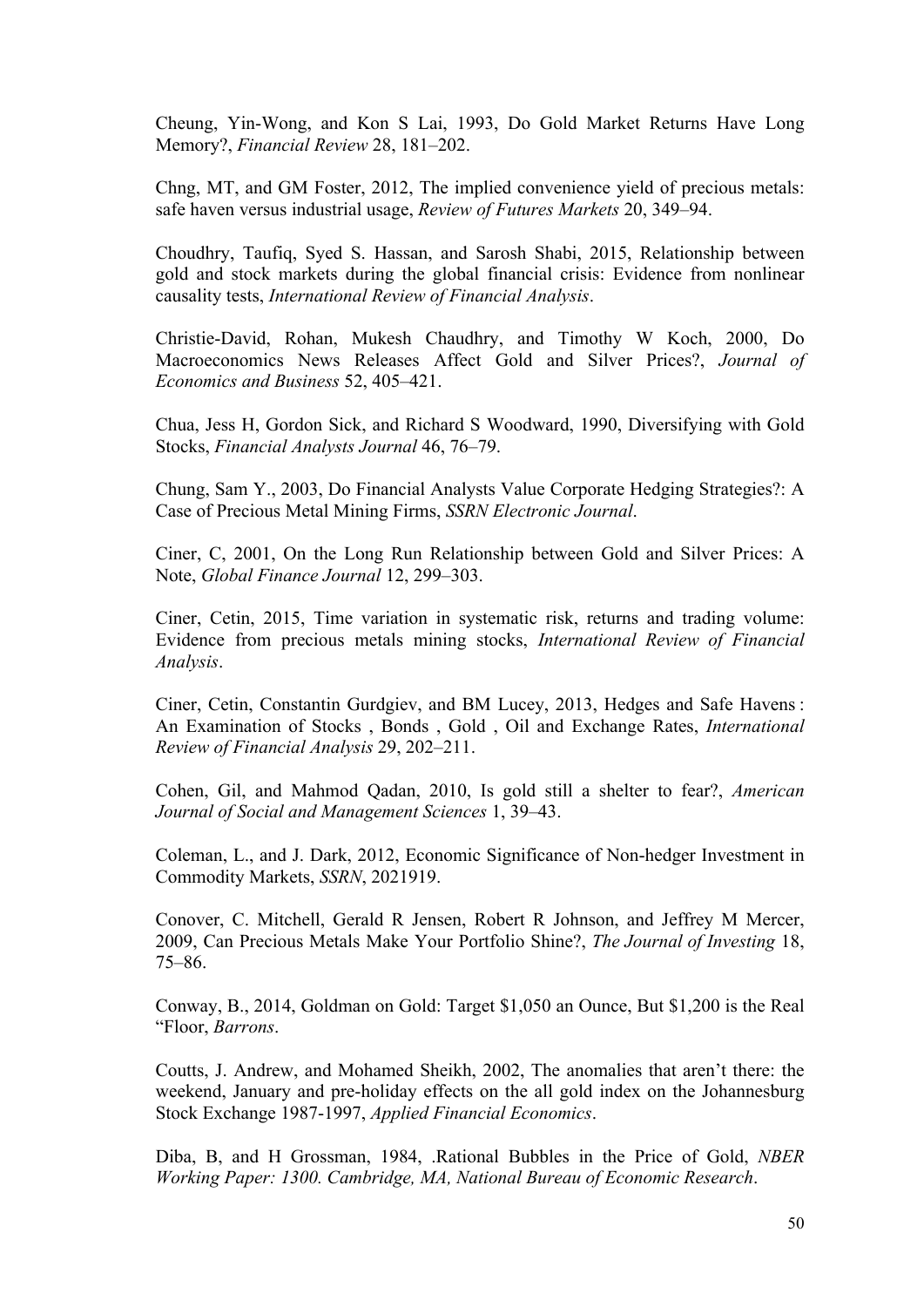Cheung, Yin-Wong, and Kon S Lai, 1993, Do Gold Market Returns Have Long Memory?, *Financial Review* 28, 181–202.

Chng, MT, and GM Foster, 2012, The implied convenience yield of precious metals: safe haven versus industrial usage, *Review of Futures Markets* 20, 349–94.

Choudhry, Taufiq, Syed S. Hassan, and Sarosh Shabi, 2015, Relationship between gold and stock markets during the global financial crisis: Evidence from nonlinear causality tests, *International Review of Financial Analysis*.

Christie-David, Rohan, Mukesh Chaudhry, and Timothy W Koch, 2000, Do Macroeconomics News Releases Affect Gold and Silver Prices?, *Journal of Economics and Business* 52, 405–421.

Chua, Jess H, Gordon Sick, and Richard S Woodward, 1990, Diversifying with Gold Stocks, *Financial Analysts Journal* 46, 76–79.

Chung, Sam Y., 2003, Do Financial Analysts Value Corporate Hedging Strategies?: A Case of Precious Metal Mining Firms, *SSRN Electronic Journal*.

Ciner, C, 2001, On the Long Run Relationship between Gold and Silver Prices: A Note, *Global Finance Journal* 12, 299–303.

Ciner, Cetin, 2015, Time variation in systematic risk, returns and trading volume: Evidence from precious metals mining stocks, *International Review of Financial Analysis*.

Ciner, Cetin, Constantin Gurdgiev, and BM Lucey, 2013, Hedges and Safe Havens : An Examination of Stocks , Bonds , Gold , Oil and Exchange Rates, *International Review of Financial Analysis* 29, 202–211.

Cohen, Gil, and Mahmod Qadan, 2010, Is gold still a shelter to fear?, *American Journal of Social and Management Sciences* 1, 39–43.

Coleman, L., and J. Dark, 2012, Economic Significance of Non-hedger Investment in Commodity Markets, *SSRN*, 2021919.

Conover, C. Mitchell, Gerald R Jensen, Robert R Johnson, and Jeffrey M Mercer, 2009, Can Precious Metals Make Your Portfolio Shine?, *The Journal of Investing* 18, 75–86.

Conway, B., 2014, Goldman on Gold: Target $1,050 an Ounce, But $1,200 is the Real "Floor, *Barrons*.

Coutts, J. Andrew, and Mohamed Sheikh, 2002, The anomalies that aren't there: the weekend, January and pre-holiday effects on the all gold index on the Johannesburg Stock Exchange 1987-1997, *Applied Financial Economics*.

Diba, B, and H Grossman, 1984, .Rational Bubbles in the Price of Gold, *NBER Working Paper: 1300. Cambridge, MA, National Bureau of Economic Research*.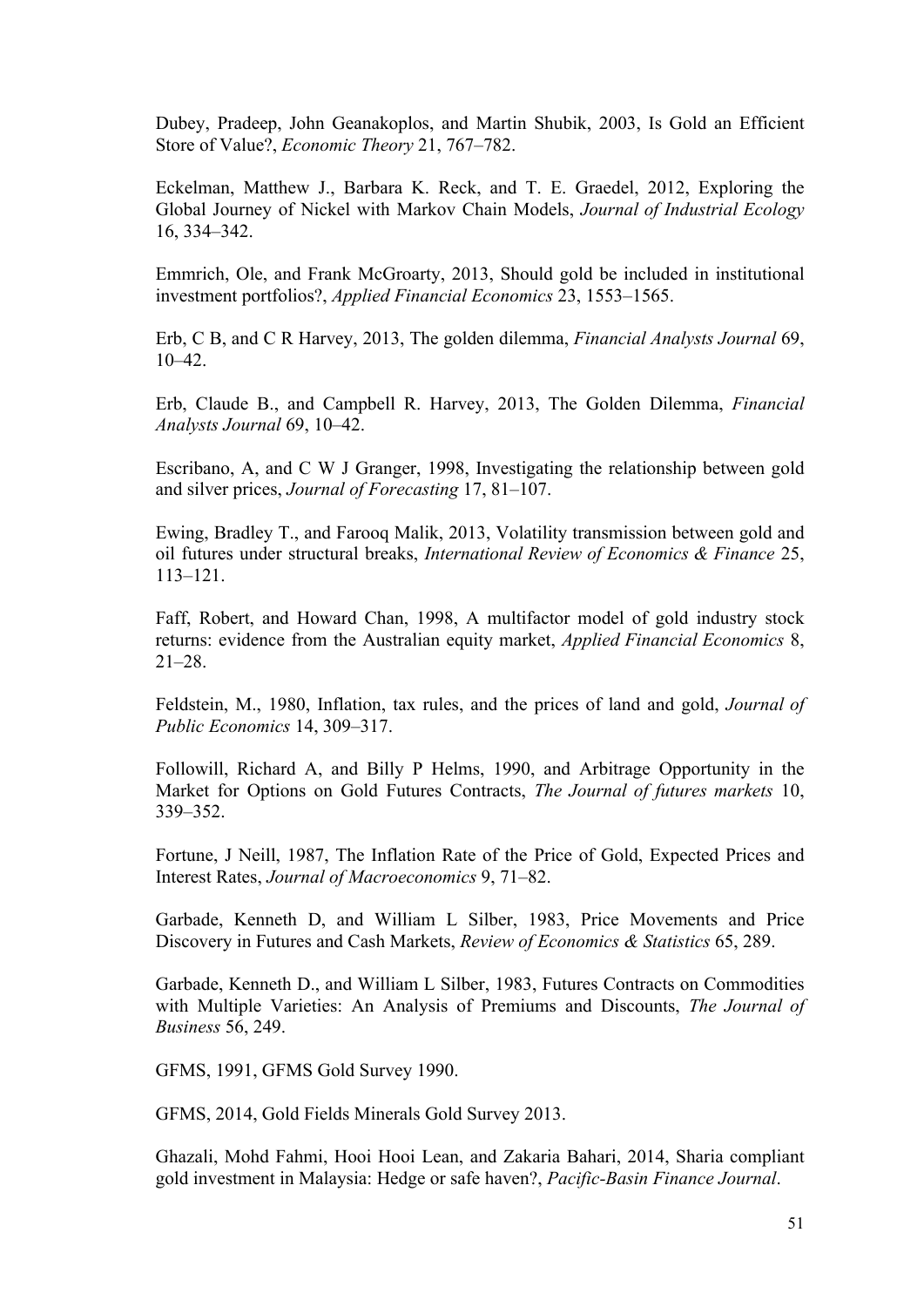Dubey, Pradeep, John Geanakoplos, and Martin Shubik, 2003, Is Gold an Efficient Store of Value?, *Economic Theory* 21, 767–782.

Eckelman, Matthew J., Barbara K. Reck, and T. E. Graedel, 2012, Exploring the Global Journey of Nickel with Markov Chain Models, *Journal of Industrial Ecology* 16, 334–342.

Emmrich, Ole, and Frank McGroarty, 2013, Should gold be included in institutional investment portfolios?, *Applied Financial Economics* 23, 1553–1565.

Erb, C B, and C R Harvey, 2013, The golden dilemma, *Financial Analysts Journal* 69, 10–42.

Erb, Claude B., and Campbell R. Harvey, 2013, The Golden Dilemma, *Financial Analysts Journal* 69, 10–42.

Escribano, A, and C W J Granger, 1998, Investigating the relationship between gold and silver prices, *Journal of Forecasting* 17, 81–107.

Ewing, Bradley T., and Farooq Malik, 2013, Volatility transmission between gold and oil futures under structural breaks, *International Review of Economics & Finance* 25, 113–121.

Faff, Robert, and Howard Chan, 1998, A multifactor model of gold industry stock returns: evidence from the Australian equity market, *Applied Financial Economics* 8, 21–28.

Feldstein, M., 1980, Inflation, tax rules, and the prices of land and gold, *Journal of Public Economics* 14, 309–317.

Followill, Richard A, and Billy P Helms, 1990, and Arbitrage Opportunity in the Market for Options on Gold Futures Contracts, *The Journal of futures markets* 10, 339–352.

Fortune, J Neill, 1987, The Inflation Rate of the Price of Gold, Expected Prices and Interest Rates, *Journal of Macroeconomics* 9, 71–82.

Garbade, Kenneth D, and William L Silber, 1983, Price Movements and Price Discovery in Futures and Cash Markets, *Review of Economics & Statistics* 65, 289.

Garbade, Kenneth D., and William L Silber, 1983, Futures Contracts on Commodities with Multiple Varieties: An Analysis of Premiums and Discounts, *The Journal of Business* 56, 249.

GFMS, 1991, GFMS Gold Survey 1990.

GFMS, 2014, Gold Fields Minerals Gold Survey 2013.

Ghazali, Mohd Fahmi, Hooi Hooi Lean, and Zakaria Bahari, 2014, Sharia compliant gold investment in Malaysia: Hedge or safe haven?, *Pacific-Basin Finance Journal*.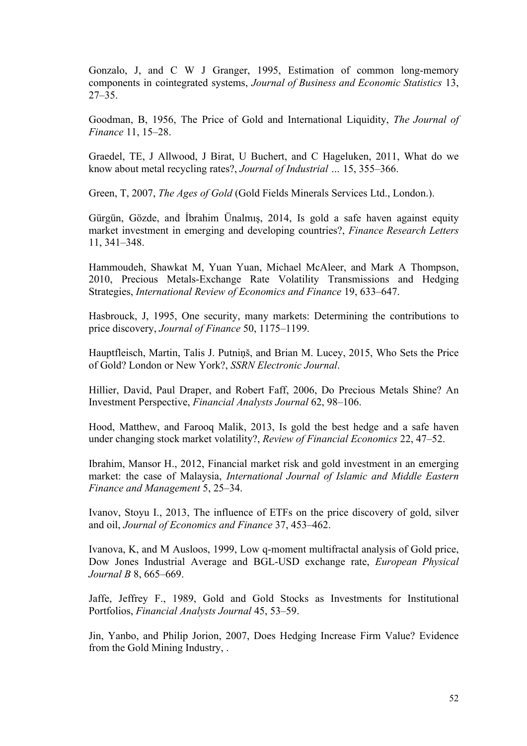Gonzalo, J, and C W J Granger, 1995, Estimation of common long-memory components in cointegrated systems, *Journal of Business and Economic Statistics* 13, 27–35.

Goodman, B, 1956, The Price of Gold and International Liquidity, *The Journal of Finance* 11, 15–28.

Graedel, TE, J Allwood, J Birat, U Buchert, and C Hageluken, 2011, What do we know about metal recycling rates?, *Journal of Industrial …* 15, 355–366.

Green, T, 2007, *The Ages of Gold* (Gold Fields Minerals Services Ltd., London.).

Gürgün, Gözde, and İbrahim Ünalmış, 2014, Is gold a safe haven against equity market investment in emerging and developing countries?, *Finance Research Letters* 11, 341–348.

Hammoudeh, Shawkat M, Yuan Yuan, Michael McAleer, and Mark A Thompson, 2010, Precious Metals-Exchange Rate Volatility Transmissions and Hedging Strategies, *International Review of Economics and Finance* 19, 633–647.

Hasbrouck, J, 1995, One security, many markets: Determining the contributions to price discovery, *Journal of Finance* 50, 1175–1199.

Hauptfleisch, Martin, Talis J. Putniņš, and Brian M. Lucey, 2015, Who Sets the Price of Gold? London or New York?, *SSRN Electronic Journal*.

Hillier, David, Paul Draper, and Robert Faff, 2006, Do Precious Metals Shine? An Investment Perspective, *Financial Analysts Journal* 62, 98–106.

Hood, Matthew, and Farooq Malik, 2013, Is gold the best hedge and a safe haven under changing stock market volatility?, *Review of Financial Economics* 22, 47–52.

Ibrahim, Mansor H., 2012, Financial market risk and gold investment in an emerging market: the case of Malaysia, *International Journal of Islamic and Middle Eastern Finance and Management* 5, 25–34.

Ivanov, Stoyu I., 2013, The influence of ETFs on the price discovery of gold, silver and oil, *Journal of Economics and Finance* 37, 453–462.

Ivanova, K, and M Ausloos, 1999, Low q-moment multifractal analysis of Gold price, Dow Jones Industrial Average and BGL-USD exchange rate, *European Physical Journal B* 8, 665–669.

Jaffe, Jeffrey F., 1989, Gold and Gold Stocks as Investments for Institutional Portfolios, *Financial Analysts Journal* 45, 53–59.

Jin, Yanbo, and Philip Jorion, 2007, Does Hedging Increase Firm Value? Evidence from the Gold Mining Industry, .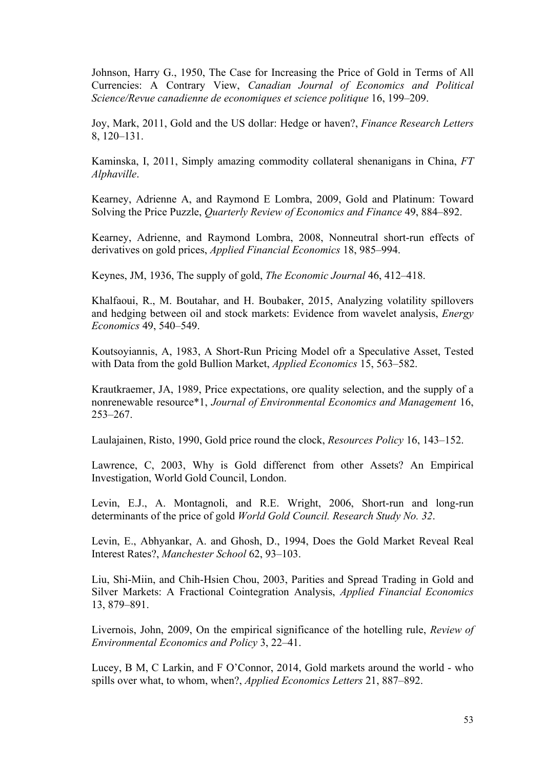Johnson, Harry G., 1950, The Case for Increasing the Price of Gold in Terms of All Currencies: A Contrary View, *Canadian Journal of Economics and Political Science/Revue canadienne de economiques et science politique* 16, 199–209.

Joy, Mark, 2011, Gold and the US dollar: Hedge or haven?, *Finance Research Letters* 8, 120–131.

Kaminska, I, 2011, Simply amazing commodity collateral shenanigans in China, *FT Alphaville*.

Kearney, Adrienne A, and Raymond E Lombra, 2009, Gold and Platinum: Toward Solving the Price Puzzle, *Quarterly Review of Economics and Finance* 49, 884–892.

Kearney, Adrienne, and Raymond Lombra, 2008, Nonneutral short-run effects of derivatives on gold prices, *Applied Financial Economics* 18, 985–994.

Keynes, JM, 1936, The supply of gold, *The Economic Journal* 46, 412–418.

Khalfaoui, R., M. Boutahar, and H. Boubaker, 2015, Analyzing volatility spillovers and hedging between oil and stock markets: Evidence from wavelet analysis, *Energy Economics* 49, 540–549.

Koutsoyiannis, A, 1983, A Short-Run Pricing Model ofr a Speculative Asset, Tested with Data from the gold Bullion Market, *Applied Economics* 15, 563–582.

Krautkraemer, JA, 1989, Price expectations, ore quality selection, and the supply of a nonrenewable resource*1, *Journal of Environmental Economics and Management* 16, 253–267.

Laulajainen, Risto, 1990, Gold price round the clock, *Resources Policy* 16, 143–152.

Lawrence, C, 2003, Why is Gold differenct from other Assets? An Empirical Investigation, World Gold Council, London.

Levin, E.J., A. Montagnoli, and R.E. Wright, 2006, Short-run and long-run determinants of the price of gold *World Gold Council. Research Study No. 32*.

Levin, E., Abhyankar, A. and Ghosh, D., 1994, Does the Gold Market Reveal Real Interest Rates?, *Manchester School* 62, 93–103.

Liu, Shi-Miin, and Chih-Hsien Chou, 2003, Parities and Spread Trading in Gold and Silver Markets: A Fractional Cointegration Analysis, *Applied Financial Economics* 13, 879–891.

Livernois, John, 2009, On the empirical significance of the hotelling rule, *Review of Environmental Economics and Policy* 3, 22–41.

Lucey, B M, C Larkin, and F O'Connor, 2014, Gold markets around the world - who spills over what, to whom, when?, *Applied Economics Letters* 21, 887–892.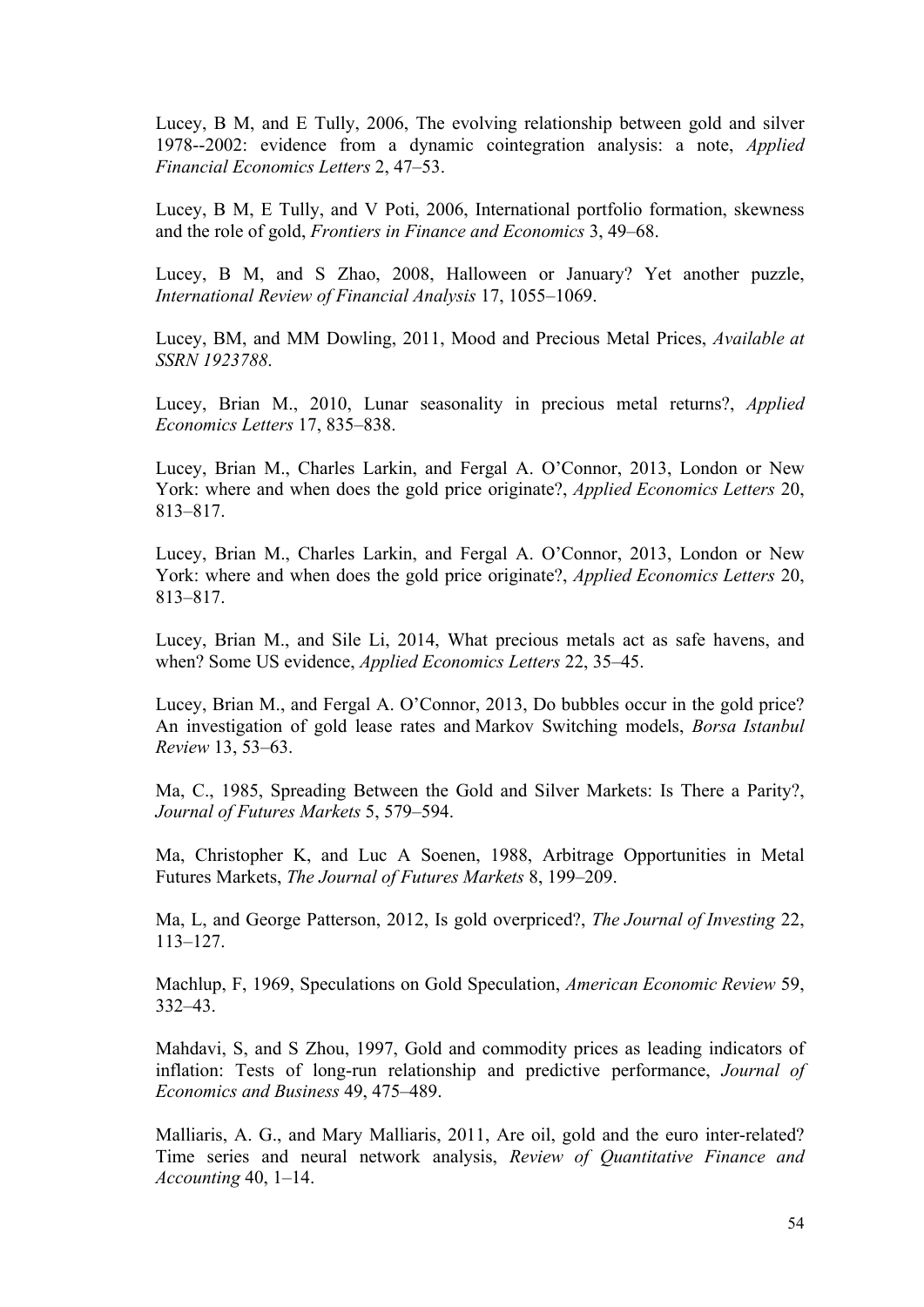Lucey, B M, and E Tully, 2006, The evolving relationship between gold and silver 1978--2002: evidence from a dynamic cointegration analysis: a note, *Applied Financial Economics Letters* 2, 47–53.

Lucey, B M, E Tully, and V Poti, 2006, International portfolio formation, skewness and the role of gold, *Frontiers in Finance and Economics* 3, 49–68.

Lucey, B M, and S Zhao, 2008, Halloween or January? Yet another puzzle, *International Review of Financial Analysis* 17, 1055–1069.

Lucey, BM, and MM Dowling, 2011, Mood and Precious Metal Prices, *Available at SSRN 1923788*.

Lucey, Brian M., 2010, Lunar seasonality in precious metal returns?, *Applied Economics Letters* 17, 835–838.

Lucey, Brian M., Charles Larkin, and Fergal A. O'Connor, 2013, London or New York: where and when does the gold price originate?, *Applied Economics Letters* 20, 813–817.

Lucey, Brian M., Charles Larkin, and Fergal A. O'Connor, 2013, London or New York: where and when does the gold price originate?, *Applied Economics Letters* 20, 813–817.

Lucey, Brian M., and Sile Li, 2014, What precious metals act as safe havens, and when? Some US evidence, *Applied Economics Letters* 22, 35–45.

Lucey, Brian M., and Fergal A. O'Connor, 2013, Do bubbles occur in the gold price? An investigation of gold lease rates and Markov Switching models, *Borsa Istanbul Review* 13, 53–63.

Ma, C., 1985, Spreading Between the Gold and Silver Markets: Is There a Parity?, *Journal of Futures Markets* 5, 579–594.

Ma, Christopher K, and Luc A Soenen, 1988, Arbitrage Opportunities in Metal Futures Markets, *The Journal of Futures Markets* 8, 199–209.

Ma, L, and George Patterson, 2012, Is gold overpriced?, *The Journal of Investing* 22, 113–127.

Machlup, F, 1969, Speculations on Gold Speculation, *American Economic Review* 59, 332–43.

Mahdavi, S, and S Zhou, 1997, Gold and commodity prices as leading indicators of inflation: Tests of long-run relationship and predictive performance, *Journal of Economics and Business* 49, 475–489.

Malliaris, A. G., and Mary Malliaris, 2011, Are oil, gold and the euro inter-related? Time series and neural network analysis, *Review of Quantitative Finance and Accounting* 40, 1–14.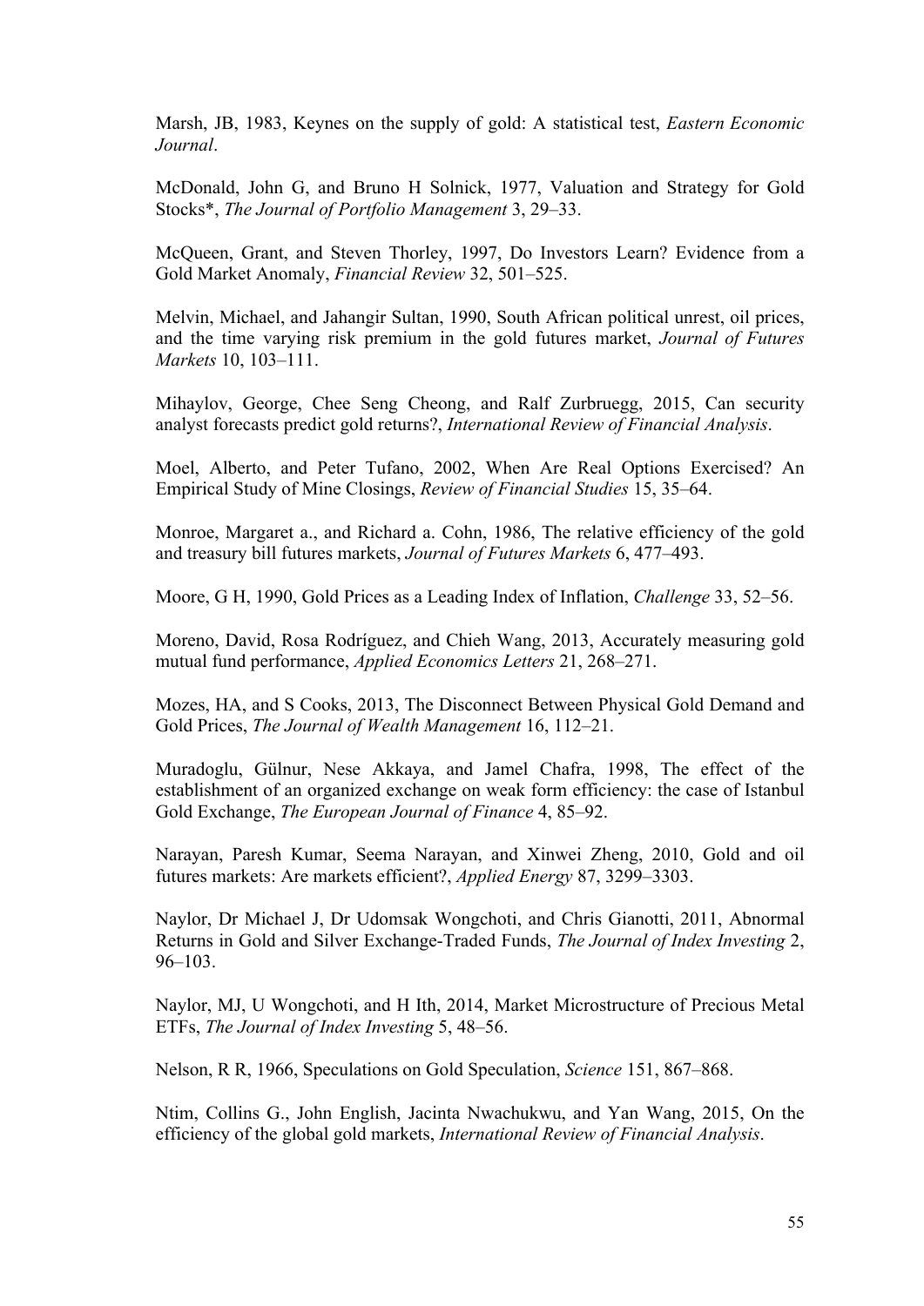Marsh, JB, 1983, Keynes on the supply of gold: A statistical test, *Eastern Economic Journal*.

McDonald, John G, and Bruno H Solnick, 1977, Valuation and Strategy for Gold Stocks*, *The Journal of Portfolio Management* 3, 29–33.

McQueen, Grant, and Steven Thorley, 1997, Do Investors Learn? Evidence from a Gold Market Anomaly, *Financial Review* 32, 501–525.

Melvin, Michael, and Jahangir Sultan, 1990, South African political unrest, oil prices, and the time varying risk premium in the gold futures market, *Journal of Futures Markets* 10, 103–111.

Mihaylov, George, Chee Seng Cheong, and Ralf Zurbruegg, 2015, Can security analyst forecasts predict gold returns?, *International Review of Financial Analysis*.

Moel, Alberto, and Peter Tufano, 2002, When Are Real Options Exercised? An Empirical Study of Mine Closings, *Review of Financial Studies* 15, 35–64.

Monroe, Margaret a., and Richard a. Cohn, 1986, The relative efficiency of the gold and treasury bill futures markets, *Journal of Futures Markets* 6, 477–493.

Moore, G H, 1990, Gold Prices as a Leading Index of Inflation, *Challenge* 33, 52–56.

Moreno, David, Rosa Rodríguez, and Chieh Wang, 2013, Accurately measuring gold mutual fund performance, *Applied Economics Letters* 21, 268–271.

Mozes, HA, and S Cooks, 2013, The Disconnect Between Physical Gold Demand and Gold Prices, *The Journal of Wealth Management* 16, 112–21.

Muradoglu, Gülnur, Nese Akkaya, and Jamel Chafra, 1998, The effect of the establishment of an organized exchange on weak form efficiency: the case of Istanbul Gold Exchange, *The European Journal of Finance* 4, 85–92.

Narayan, Paresh Kumar, Seema Narayan, and Xinwei Zheng, 2010, Gold and oil futures markets: Are markets efficient?, *Applied Energy* 87, 3299–3303.

Naylor, Dr Michael J, Dr Udomsak Wongchoti, and Chris Gianotti, 2011, Abnormal Returns in Gold and Silver Exchange-Traded Funds, *The Journal of Index Investing* 2, 96–103.

Naylor, MJ, U Wongchoti, and H Ith, 2014, Market Microstructure of Precious Metal ETFs, *The Journal of Index Investing* 5, 48–56.

Nelson, R R, 1966, Speculations on Gold Speculation, *Science* 151, 867–868.

Ntim, Collins G., John English, Jacinta Nwachukwu, and Yan Wang, 2015, On the efficiency of the global gold markets, *International Review of Financial Analysis*.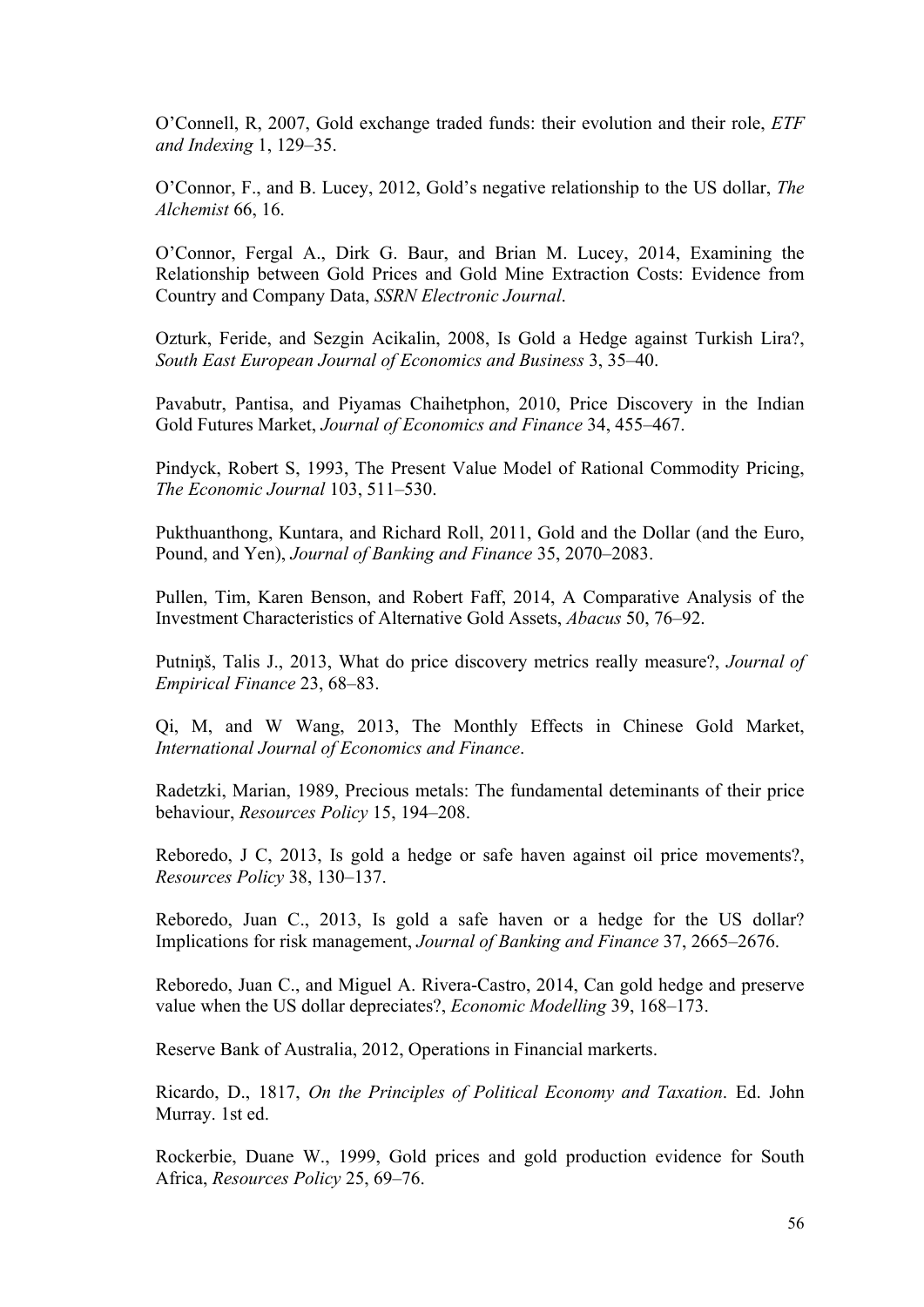O'Connell, R, 2007, Gold exchange traded funds: their evolution and their role, *ETF and Indexing* 1, 129–35.

O'Connor, F., and B. Lucey, 2012, Gold's negative relationship to the US dollar, *The Alchemist* 66, 16.

O'Connor, Fergal A., Dirk G. Baur, and Brian M. Lucey, 2014, Examining the Relationship between Gold Prices and Gold Mine Extraction Costs: Evidence from Country and Company Data, *SSRN Electronic Journal*.

Ozturk, Feride, and Sezgin Acikalin, 2008, Is Gold a Hedge against Turkish Lira?, *South East European Journal of Economics and Business* 3, 35–40.

Pavabutr, Pantisa, and Piyamas Chaihetphon, 2010, Price Discovery in the Indian Gold Futures Market, *Journal of Economics and Finance* 34, 455–467.

Pindyck, Robert S, 1993, The Present Value Model of Rational Commodity Pricing, *The Economic Journal* 103, 511–530.

Pukthuanthong, Kuntara, and Richard Roll, 2011, Gold and the Dollar (and the Euro, Pound, and Yen), *Journal of Banking and Finance* 35, 2070–2083.

Pullen, Tim, Karen Benson, and Robert Faff, 2014, A Comparative Analysis of the Investment Characteristics of Alternative Gold Assets, *Abacus* 50, 76–92.

Putniņš, Talis J., 2013, What do price discovery metrics really measure?, *Journal of Empirical Finance* 23, 68–83.

Qi, M, and W Wang, 2013, The Monthly Effects in Chinese Gold Market, *International Journal of Economics and Finance*.

Radetzki, Marian, 1989, Precious metals: The fundamental deteminants of their price behaviour, *Resources Policy* 15, 194–208.

Reboredo, J C, 2013, Is gold a hedge or safe haven against oil price movements?, *Resources Policy* 38, 130–137.

Reboredo, Juan C., 2013, Is gold a safe haven or a hedge for the US dollar? Implications for risk management, *Journal of Banking and Finance* 37, 2665–2676.

Reboredo, Juan C., and Miguel A. Rivera-Castro, 2014, Can gold hedge and preserve value when the US dollar depreciates?, *Economic Modelling* 39, 168–173.

Reserve Bank of Australia, 2012, Operations in Financial markerts.

Ricardo, D., 1817, *On the Principles of Political Economy and Taxation*. Ed. John Murray. 1st ed.

Rockerbie, Duane W., 1999, Gold prices and gold production evidence for South Africa, *Resources Policy* 25, 69–76.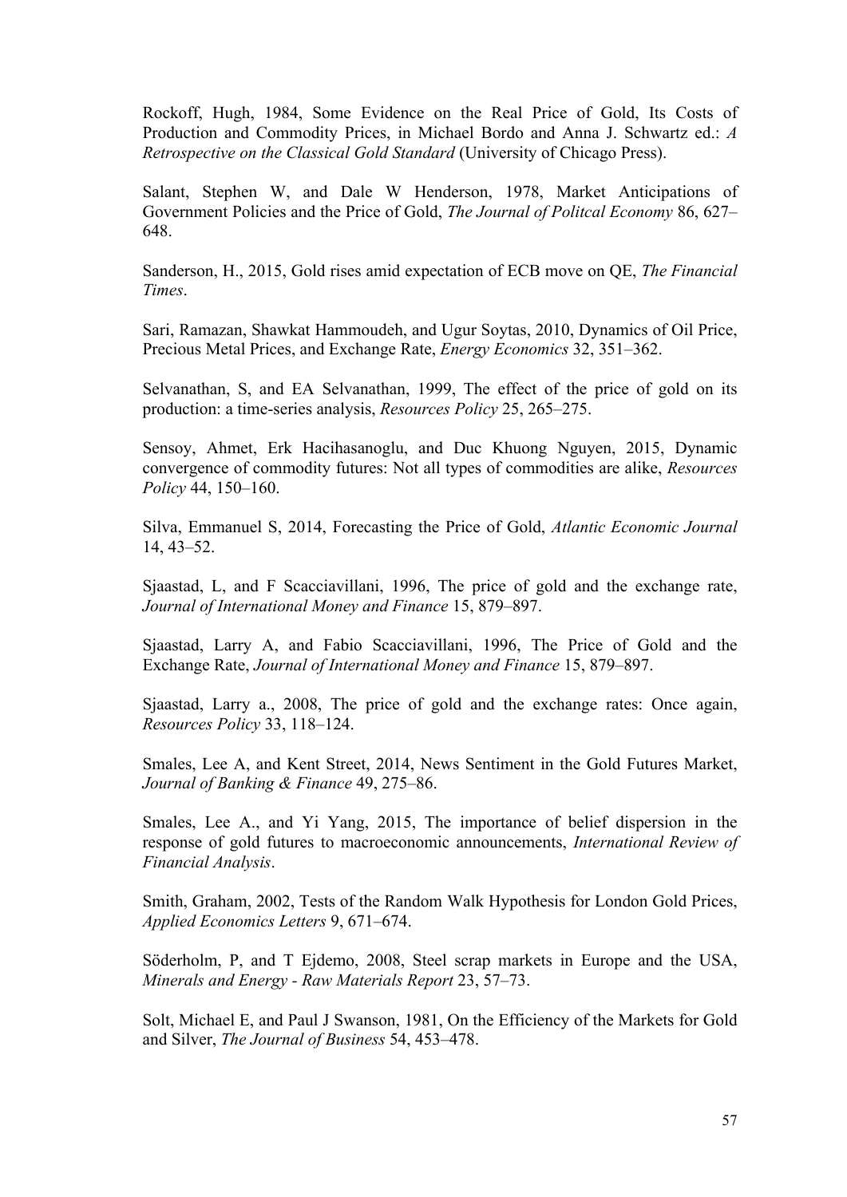Rockoff, Hugh, 1984, Some Evidence on the Real Price of Gold, Its Costs of Production and Commodity Prices, in Michael Bordo and Anna J. Schwartz ed.: *A Retrospective on the Classical Gold Standard* (University of Chicago Press).

Salant, Stephen W, and Dale W Henderson, 1978, Market Anticipations of Government Policies and the Price of Gold, *The Journal of Politcal Economy* 86, 627–648.

Sanderson, H., 2015, Gold rises amid expectation of ECB move on QE, *The Financial Times*.

Sari, Ramazan, Shawkat Hammoudeh, and Ugur Soytas, 2010, Dynamics of Oil Price, Precious Metal Prices, and Exchange Rate, *Energy Economics* 32, 351–362.

Selvanathan, S, and EA Selvanathan, 1999, The effect of the price of gold on its production: a time-series analysis, *Resources Policy* 25, 265–275.

Sensoy, Ahmet, Erk Hacihasanoglu, and Duc Khuong Nguyen, 2015, Dynamic convergence of commodity futures: Not all types of commodities are alike, *Resources Policy* 44, 150–160.

Silva, Emmanuel S, 2014, Forecasting the Price of Gold, *Atlantic Economic Journal* 14, 43–52.

Sjaastad, L, and F Scacciavillani, 1996, The price of gold and the exchange rate, *Journal of International Money and Finance* 15, 879–897.

Sjaastad, Larry A, and Fabio Scacciavillani, 1996, The Price of Gold and the Exchange Rate, *Journal of International Money and Finance* 15, 879–897.

Sjaastad, Larry a., 2008, The price of gold and the exchange rates: Once again, *Resources Policy* 33, 118–124.

Smales, Lee A, and Kent Street, 2014, News Sentiment in the Gold Futures Market, *Journal of Banking & Finance* 49, 275–86.

Smales, Lee A., and Yi Yang, 2015, The importance of belief dispersion in the response of gold futures to macroeconomic announcements, *International Review of Financial Analysis*.

Smith, Graham, 2002, Tests of the Random Walk Hypothesis for London Gold Prices, *Applied Economics Letters* 9, 671–674.

Söderholm, P, and T Ejdemo, 2008, Steel scrap markets in Europe and the USA, *Minerals and Energy - Raw Materials Report* 23, 57–73.

Solt, Michael E, and Paul J Swanson, 1981, On the Efficiency of the Markets for Gold and Silver, *The Journal of Business* 54, 453–478.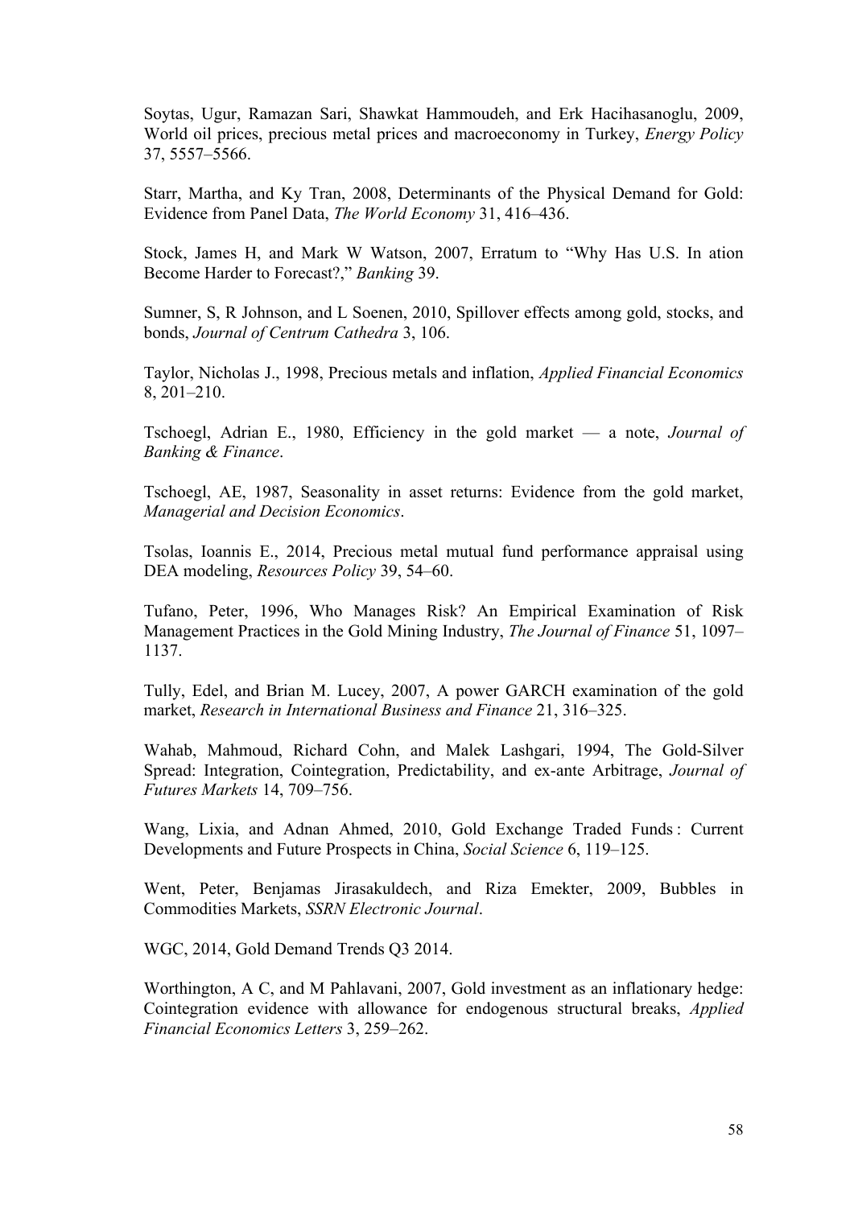Soytas, Ugur, Ramazan Sari, Shawkat Hammoudeh, and Erk Hacihasanoglu, 2009, World oil prices, precious metal prices and macroeconomy in Turkey, *Energy Policy* 37, 5557–5566.

Starr, Martha, and Ky Tran, 2008, Determinants of the Physical Demand for Gold: Evidence from Panel Data, *The World Economy* 31, 416–436.

Stock, James H, and Mark W Watson, 2007, Erratum to "Why Has U.S. In ation Become Harder to Forecast?," *Banking* 39.

Sumner, S, R Johnson, and L Soenen, 2010, Spillover effects among gold, stocks, and bonds, *Journal of Centrum Cathedra* 3, 106.

Taylor, Nicholas J., 1998, Precious metals and inflation, *Applied Financial Economics* 8, 201–210.

Tschoegl, Adrian E., 1980, Efficiency in the gold market — a note, *Journal of Banking & Finance*.

Tschoegl, AE, 1987, Seasonality in asset returns: Evidence from the gold market, *Managerial and Decision Economics*.

Tsolas, Ioannis E., 2014, Precious metal mutual fund performance appraisal using DEA modeling, *Resources Policy* 39, 54–60.

Tufano, Peter, 1996, Who Manages Risk? An Empirical Examination of Risk Management Practices in the Gold Mining Industry, *The Journal of Finance* 51, 1097–1137.

Tully, Edel, and Brian M. Lucey, 2007, A power GARCH examination of the gold market, *Research in International Business and Finance* 21, 316–325.

Wahab, Mahmoud, Richard Cohn, and Malek Lashgari, 1994, The Gold-Silver Spread: Integration, Cointegration, Predictability, and ex-ante Arbitrage, *Journal of Futures Markets* 14, 709–756.

Wang, Lixia, and Adnan Ahmed, 2010, Gold Exchange Traded Funds : Current Developments and Future Prospects in China, *Social Science* 6, 119–125.

Went, Peter, Benjamas Jirasakuldech, and Riza Emekter, 2009, Bubbles in Commodities Markets, *SSRN Electronic Journal*.

WGC, 2014, Gold Demand Trends Q3 2014.

Worthington, A C, and M Pahlavani, 2007, Gold investment as an inflationary hedge: Cointegration evidence with allowance for endogenous structural breaks, *Applied Financial Economics Letters* 3, 259–262.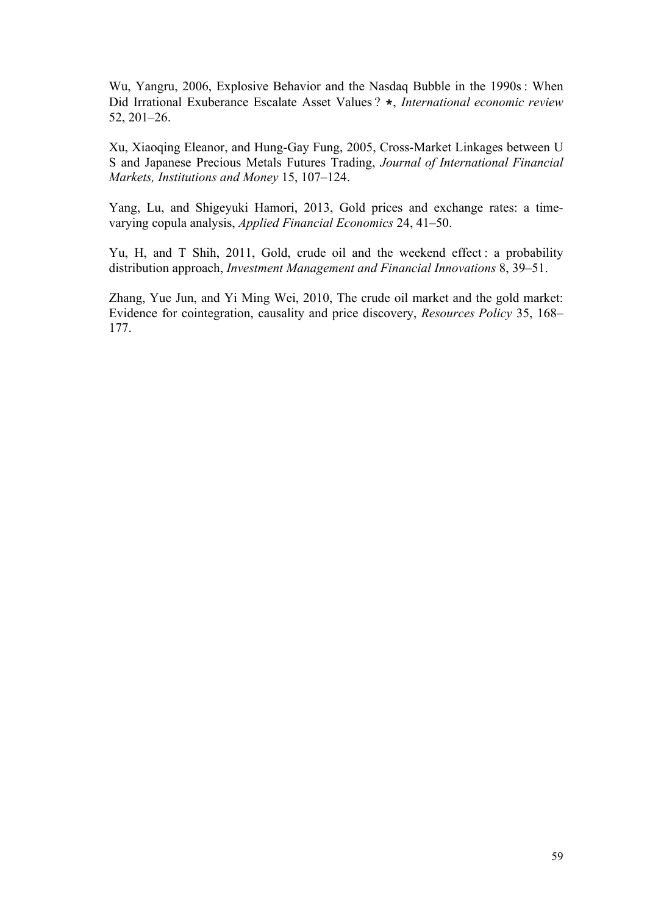Wu, Yangru, 2006, Explosive Behavior and the Nasdaq Bubble in the 1990s : When Did Irrational Exuberance Escalate Asset Values ? *, *International economic review* 52, 201–26.

Xu, Xiaoqing Eleanor, and Hung-Gay Fung, 2005, Cross-Market Linkages between U S and Japanese Precious Metals Futures Trading, *Journal of International Financial Markets, Institutions and Money* 15, 107–124.

Yang, Lu, and Shigeyuki Hamori, 2013, Gold prices and exchange rates: a time-varying copula analysis, *Applied Financial Economics* 24, 41–50.

Yu, H, and T Shih, 2011, Gold, crude oil and the weekend effect : a probability distribution approach, *Investment Management and Financial Innovations* 8, 39–51.

Zhang, Yue Jun, and Yi Ming Wei, 2010, The crude oil market and the gold market: Evidence for cointegration, causality and price discovery, *Resources Policy* 35, 168–177.